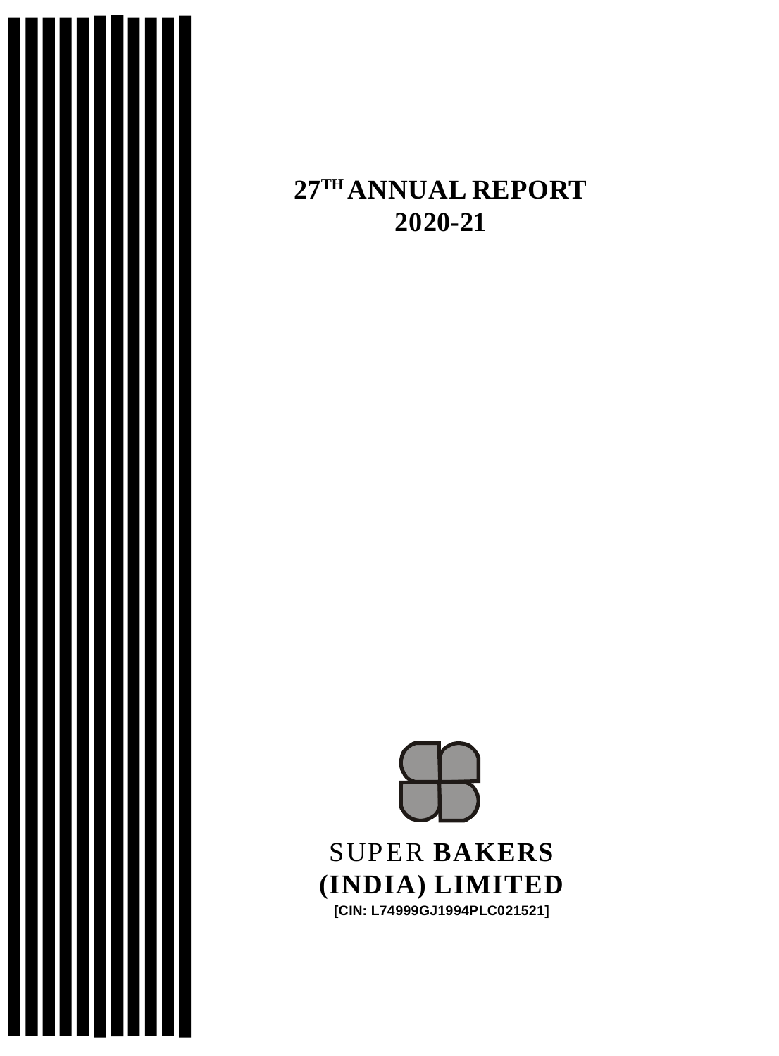# 27TH ANNUAL REPORT
# 2020-21

SUPER **BAKERS**
**(INDIA) LIMITED**

**[CIN: L74999GJ1994PLC021521]**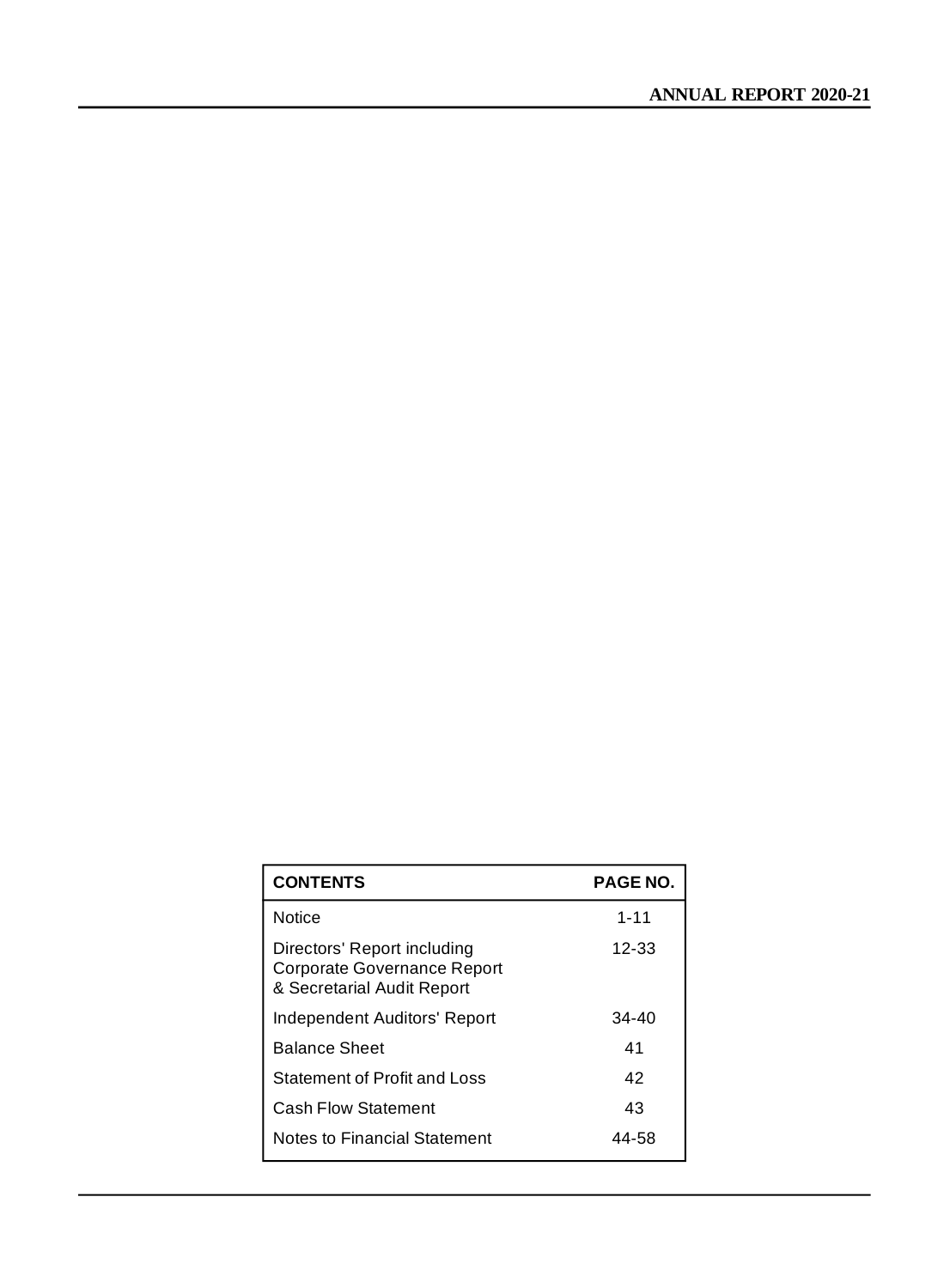| CONTENTS | PAGE NO. |
|---|---|
| Notice | 1-11 |
| Directors' Report including Corporate Governance Report & Secretarial Audit Report | 12-33 |
| Independent Auditors' Report | 34-40 |
| Balance Sheet | 41 |
| Statement of Profit and Loss | 42 |
| Cash Flow Statement | 43 |
| Notes to Financial Statement | 44-58 |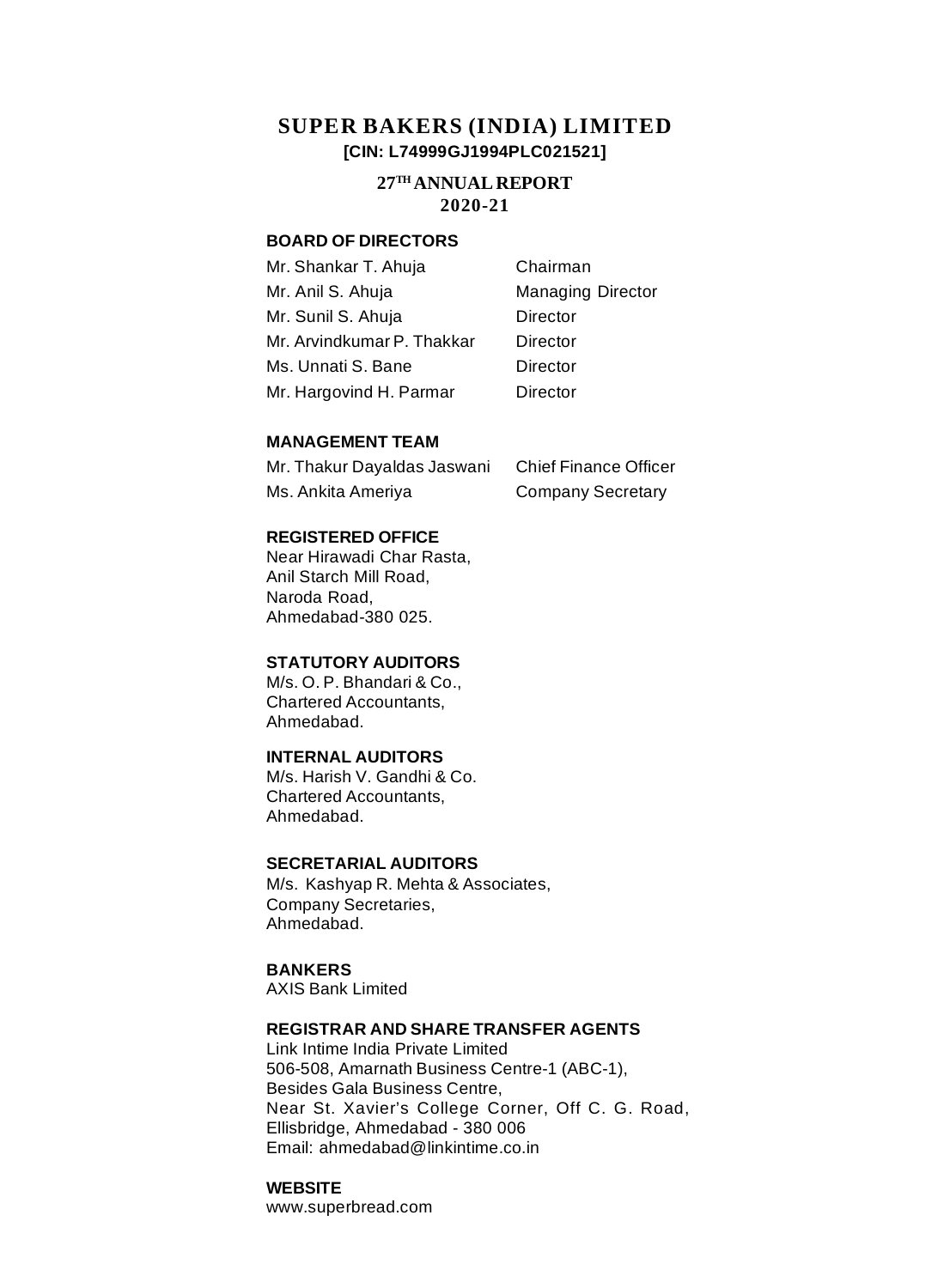# SUPER BAKERS (INDIA) LIMITED

**[CIN: L74999GJ1994PLC021521]**

## 27TH ANNUAL REPORT 2020-21

### BOARD OF DIRECTORS

| | |
|---|---|
| Mr. Shankar T. Ahuja | Chairman |
| Mr. Anil S. Ahuja | Managing Director |
| Mr. Sunil S. Ahuja | Director |
| Mr. Arvindkumar P. Thakkar | Director |
| Ms. Unnati S. Bane | Director |
| Mr. Hargovind H. Parmar | Director |

### MANAGEMENT TEAM

| | |
|---|---|
| Mr. Thakur Dayaldas Jaswani | Chief Finance Officer |
| Ms. Ankita Ameriya | Company Secretary |

### REGISTERED OFFICE

Near Hirawadi Char Rasta,
Anil Starch Mill Road,
Naroda Road,
Ahmedabad-380 025.

### STATUTORY AUDITORS

M/s. O. P. Bhandari & Co.,
Chartered Accountants,
Ahmedabad.

### INTERNAL AUDITORS

M/s. Harish V. Gandhi & Co.
Chartered Accountants,
Ahmedabad.

### SECRETARIAL AUDITORS

M/s. Kashyap R. Mehta & Associates,
Company Secretaries,
Ahmedabad.

### BANKERS

AXIS Bank Limited

### REGISTRAR AND SHARE TRANSFER AGENTS

Link Intime India Private Limited
506-508, Amarnath Business Centre-1 (ABC-1),
Besides Gala Business Centre,
Near St. Xavier's College Corner, Off C. G. Road,
Ellisbridge, Ahmedabad - 380 006
Email: ahmedabad@linkintime.co.in

### WEBSITE

www.superbread.com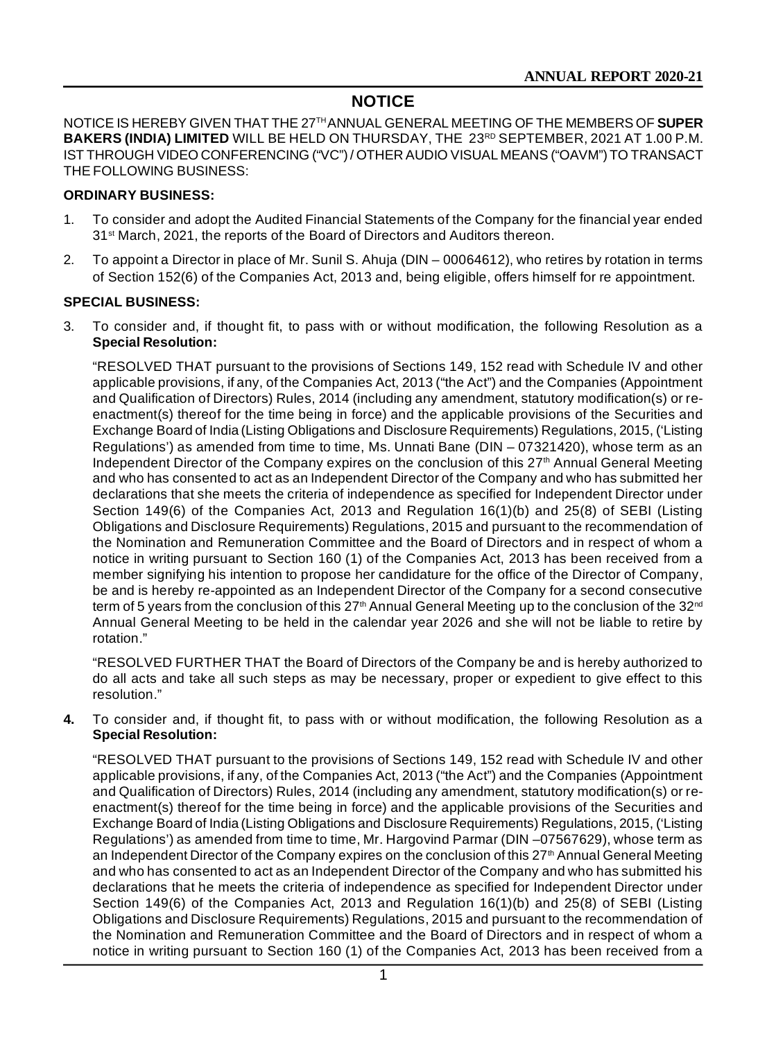# NOTICE

NOTICE IS HEREBY GIVEN THAT THE 27TH ANNUAL GENERAL MEETING OF THE MEMBERS OF **SUPER BAKERS (INDIA) LIMITED** WILL BE HELD ON THURSDAY, THE 23RD SEPTEMBER, 2021 AT 1.00 P.M. IST THROUGH VIDEO CONFERENCING ("VC") / OTHER AUDIO VISUAL MEANS ("OAVM") TO TRANSACT THE FOLLOWING BUSINESS:

**ORDINARY BUSINESS:**

1. To consider and adopt the Audited Financial Statements of the Company for the financial year ended 31st March, 2021, the reports of the Board of Directors and Auditors thereon.

2. To appoint a Director in place of Mr. Sunil S. Ahuja (DIN – 00064612), who retires by rotation in terms of Section 152(6) of the Companies Act, 2013 and, being eligible, offers himself for re appointment.

**SPECIAL BUSINESS:**

3. To consider and, if thought fit, to pass with or without modification, the following Resolution as a **Special Resolution:**

   "RESOLVED THAT pursuant to the provisions of Sections 149, 152 read with Schedule IV and other applicable provisions, if any, of the Companies Act, 2013 ("the Act") and the Companies (Appointment and Qualification of Directors) Rules, 2014 (including any amendment, statutory modification(s) or re-enactment(s) thereof for the time being in force) and the applicable provisions of the Securities and Exchange Board of India (Listing Obligations and Disclosure Requirements) Regulations, 2015, ('Listing Regulations') as amended from time to time, Ms. Unnati Bane (DIN – 07321420), whose term as an Independent Director of the Company expires on the conclusion of this 27th Annual General Meeting and who has consented to act as an Independent Director of the Company and who has submitted her declarations that she meets the criteria of independence as specified for Independent Director under Section 149(6) of the Companies Act, 2013 and Regulation 16(1)(b) and 25(8) of SEBI (Listing Obligations and Disclosure Requirements) Regulations, 2015 and pursuant to the recommendation of the Nomination and Remuneration Committee and the Board of Directors and in respect of whom a notice in writing pursuant to Section 160 (1) of the Companies Act, 2013 has been received from a member signifying his intention to propose her candidature for the office of the Director of Company, be and is hereby re-appointed as an Independent Director of the Company for a second consecutive term of 5 years from the conclusion of this 27th Annual General Meeting up to the conclusion of the 32nd Annual General Meeting to be held in the calendar year 2026 and she will not be liable to retire by rotation."

   "RESOLVED FURTHER THAT the Board of Directors of the Company be and is hereby authorized to do all acts and take all such steps as may be necessary, proper or expedient to give effect to this resolution."

4. To consider and, if thought fit, to pass with or without modification, the following Resolution as a **Special Resolution:**

   "RESOLVED THAT pursuant to the provisions of Sections 149, 152 read with Schedule IV and other applicable provisions, if any, of the Companies Act, 2013 ("the Act") and the Companies (Appointment and Qualification of Directors) Rules, 2014 (including any amendment, statutory modification(s) or re-enactment(s) thereof for the time being in force) and the applicable provisions of the Securities and Exchange Board of India (Listing Obligations and Disclosure Requirements) Regulations, 2015, ('Listing Regulations') as amended from time to time, Mr. Hargovind Parmar (DIN –07567629), whose term as an Independent Director of the Company expires on the conclusion of this 27th Annual General Meeting and who has consented to act as an Independent Director of the Company and who has submitted his declarations that he meets the criteria of independence as specified for Independent Director under Section 149(6) of the Companies Act, 2013 and Regulation 16(1)(b) and 25(8) of SEBI (Listing Obligations and Disclosure Requirements) Regulations, 2015 and pursuant to the recommendation of the Nomination and Remuneration Committee and the Board of Directors and in respect of whom a notice in writing pursuant to Section 160 (1) of the Companies Act, 2013 has been received from a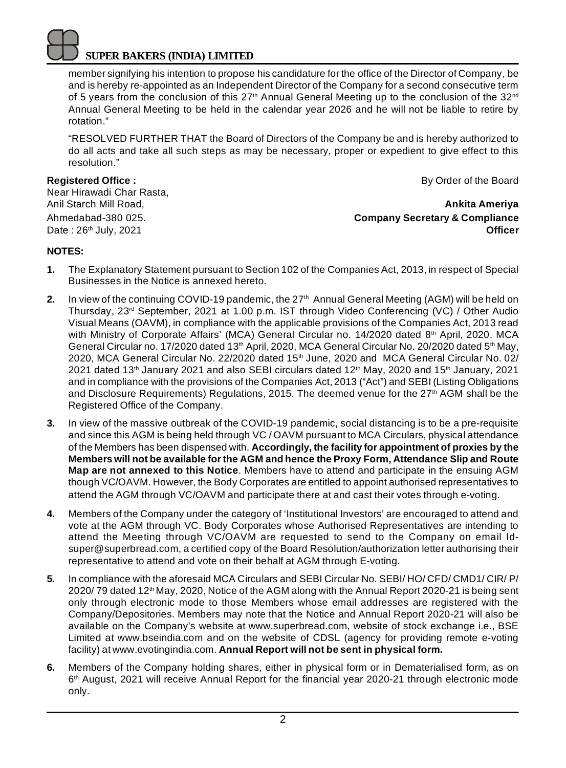member signifying his intention to propose his candidature for the office of the Director of Company, be and is hereby re-appointed as an Independent Director of the Company for a second consecutive term of 5 years from the conclusion of this 27th Annual General Meeting up to the conclusion of the 32nd Annual General Meeting to be held in the calendar year 2026 and he will not be liable to retire by rotation."

"RESOLVED FURTHER THAT the Board of Directors of the Company be and is hereby authorized to do all acts and take all such steps as may be necessary, proper or expedient to give effect to this resolution."

**Registered Office :**
Near Hirawadi Char Rasta,
Anil Starch Mill Road,
Ahmedabad-380 025.
Date : 26th July, 2021

By Order of the Board

**Ankita Ameriya**
**Company Secretary & Compliance Officer**

**NOTES:**

1. The Explanatory Statement pursuant to Section 102 of the Companies Act, 2013, in respect of Special Businesses in the Notice is annexed hereto.

2. In view of the continuing COVID-19 pandemic, the 27th Annual General Meeting (AGM) will be held on Thursday, 23rd September, 2021 at 1.00 p.m. IST through Video Conferencing (VC) / Other Audio Visual Means (OAVM), in compliance with the applicable provisions of the Companies Act, 2013 read with Ministry of Corporate Affairs' (MCA) General Circular no. 14/2020 dated 8th April, 2020, MCA General Circular no. 17/2020 dated 13th April, 2020, MCA General Circular No. 20/2020 dated 5th May, 2020, MCA General Circular No. 22/2020 dated 15th June, 2020 and MCA General Circular No. 02/ 2021 dated 13th January 2021 and also SEBI circulars dated 12th May, 2020 and 15th January, 2021 and in compliance with the provisions of the Companies Act, 2013 ("Act") and SEBI (Listing Obligations and Disclosure Requirements) Regulations, 2015. The deemed venue for the 27th AGM shall be the Registered Office of the Company.

3. In view of the massive outbreak of the COVID-19 pandemic, social distancing is to be a pre-requisite and since this AGM is being held through VC / OAVM pursuant to MCA Circulars, physical attendance of the Members has been dispensed with. **Accordingly, the facility for appointment of proxies by the Members will not be available for the AGM and hence the Proxy Form, Attendance Slip and Route Map are not annexed to this Notice**. Members have to attend and participate in the ensuing AGM though VC/OAVM. However, the Body Corporates are entitled to appoint authorised representatives to attend the AGM through VC/OAVM and participate there at and cast their votes through e-voting.

4. Members of the Company under the category of 'Institutional Investors' are encouraged to attend and vote at the AGM through VC. Body Corporates whose Authorised Representatives are intending to attend the Meeting through VC/OAVM are requested to send to the Company on email Id- super@superbread.com, a certified copy of the Board Resolution/authorization letter authorising their representative to attend and vote on their behalf at AGM through E-voting.

5. In compliance with the aforesaid MCA Circulars and SEBI Circular No. SEBI/ HO/ CFD/ CMD1/ CIR/ P/ 2020/ 79 dated 12th May, 2020, Notice of the AGM along with the Annual Report 2020-21 is being sent only through electronic mode to those Members whose email addresses are registered with the Company/Depositories. Members may note that the Notice and Annual Report 2020-21 will also be available on the Company's website at www.superbread.com, website of stock exchange i.e., BSE Limited at www.bseindia.com and on the website of CDSL (agency for providing remote e-voting facility) at www.evotingindia.com. **Annual Report will not be sent in physical form.**

6. Members of the Company holding shares, either in physical form or in Dematerialised form, as on 6th August, 2021 will receive Annual Report for the financial year 2020-21 through electronic mode only.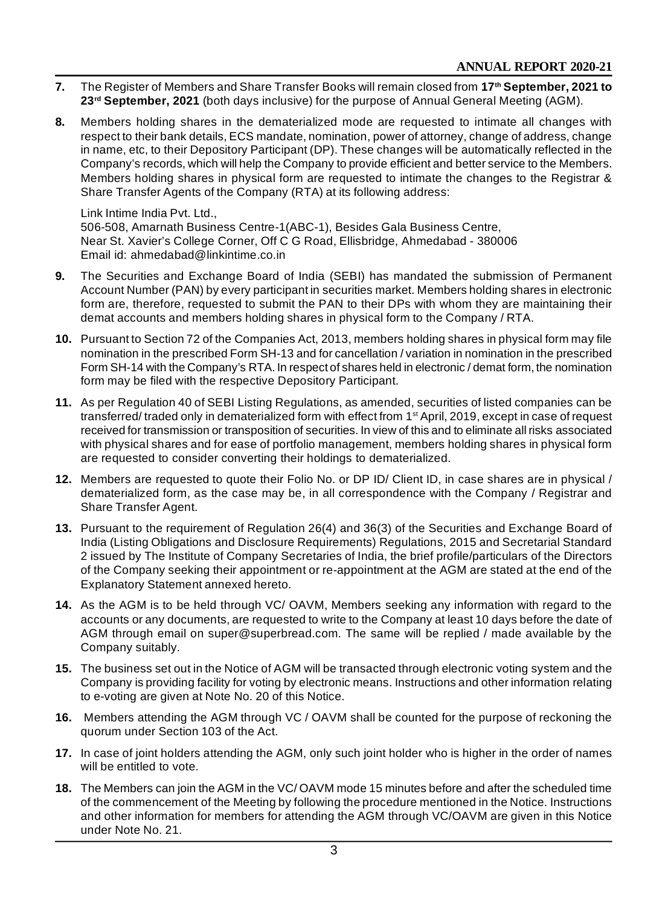**7.** The Register of Members and Share Transfer Books will remain closed from **17th September, 2021 to 23rd September, 2021** (both days inclusive) for the purpose of Annual General Meeting (AGM).

**8.** Members holding shares in the dematerialized mode are requested to intimate all changes with respect to their bank details, ECS mandate, nomination, power of attorney, change of address, change in name, etc, to their Depository Participant (DP). These changes will be automatically reflected in the Company's records, which will help the Company to provide efficient and better service to the Members. Members holding shares in physical form are requested to intimate the changes to the Registrar & Share Transfer Agents of the Company (RTA) at its following address:

Link Intime India Pvt. Ltd.,
506-508, Amarnath Business Centre-1(ABC-1), Besides Gala Business Centre,
Near St. Xavier's College Corner, Off C G Road, Ellisbridge, Ahmedabad - 380006
Email id: ahmedabad@linkintime.co.in

**9.** The Securities and Exchange Board of India (SEBI) has mandated the submission of Permanent Account Number (PAN) by every participant in securities market. Members holding shares in electronic form are, therefore, requested to submit the PAN to their DPs with whom they are maintaining their demat accounts and members holding shares in physical form to the Company / RTA.

**10.** Pursuant to Section 72 of the Companies Act, 2013, members holding shares in physical form may file nomination in the prescribed Form SH-13 and for cancellation / variation in nomination in the prescribed Form SH-14 with the Company's RTA. In respect of shares held in electronic / demat form, the nomination form may be filed with the respective Depository Participant.

**11.** As per Regulation 40 of SEBI Listing Regulations, as amended, securities of listed companies can be transferred/ traded only in dematerialized form with effect from 1st April, 2019, except in case of request received for transmission or transposition of securities. In view of this and to eliminate all risks associated with physical shares and for ease of portfolio management, members holding shares in physical form are requested to consider converting their holdings to dematerialized.

**12.** Members are requested to quote their Folio No. or DP ID/ Client ID, in case shares are in physical / dematerialized form, as the case may be, in all correspondence with the Company / Registrar and Share Transfer Agent.

**13.** Pursuant to the requirement of Regulation 26(4) and 36(3) of the Securities and Exchange Board of India (Listing Obligations and Disclosure Requirements) Regulations, 2015 and Secretarial Standard 2 issued by The Institute of Company Secretaries of India, the brief profile/particulars of the Directors of the Company seeking their appointment or re-appointment at the AGM are stated at the end of the Explanatory Statement annexed hereto.

**14.** As the AGM is to be held through VC/ OAVM, Members seeking any information with regard to the accounts or any documents, are requested to write to the Company at least 10 days before the date of AGM through email on super@superbread.com. The same will be replied / made available by the Company suitably.

**15.** The business set out in the Notice of AGM will be transacted through electronic voting system and the Company is providing facility for voting by electronic means. Instructions and other information relating to e-voting are given at Note No. 20 of this Notice.

**16.** Members attending the AGM through VC / OAVM shall be counted for the purpose of reckoning the quorum under Section 103 of the Act.

**17.** In case of joint holders attending the AGM, only such joint holder who is higher in the order of names will be entitled to vote.

**18.** The Members can join the AGM in the VC/ OAVM mode 15 minutes before and after the scheduled time of the commencement of the Meeting by following the procedure mentioned in the Notice. Instructions and other information for members for attending the AGM through VC/OAVM are given in this Notice under Note No. 21.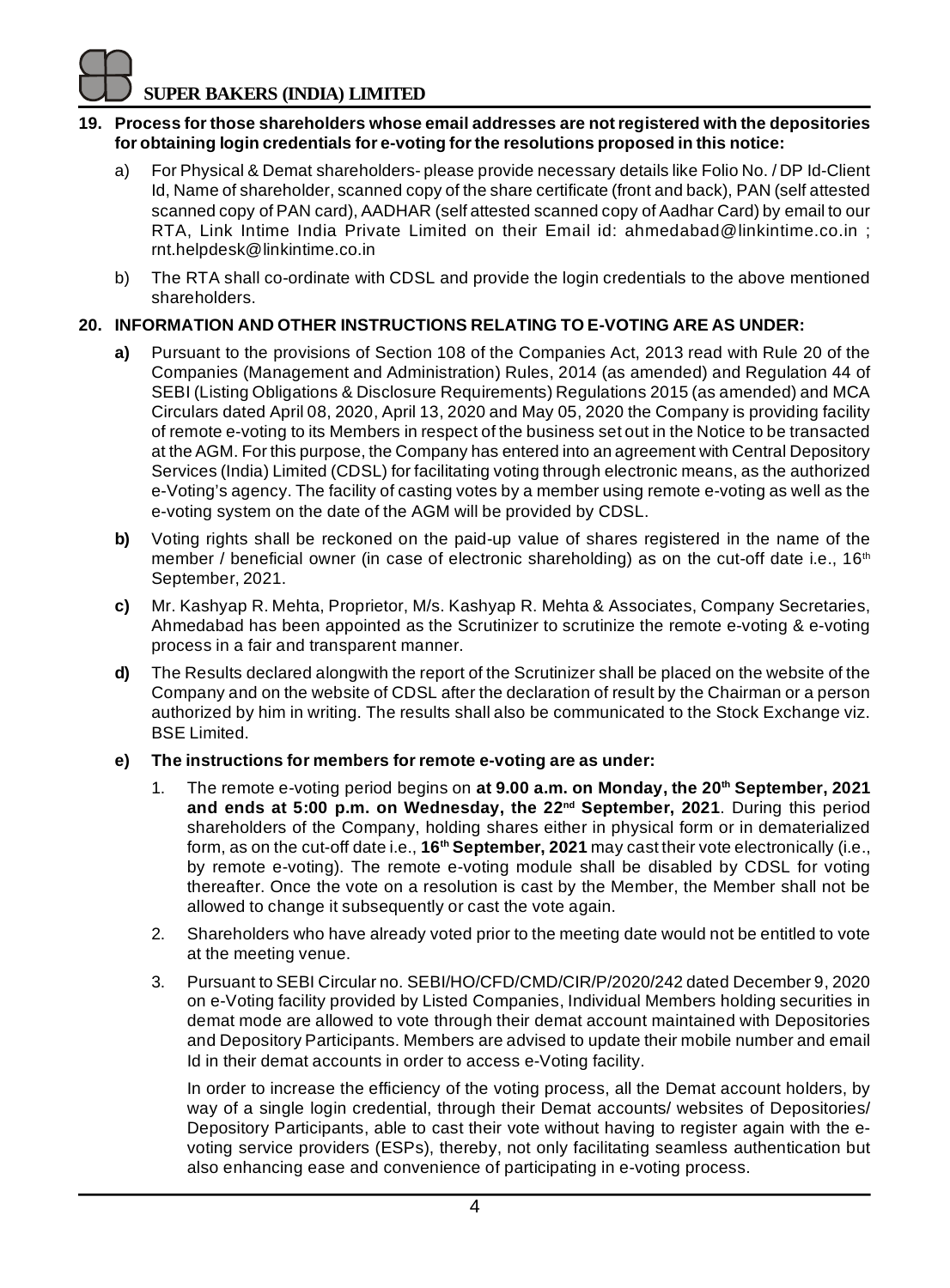**19. Process for those shareholders whose email addresses are not registered with the depositories for obtaining login credentials for e-voting for the resolutions proposed in this notice:**

a) For Physical & Demat shareholders- please provide necessary details like Folio No. / DP Id-Client Id, Name of shareholder, scanned copy of the share certificate (front and back), PAN (self attested scanned copy of PAN card), AADHAR (self attested scanned copy of Aadhar Card) by email to our RTA, Link Intime India Private Limited on their Email id: ahmedabad@linkintime.co.in ; rnt.helpdesk@linkintime.co.in

b) The RTA shall co-ordinate with CDSL and provide the login credentials to the above mentioned shareholders.

**20. INFORMATION AND OTHER INSTRUCTIONS RELATING TO E-VOTING ARE AS UNDER:**

**a)** Pursuant to the provisions of Section 108 of the Companies Act, 2013 read with Rule 20 of the Companies (Management and Administration) Rules, 2014 (as amended) and Regulation 44 of SEBI (Listing Obligations & Disclosure Requirements) Regulations 2015 (as amended) and MCA Circulars dated April 08, 2020, April 13, 2020 and May 05, 2020 the Company is providing facility of remote e-voting to its Members in respect of the business set out in the Notice to be transacted at the AGM. For this purpose, the Company has entered into an agreement with Central Depository Services (India) Limited (CDSL) for facilitating voting through electronic means, as the authorized e-Voting's agency. The facility of casting votes by a member using remote e-voting as well as the e-voting system on the date of the AGM will be provided by CDSL.

**b)** Voting rights shall be reckoned on the paid-up value of shares registered in the name of the member / beneficial owner (in case of electronic shareholding) as on the cut-off date i.e., 16th September, 2021.

**c)** Mr. Kashyap R. Mehta, Proprietor, M/s. Kashyap R. Mehta & Associates, Company Secretaries, Ahmedabad has been appointed as the Scrutinizer to scrutinize the remote e-voting & e-voting process in a fair and transparent manner.

**d)** The Results declared alongwith the report of the Scrutinizer shall be placed on the website of the Company and on the website of CDSL after the declaration of result by the Chairman or a person authorized by him in writing. The results shall also be communicated to the Stock Exchange viz. BSE Limited.

**e) The instructions for members for remote e-voting are as under:**

1. The remote e-voting period begins on **at 9.00 a.m. on Monday, the 20th September, 2021 and ends at 5:00 p.m. on Wednesday, the 22nd September, 2021**. During this period shareholders of the Company, holding shares either in physical form or in dematerialized form, as on the cut-off date i.e., **16th September, 2021** may cast their vote electronically (i.e., by remote e-voting). The remote e-voting module shall be disabled by CDSL for voting thereafter. Once the vote on a resolution is cast by the Member, the Member shall not be allowed to change it subsequently or cast the vote again.

2. Shareholders who have already voted prior to the meeting date would not be entitled to vote at the meeting venue.

3. Pursuant to SEBI Circular no. SEBI/HO/CFD/CMD/CIR/P/2020/242 dated December 9, 2020 on e-Voting facility provided by Listed Companies, Individual Members holding securities in demat mode are allowed to vote through their demat account maintained with Depositories and Depository Participants. Members are advised to update their mobile number and email Id in their demat accounts in order to access e-Voting facility.

   In order to increase the efficiency of the voting process, all the Demat account holders, by way of a single login credential, through their Demat accounts/ websites of Depositories/ Depository Participants, able to cast their vote without having to register again with the e-voting service providers (ESPs), thereby, not only facilitating seamless authentication but also enhancing ease and convenience of participating in e-voting process.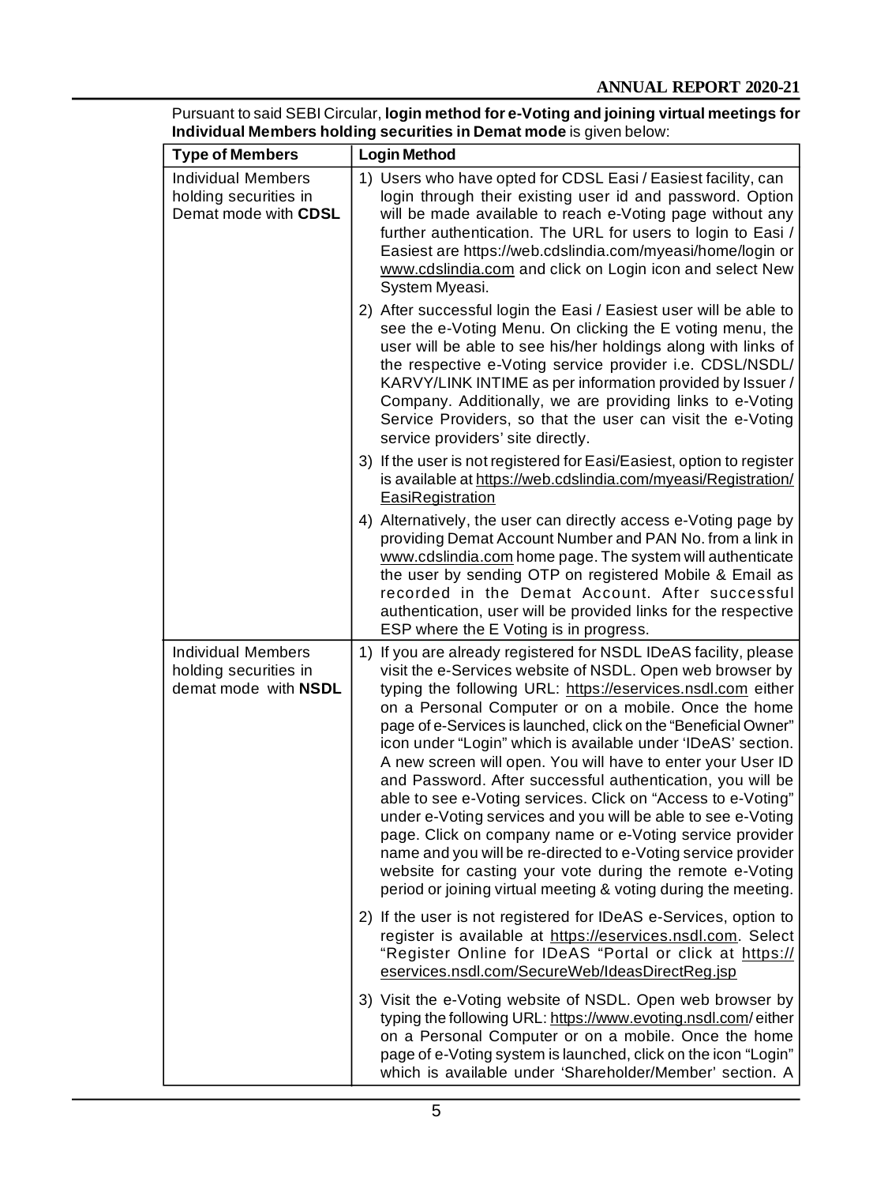Pursuant to said SEBI Circular, **login method for e-Voting and joining virtual meetings for Individual Members holding securities in Demat mode** is given below:

| Type of Members | Login Method |
|---|---|
| Individual Members holding securities in Demat mode with **CDSL** | 1) Users who have opted for CDSL Easi / Easiest facility, can login through their existing user id and password. Option will be made available to reach e-Voting page without any further authentication. The URL for users to login to Easi / Easiest are https://web.cdslindia.com/myeasi/home/login or www.cdslindia.com and click on Login icon and select New System Myeasi.<br><br>2) After successful login the Easi / Easiest user will be able to see the e-Voting Menu. On clicking the E voting menu, the user will be able to see his/her holdings along with links of the respective e-Voting service provider i.e. CDSL/NSDL/ KARVY/LINK INTIME as per information provided by Issuer / Company. Additionally, we are providing links to e-Voting Service Providers, so that the user can visit the e-Voting service providers' site directly.<br><br>3) If the user is not registered for Easi/Easiest, option to register is available at https://web.cdslindia.com/myeasi/Registration/EasiRegistration<br><br>4) Alternatively, the user can directly access e-Voting page by providing Demat Account Number and PAN No. from a link in www.cdslindia.com home page. The system will authenticate the user by sending OTP on registered Mobile & Email as recorded in the Demat Account. After successful authentication, user will be provided links for the respective ESP where the E Voting is in progress. |
| Individual Members holding securities in demat mode with **NSDL** | 1) If you are already registered for NSDL IDeAS facility, please visit the e-Services website of NSDL. Open web browser by typing the following URL: https://eservices.nsdl.com either on a Personal Computer or on a mobile. Once the home page of e-Services is launched, click on the "Beneficial Owner" icon under "Login" which is available under 'IDeAS' section. A new screen will open. You will have to enter your User ID and Password. After successful authentication, you will be able to see e-Voting services. Click on "Access to e-Voting" under e-Voting services and you will be able to see e-Voting page. Click on company name or e-Voting service provider name and you will be re-directed to e-Voting service provider website for casting your vote during the remote e-Voting period or joining virtual meeting & voting during the meeting.<br><br>2) If the user is not registered for IDeAS e-Services, option to register is available at https://eservices.nsdl.com. Select "Register Online for IDeAS "Portal or click at https://eservices.nsdl.com/SecureWeb/IdeasDirectReg.jsp<br><br>3) Visit the e-Voting website of NSDL. Open web browser by typing the following URL: https://www.evoting.nsdl.com/ either on a Personal Computer or on a mobile. Once the home page of e-Voting system is launched, click on the icon "Login" which is available under 'Shareholder/Member' section. A |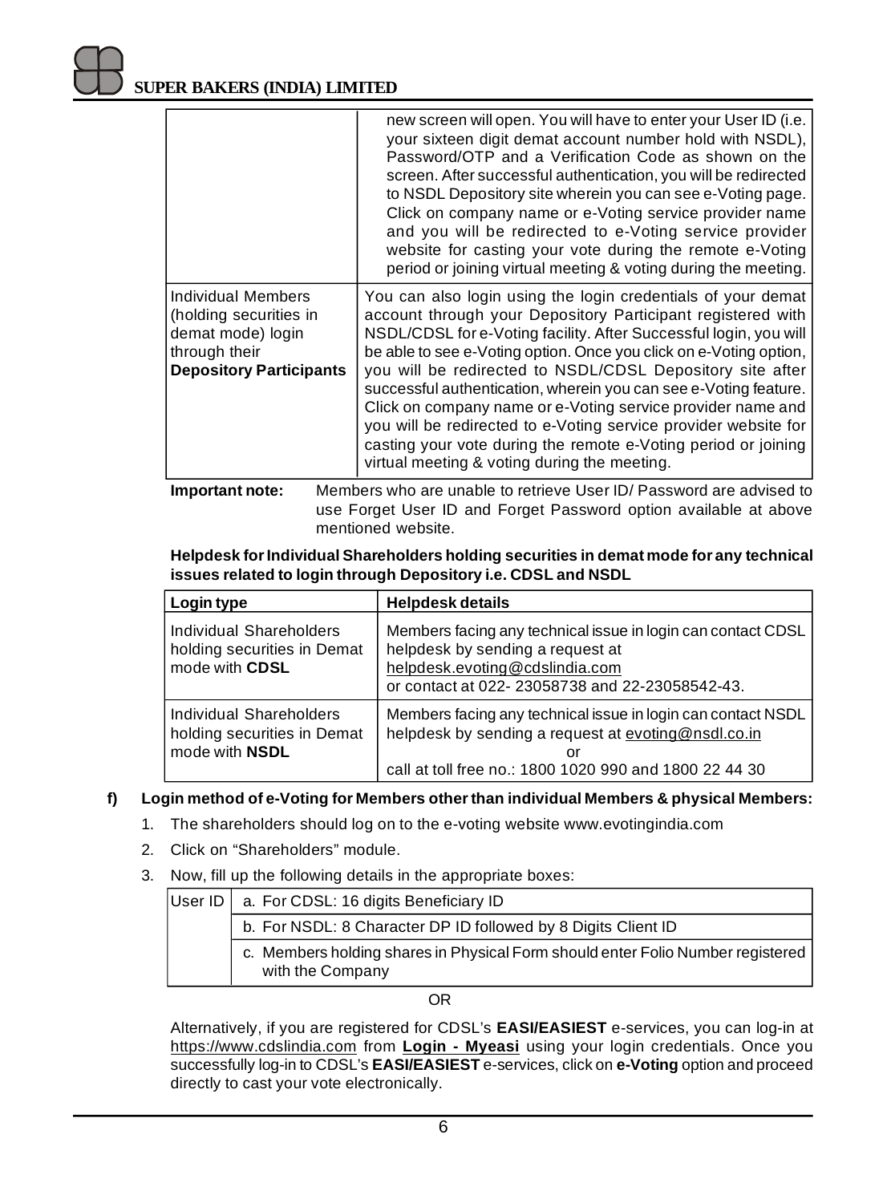| | |
|---|---|
| | new screen will open. You will have to enter your User ID (i.e. your sixteen digit demat account number hold with NSDL), Password/OTP and a Verification Code as shown on the screen. After successful authentication, you will be redirected to NSDL Depository site wherein you can see e-Voting page. Click on company name or e-Voting service provider name and you will be redirected to e-Voting service provider website for casting your vote during the remote e-Voting period or joining virtual meeting & voting during the meeting. |
| Individual Members (holding securities in demat mode) login through their **Depository Participants** | You can also login using the login credentials of your demat account through your Depository Participant registered with NSDL/CDSL for e-Voting facility. After Successful login, you will be able to see e-Voting option. Once you click on e-Voting option, you will be redirected to NSDL/CDSL Depository site after successful authentication, wherein you can see e-Voting feature. Click on company name or e-Voting service provider name and you will be redirected to e-Voting service provider website for casting your vote during the remote e-Voting period or joining virtual meeting & voting during the meeting. |

**Important note:** Members who are unable to retrieve User ID/ Password are advised to use Forget User ID and Forget Password option available at above mentioned website.

**Helpdesk for Individual Shareholders holding securities in demat mode for any technical issues related to login through Depository i.e. CDSL and NSDL**

| Login type | Helpdesk details |
|---|---|
| Individual Shareholders holding securities in Demat mode with **CDSL** | Members facing any technical issue in login can contact CDSL helpdesk by sending a request at helpdesk.evoting@cdslindia.com or contact at 022- 23058738 and 22-23058542-43. |
| Individual Shareholders holding securities in Demat mode with **NSDL** | Members facing any technical issue in login can contact NSDL helpdesk by sending a request at evoting@nsdl.co.in or call at toll free no.: 1800 1020 990 and 1800 22 44 30 |

**f) Login method of e-Voting for Members other than individual Members & physical Members:**

1. The shareholders should log on to the e-voting website www.evotingindia.com
2. Click on "Shareholders" module.
3. Now, fill up the following details in the appropriate boxes:

| User ID | a. For CDSL: 16 digits Beneficiary ID |
|---|---|
| | b. For NSDL: 8 Character DP ID followed by 8 Digits Client ID |
| | c. Members holding shares in Physical Form should enter Folio Number registered with the Company |

OR

Alternatively, if you are registered for CDSL's **EASI/EASIEST** e-services, you can log-in at https://www.cdslindia.com from **Login - Myeasi** using your login credentials. Once you successfully log-in to CDSL's **EASI/EASIEST** e-services, click on **e-Voting** option and proceed directly to cast your vote electronically.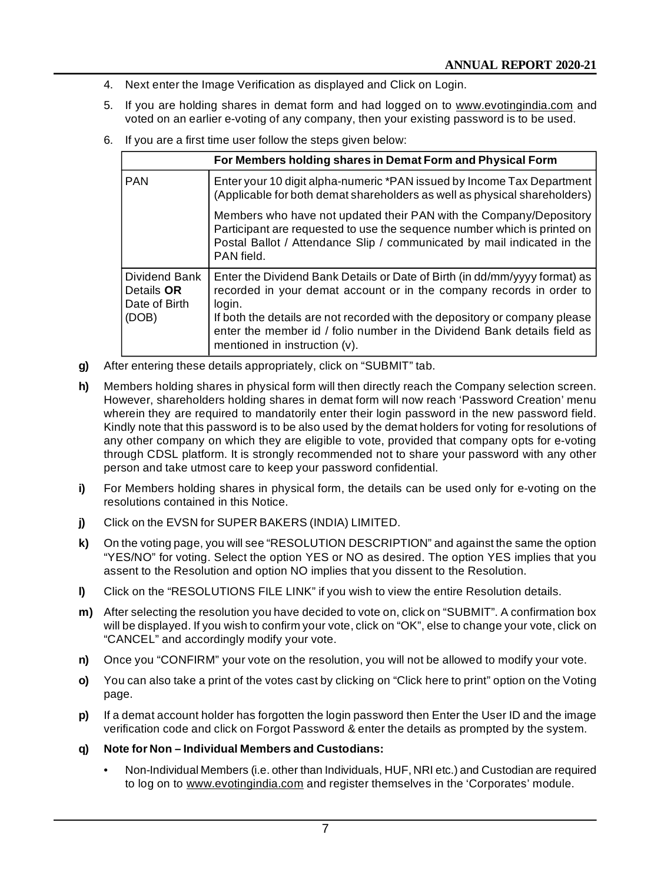4. Next enter the Image Verification as displayed and Click on Login.

5. If you are holding shares in demat form and had logged on to www.evotingindia.com and voted on an earlier e-voting of any company, then your existing password is to be used.

6. If you are a first time user follow the steps given below:

| | For Members holding shares in Demat Form and Physical Form |
|---|---|
| PAN | Enter your 10 digit alpha-numeric *PAN issued by Income Tax Department (Applicable for both demat shareholders as well as physical shareholders)<br><br>Members who have not updated their PAN with the Company/Depository Participant are requested to use the sequence number which is printed on Postal Ballot / Attendance Slip / communicated by mail indicated in the PAN field. |
| Dividend Bank Details **OR** Date of Birth (DOB) | Enter the Dividend Bank Details or Date of Birth (in dd/mm/yyyy format) as recorded in your demat account or in the company records in order to login.<br>If both the details are not recorded with the depository or company please enter the member id / folio number in the Dividend Bank details field as mentioned in instruction (v). |

**g)** After entering these details appropriately, click on "SUBMIT" tab.

**h)** Members holding shares in physical form will then directly reach the Company selection screen. However, shareholders holding shares in demat form will now reach 'Password Creation' menu wherein they are required to mandatorily enter their login password in the new password field. Kindly note that this password is to be also used by the demat holders for voting for resolutions of any other company on which they are eligible to vote, provided that company opts for e-voting through CDSL platform. It is strongly recommended not to share your password with any other person and take utmost care to keep your password confidential.

**i)** For Members holding shares in physical form, the details can be used only for e-voting on the resolutions contained in this Notice.

**j)** Click on the EVSN for SUPER BAKERS (INDIA) LIMITED.

**k)** On the voting page, you will see "RESOLUTION DESCRIPTION" and against the same the option "YES/NO" for voting. Select the option YES or NO as desired. The option YES implies that you assent to the Resolution and option NO implies that you dissent to the Resolution.

**l)** Click on the "RESOLUTIONS FILE LINK" if you wish to view the entire Resolution details.

**m)** After selecting the resolution you have decided to vote on, click on "SUBMIT". A confirmation box will be displayed. If you wish to confirm your vote, click on "OK", else to change your vote, click on "CANCEL" and accordingly modify your vote.

**n)** Once you "CONFIRM" your vote on the resolution, you will not be allowed to modify your vote.

**o)** You can also take a print of the votes cast by clicking on "Click here to print" option on the Voting page.

**p)** If a demat account holder has forgotten the login password then Enter the User ID and the image verification code and click on Forgot Password & enter the details as prompted by the system.

**q) Note for Non – Individual Members and Custodians:**

- Non-Individual Members (i.e. other than Individuals, HUF, NRI etc.) and Custodian are required to log on to www.evotingindia.com and register themselves in the 'Corporates' module.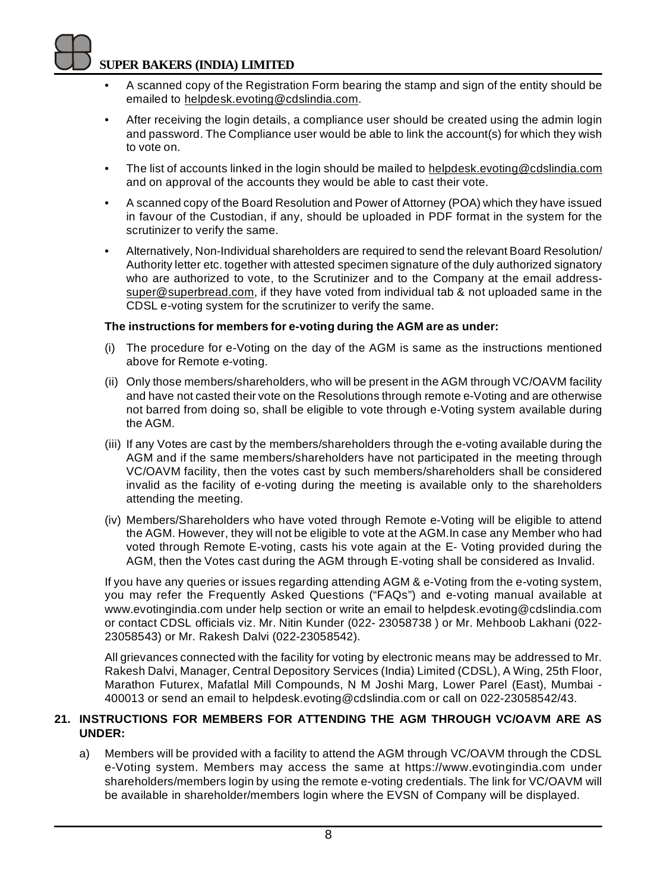- A scanned copy of the Registration Form bearing the stamp and sign of the entity should be emailed to helpdesk.evoting@cdslindia.com.
- After receiving the login details, a compliance user should be created using the admin login and password. The Compliance user would be able to link the account(s) for which they wish to vote on.
- The list of accounts linked in the login should be mailed to helpdesk.evoting@cdslindia.com and on approval of the accounts they would be able to cast their vote.
- A scanned copy of the Board Resolution and Power of Attorney (POA) which they have issued in favour of the Custodian, if any, should be uploaded in PDF format in the system for the scrutinizer to verify the same.
- Alternatively, Non-Individual shareholders are required to send the relevant Board Resolution/ Authority letter etc. together with attested specimen signature of the duly authorized signatory who are authorized to vote, to the Scrutinizer and to the Company at the email address- super@superbread.com, if they have voted from individual tab & not uploaded same in the CDSL e-voting system for the scrutinizer to verify the same.

**The instructions for members for e-voting during the AGM are as under:**

(i) The procedure for e-Voting on the day of the AGM is same as the instructions mentioned above for Remote e-voting.

(ii) Only those members/shareholders, who will be present in the AGM through VC/OAVM facility and have not casted their vote on the Resolutions through remote e-Voting and are otherwise not barred from doing so, shall be eligible to vote through e-Voting system available during the AGM.

(iii) If any Votes are cast by the members/shareholders through the e-voting available during the AGM and if the same members/shareholders have not participated in the meeting through VC/OAVM facility, then the votes cast by such members/shareholders shall be considered invalid as the facility of e-voting during the meeting is available only to the shareholders attending the meeting.

(iv) Members/Shareholders who have voted through Remote e-Voting will be eligible to attend the AGM. However, they will not be eligible to vote at the AGM.In case any Member who had voted through Remote E-voting, casts his vote again at the E- Voting provided during the AGM, then the Votes cast during the AGM through E-voting shall be considered as Invalid.

If you have any queries or issues regarding attending AGM & e-Voting from the e-voting system, you may refer the Frequently Asked Questions ("FAQs") and e-voting manual available at www.evotingindia.com under help section or write an email to helpdesk.evoting@cdslindia.com or contact CDSL officials viz. Mr. Nitin Kunder (022- 23058738 ) or Mr. Mehboob Lakhani (022- 23058543) or Mr. Rakesh Dalvi (022-23058542).

All grievances connected with the facility for voting by electronic means may be addressed to Mr. Rakesh Dalvi, Manager, Central Depository Services (India) Limited (CDSL), A Wing, 25th Floor, Marathon Futurex, Mafatlal Mill Compounds, N M Joshi Marg, Lower Parel (East), Mumbai - 400013 or send an email to helpdesk.evoting@cdslindia.com or call on 022-23058542/43.

**21. INSTRUCTIONS FOR MEMBERS FOR ATTENDING THE AGM THROUGH VC/OAVM ARE AS UNDER:**

a) Members will be provided with a facility to attend the AGM through VC/OAVM through the CDSL e-Voting system. Members may access the same at https://www.evotingindia.com under shareholders/members login by using the remote e-voting credentials. The link for VC/OAVM will be available in shareholder/members login where the EVSN of Company will be displayed.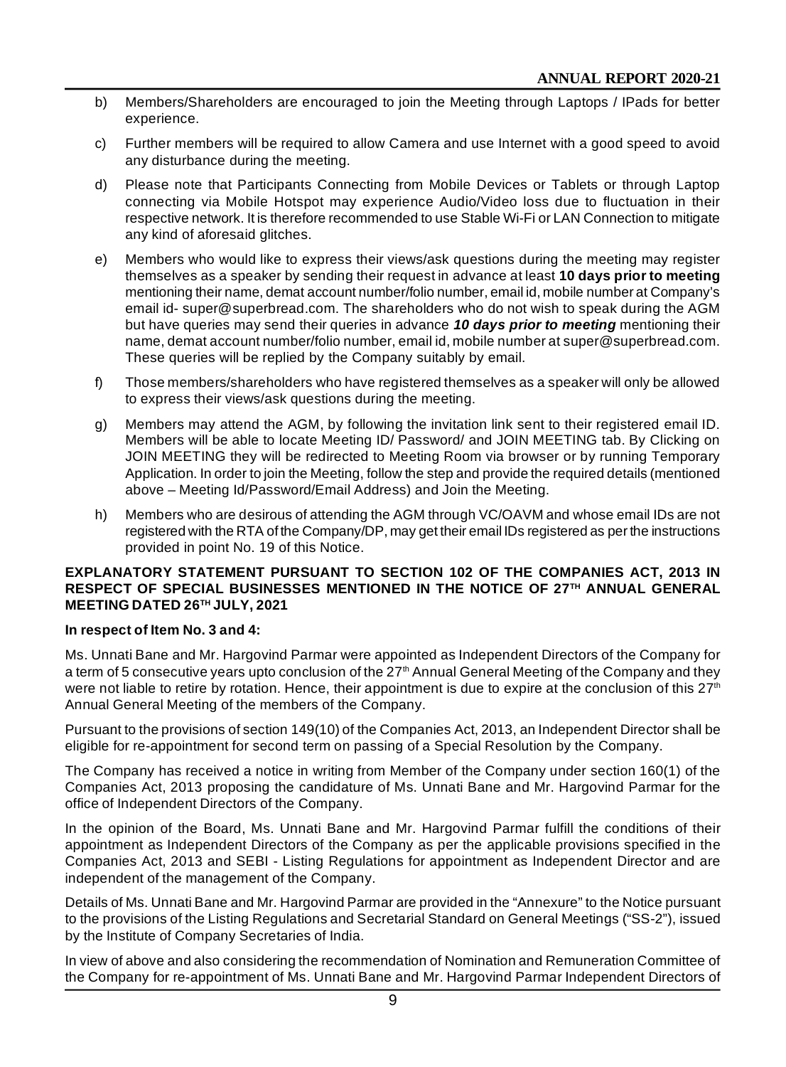b) Members/Shareholders are encouraged to join the Meeting through Laptops / IPads for better experience.

c) Further members will be required to allow Camera and use Internet with a good speed to avoid any disturbance during the meeting.

d) Please note that Participants Connecting from Mobile Devices or Tablets or through Laptop connecting via Mobile Hotspot may experience Audio/Video loss due to fluctuation in their respective network. It is therefore recommended to use Stable Wi-Fi or LAN Connection to mitigate any kind of aforesaid glitches.

e) Members who would like to express their views/ask questions during the meeting may register themselves as a speaker by sending their request in advance at least **10 days prior to meeting** mentioning their name, demat account number/folio number, email id, mobile number at Company's email id- super@superbread.com. The shareholders who do not wish to speak during the AGM but have queries may send their queries in advance ***10 days prior to meeting*** mentioning their name, demat account number/folio number, email id, mobile number at super@superbread.com. These queries will be replied by the Company suitably by email.

f) Those members/shareholders who have registered themselves as a speaker will only be allowed to express their views/ask questions during the meeting.

g) Members may attend the AGM, by following the invitation link sent to their registered email ID. Members will be able to locate Meeting ID/ Password/ and JOIN MEETING tab. By Clicking on JOIN MEETING they will be redirected to Meeting Room via browser or by running Temporary Application. In order to join the Meeting, follow the step and provide the required details (mentioned above – Meeting Id/Password/Email Address) and Join the Meeting.

h) Members who are desirous of attending the AGM through VC/OAVM and whose email IDs are not registered with the RTA of the Company/DP, may get their email IDs registered as per the instructions provided in point No. 19 of this Notice.

**EXPLANATORY STATEMENT PURSUANT TO SECTION 102 OF THE COMPANIES ACT, 2013 IN RESPECT OF SPECIAL BUSINESSES MENTIONED IN THE NOTICE OF 27TH ANNUAL GENERAL MEETING DATED 26TH JULY, 2021**

**In respect of Item No. 3 and 4:**

Ms. Unnati Bane and Mr. Hargovind Parmar were appointed as Independent Directors of the Company for a term of 5 consecutive years upto conclusion of the 27th Annual General Meeting of the Company and they were not liable to retire by rotation. Hence, their appointment is due to expire at the conclusion of this 27th Annual General Meeting of the members of the Company.

Pursuant to the provisions of section 149(10) of the Companies Act, 2013, an Independent Director shall be eligible for re-appointment for second term on passing of a Special Resolution by the Company.

The Company has received a notice in writing from Member of the Company under section 160(1) of the Companies Act, 2013 proposing the candidature of Ms. Unnati Bane and Mr. Hargovind Parmar for the office of Independent Directors of the Company.

In the opinion of the Board, Ms. Unnati Bane and Mr. Hargovind Parmar fulfill the conditions of their appointment as Independent Directors of the Company as per the applicable provisions specified in the Companies Act, 2013 and SEBI - Listing Regulations for appointment as Independent Director and are independent of the management of the Company.

Details of Ms. Unnati Bane and Mr. Hargovind Parmar are provided in the "Annexure" to the Notice pursuant to the provisions of the Listing Regulations and Secretarial Standard on General Meetings ("SS-2"), issued by the Institute of Company Secretaries of India.

In view of above and also considering the recommendation of Nomination and Remuneration Committee of the Company for re-appointment of Ms. Unnati Bane and Mr. Hargovind Parmar Independent Directors of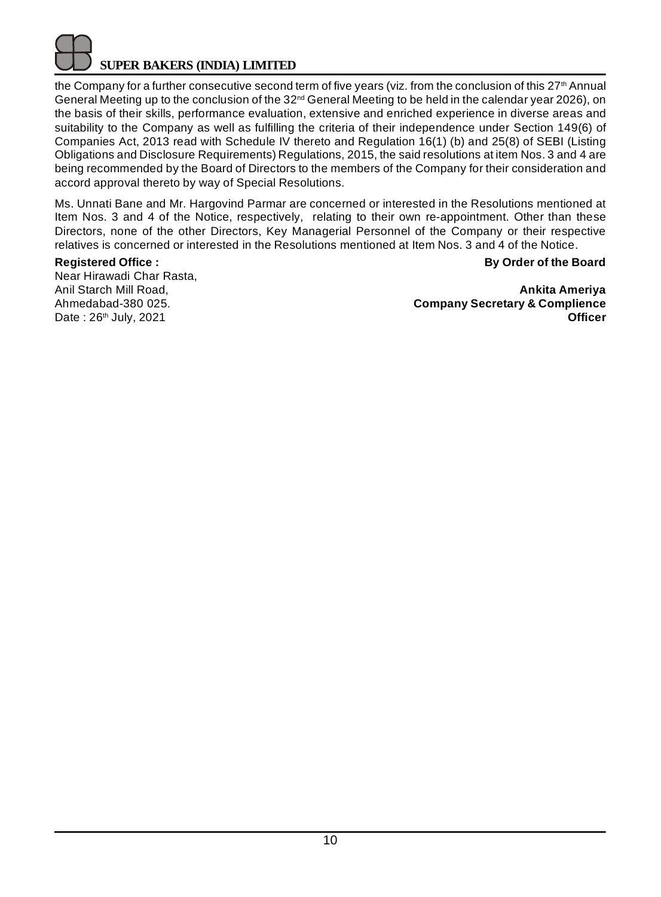the Company for a further consecutive second term of five years (viz. from the conclusion of this 27th Annual General Meeting up to the conclusion of the 32nd General Meeting to be held in the calendar year 2026), on the basis of their skills, performance evaluation, extensive and enriched experience in diverse areas and suitability to the Company as well as fulfilling the criteria of their independence under Section 149(6) of Companies Act, 2013 read with Schedule IV thereto and Regulation 16(1) (b) and 25(8) of SEBI (Listing Obligations and Disclosure Requirements) Regulations, 2015, the said resolutions at item Nos. 3 and 4 are being recommended by the Board of Directors to the members of the Company for their consideration and accord approval thereto by way of Special Resolutions.

Ms. Unnati Bane and Mr. Hargovind Parmar are concerned or interested in the Resolutions mentioned at Item Nos. 3 and 4 of the Notice, respectively, relating to their own re-appointment. Other than these Directors, none of the other Directors, Key Managerial Personnel of the Company or their respective relatives is concerned or interested in the Resolutions mentioned at Item Nos. 3 and 4 of the Notice.

**Registered Office :**
Near Hirawadi Char Rasta,
Anil Starch Mill Road,
Ahmedabad-380 025.
Date : 26th July, 2021

**By Order of the Board**

**Ankita Ameriya**
**Company Secretary & Complience Officer**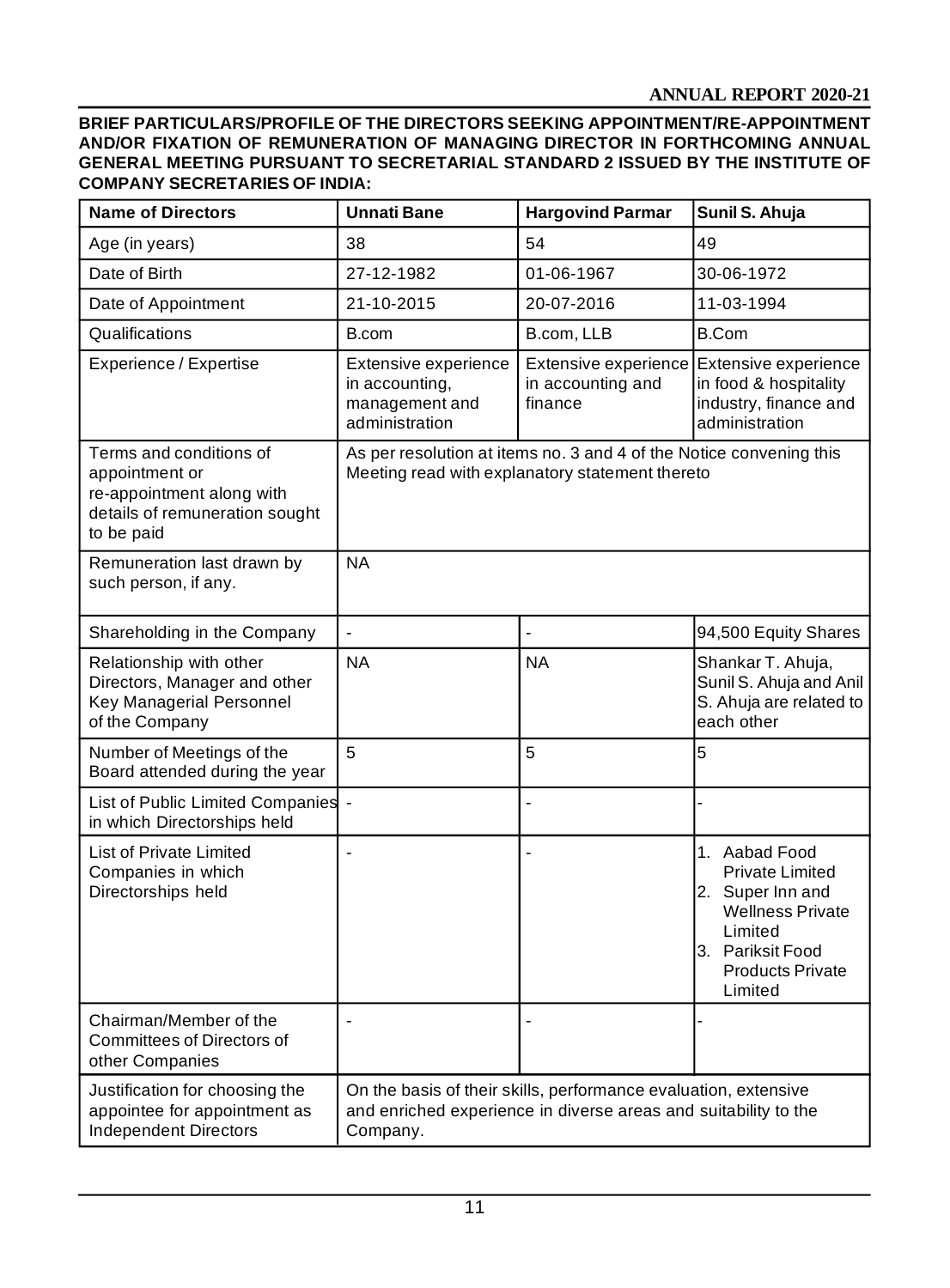**BRIEF PARTICULARS/PROFILE OF THE DIRECTORS SEEKING APPOINTMENT/RE-APPOINTMENT AND/OR FIXATION OF REMUNERATION OF MANAGING DIRECTOR IN FORTHCOMING ANNUAL GENERAL MEETING PURSUANT TO SECRETARIAL STANDARD 2 ISSUED BY THE INSTITUTE OF COMPANY SECRETARIES OF INDIA:**

| Name of Directors | Unnati Bane | Hargovind Parmar | Sunil S. Ahuja |
|---|---|---|---|
| Age (in years) | 38 | 54 | 49 |
| Date of Birth | 27-12-1982 | 01-06-1967 | 30-06-1972 |
| Date of Appointment | 21-10-2015 | 20-07-2016 | 11-03-1994 |
| Qualifications | B.com | B.com, LLB | B.Com |
| Experience / Expertise | Extensive experience in accounting, management and administration | Extensive experience in accounting and finance | Extensive experience in food & hospitality industry, finance and administration |
| Terms and conditions of appointment or re-appointment along with details of remuneration sought to be paid | As per resolution at items no. 3 and 4 of the Notice convening this Meeting read with explanatory statement thereto | | |
| Remuneration last drawn by such person, if any. | NA | | |
| Shareholding in the Company | - | - | 94,500 Equity Shares |
| Relationship with other Directors, Manager and other Key Managerial Personnel of the Company | NA | NA | Shankar T. Ahuja, Sunil S. Ahuja and Anil S. Ahuja are related to each other |
| Number of Meetings of the Board attended during the year | 5 | 5 | 5 |
| List of Public Limited Companies in which Directorships held | - | - | - |
| List of Private Limited Companies in which Directorships held | - | - | 1. Aabad Food Private Limited<br>2. Super Inn and Wellness Private Limited<br>3. Pariksit Food Products Private Limited |
| Chairman/Member of the Committees of Directors of other Companies | - | - | - |
| Justification for choosing the appointee for appointment as Independent Directors | On the basis of their skills, performance evaluation, extensive and enriched experience in diverse areas and suitability to the Company. | | |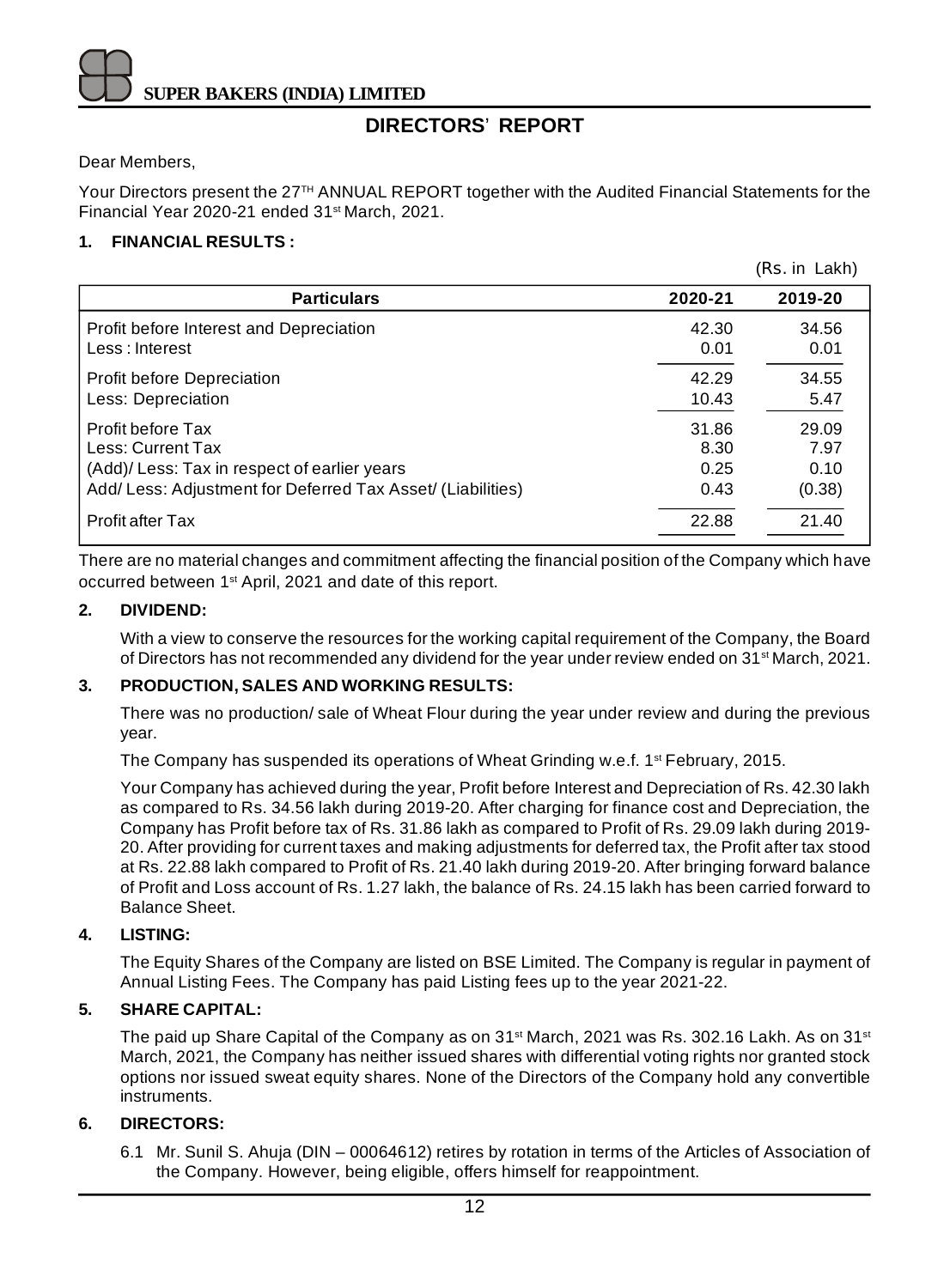# DIRECTORS' REPORT

Dear Members,

Your Directors present the 27TH ANNUAL REPORT together with the Audited Financial Statements for the Financial Year 2020-21 ended 31st March, 2021.

## 1. FINANCIAL RESULTS :

(Rs. in Lakh)

| Particulars | 2020-21 | 2019-20 |
|---|---|---|
| Profit before Interest and Depreciation | 42.30 | 34.56 |
| Less : Interest | 0.01 | 0.01 |
| Profit before Depreciation | 42.29 | 34.55 |
| Less: Depreciation | 10.43 | 5.47 |
| Profit before Tax | 31.86 | 29.09 |
| Less: Current Tax | 8.30 | 7.97 |
| (Add)/ Less: Tax in respect of earlier years | 0.25 | 0.10 |
| Add/ Less: Adjustment for Deferred Tax Asset/ (Liabilities) | 0.43 | (0.38) |
| Profit after Tax | 22.88 | 21.40 |

There are no material changes and commitment affecting the financial position of the Company which have occurred between 1st April, 2021 and date of this report.

## 2. DIVIDEND:

With a view to conserve the resources for the working capital requirement of the Company, the Board of Directors has not recommended any dividend for the year under review ended on 31st March, 2021.

## 3. PRODUCTION, SALES AND WORKING RESULTS:

There was no production/ sale of Wheat Flour during the year under review and during the previous year.

The Company has suspended its operations of Wheat Grinding w.e.f. 1st February, 2015.

Your Company has achieved during the year, Profit before Interest and Depreciation of Rs. 42.30 lakh as compared to Rs. 34.56 lakh during 2019-20. After charging for finance cost and Depreciation, the Company has Profit before tax of Rs. 31.86 lakh as compared to Profit of Rs. 29.09 lakh during 2019-20. After providing for current taxes and making adjustments for deferred tax, the Profit after tax stood at Rs. 22.88 lakh compared to Profit of Rs. 21.40 lakh during 2019-20. After bringing forward balance of Profit and Loss account of Rs. 1.27 lakh, the balance of Rs. 24.15 lakh has been carried forward to Balance Sheet.

## 4. LISTING:

The Equity Shares of the Company are listed on BSE Limited. The Company is regular in payment of Annual Listing Fees. The Company has paid Listing fees up to the year 2021-22.

## 5. SHARE CAPITAL:

The paid up Share Capital of the Company as on 31st March, 2021 was Rs. 302.16 Lakh. As on 31st March, 2021, the Company has neither issued shares with differential voting rights nor granted stock options nor issued sweat equity shares. None of the Directors of the Company hold any convertible instruments.

## 6. DIRECTORS:

6.1 Mr. Sunil S. Ahuja (DIN – 00064612) retires by rotation in terms of the Articles of Association of the Company. However, being eligible, offers himself for reappointment.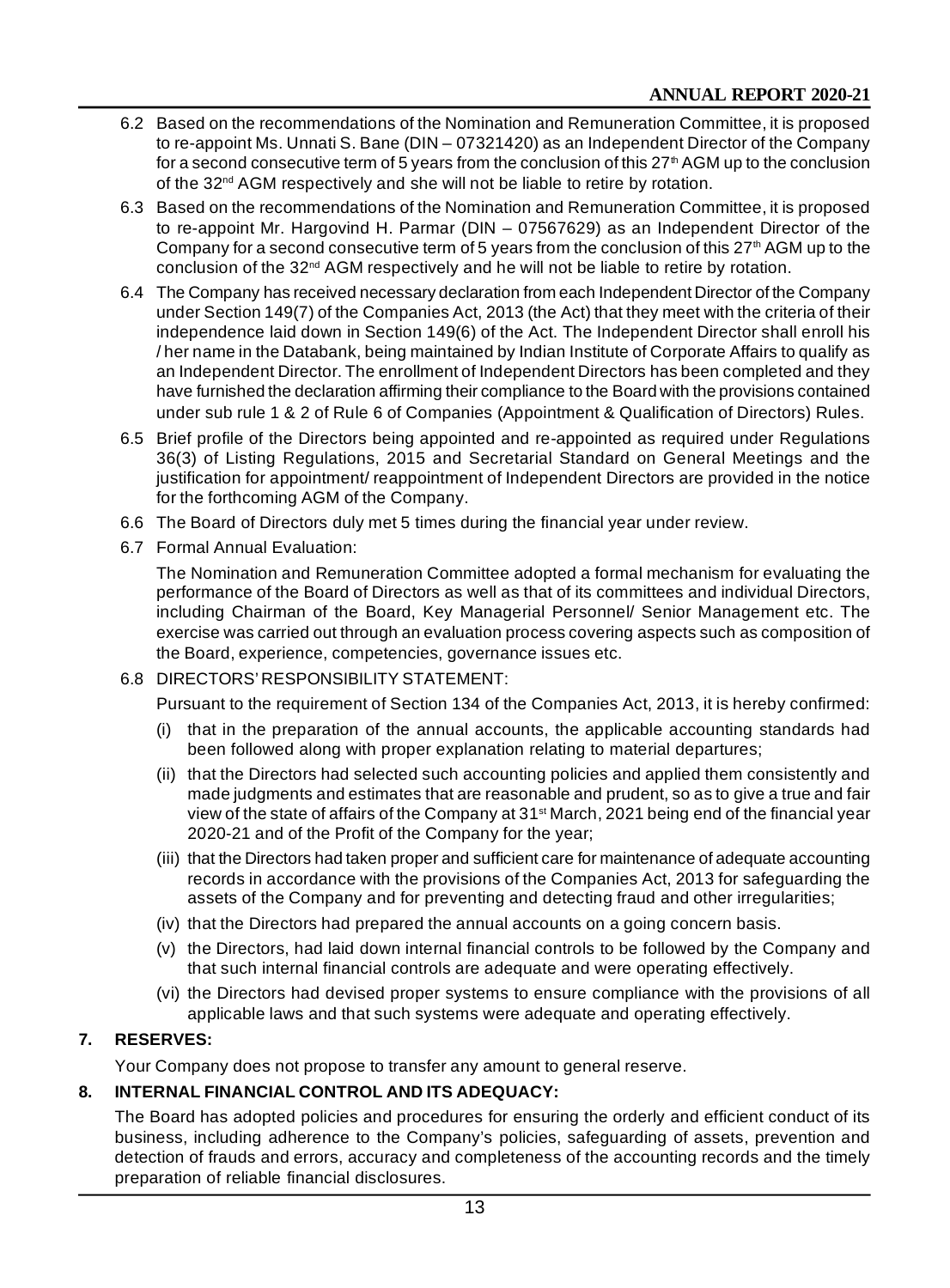6.2 Based on the recommendations of the Nomination and Remuneration Committee, it is proposed to re-appoint Ms. Unnati S. Bane (DIN – 07321420) as an Independent Director of the Company for a second consecutive term of 5 years from the conclusion of this 27th AGM up to the conclusion of the 32nd AGM respectively and she will not be liable to retire by rotation.

6.3 Based on the recommendations of the Nomination and Remuneration Committee, it is proposed to re-appoint Mr. Hargovind H. Parmar (DIN – 07567629) as an Independent Director of the Company for a second consecutive term of 5 years from the conclusion of this 27th AGM up to the conclusion of the 32nd AGM respectively and he will not be liable to retire by rotation.

6.4 The Company has received necessary declaration from each Independent Director of the Company under Section 149(7) of the Companies Act, 2013 (the Act) that they meet with the criteria of their independence laid down in Section 149(6) of the Act. The Independent Director shall enroll his / her name in the Databank, being maintained by Indian Institute of Corporate Affairs to qualify as an Independent Director. The enrollment of Independent Directors has been completed and they have furnished the declaration affirming their compliance to the Board with the provisions contained under sub rule 1 & 2 of Rule 6 of Companies (Appointment & Qualification of Directors) Rules.

6.5 Brief profile of the Directors being appointed and re-appointed as required under Regulations 36(3) of Listing Regulations, 2015 and Secretarial Standard on General Meetings and the justification for appointment/ reappointment of Independent Directors are provided in the notice for the forthcoming AGM of the Company.

6.6 The Board of Directors duly met 5 times during the financial year under review.

6.7 Formal Annual Evaluation:

The Nomination and Remuneration Committee adopted a formal mechanism for evaluating the performance of the Board of Directors as well as that of its committees and individual Directors, including Chairman of the Board, Key Managerial Personnel/ Senior Management etc. The exercise was carried out through an evaluation process covering aspects such as composition of the Board, experience, competencies, governance issues etc.

6.8 DIRECTORS' RESPONSIBILITY STATEMENT:

Pursuant to the requirement of Section 134 of the Companies Act, 2013, it is hereby confirmed:

(i) that in the preparation of the annual accounts, the applicable accounting standards had been followed along with proper explanation relating to material departures;

(ii) that the Directors had selected such accounting policies and applied them consistently and made judgments and estimates that are reasonable and prudent, so as to give a true and fair view of the state of affairs of the Company at 31st March, 2021 being end of the financial year 2020-21 and of the Profit of the Company for the year;

(iii) that the Directors had taken proper and sufficient care for maintenance of adequate accounting records in accordance with the provisions of the Companies Act, 2013 for safeguarding the assets of the Company and for preventing and detecting fraud and other irregularities;

(iv) that the Directors had prepared the annual accounts on a going concern basis.

(v) the Directors, had laid down internal financial controls to be followed by the Company and that such internal financial controls are adequate and were operating effectively.

(vi) the Directors had devised proper systems to ensure compliance with the provisions of all applicable laws and that such systems were adequate and operating effectively.

## 7. RESERVES:

Your Company does not propose to transfer any amount to general reserve.

## 8. INTERNAL FINANCIAL CONTROL AND ITS ADEQUACY:

The Board has adopted policies and procedures for ensuring the orderly and efficient conduct of its business, including adherence to the Company's policies, safeguarding of assets, prevention and detection of frauds and errors, accuracy and completeness of the accounting records and the timely preparation of reliable financial disclosures.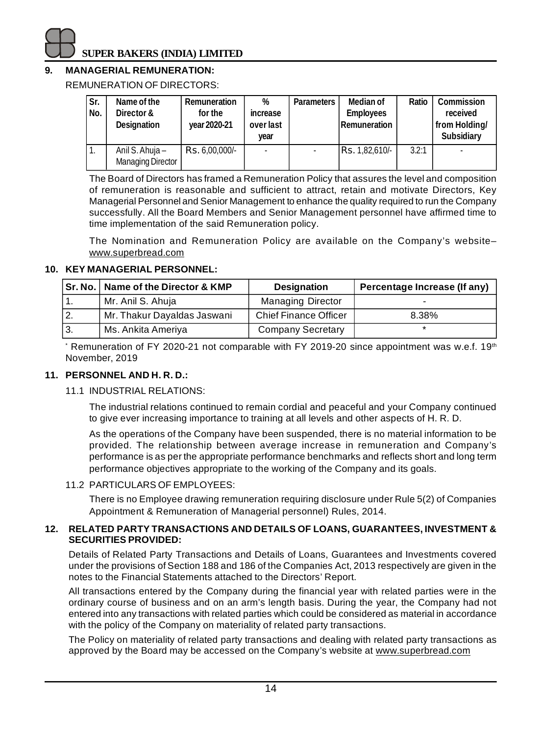## 9. MANAGERIAL REMUNERATION:

REMUNERATION OF DIRECTORS:

| Sr. No. | Name of the Director & Designation | Remuneration for the year 2020-21 | % increase over last year | Parameters | Median of Employees Remuneration | Ratio | Commission received from Holding/ Subsidiary |
|---|---|---|---|---|---|---|---|
| 1. | Anil S. Ahuja – Managing Director | Rs. 6,00,000/- | - | - | Rs. 1,82,610/- | 3.2:1 | - |

The Board of Directors has framed a Remuneration Policy that assures the level and composition of remuneration is reasonable and sufficient to attract, retain and motivate Directors, Key Managerial Personnel and Senior Management to enhance the quality required to run the Company successfully. All the Board Members and Senior Management personnel have affirmed time to time implementation of the said Remuneration policy.

The Nomination and Remuneration Policy are available on the Company's website– www.superbread.com

## 10. KEY MANAGERIAL PERSONNEL:

| Sr. No. | Name of the Director & KMP | Designation | Percentage Increase (If any) |
|---|---|---|---|
| 1. | Mr. Anil S. Ahuja | Managing Director | - |
| 2. | Mr. Thakur Dayaldas Jaswani | Chief Finance Officer | 8.38% |
| 3. | Ms. Ankita Ameriya | Company Secretary | * |

* Remuneration of FY 2020-21 not comparable with FY 2019-20 since appointment was w.e.f. 19th November, 2019

## 11. PERSONNEL AND H. R. D.:

### 11.1 INDUSTRIAL RELATIONS:

The industrial relations continued to remain cordial and peaceful and your Company continued to give ever increasing importance to training at all levels and other aspects of H. R. D.

As the operations of the Company have been suspended, there is no material information to be provided. The relationship between average increase in remuneration and Company's performance is as per the appropriate performance benchmarks and reflects short and long term performance objectives appropriate to the working of the Company and its goals.

### 11.2 PARTICULARS OF EMPLOYEES:

There is no Employee drawing remuneration requiring disclosure under Rule 5(2) of Companies Appointment & Remuneration of Managerial personnel) Rules, 2014.

## 12. RELATED PARTY TRANSACTIONS AND DETAILS OF LOANS, GUARANTEES, INVESTMENT & SECURITIES PROVIDED:

Details of Related Party Transactions and Details of Loans, Guarantees and Investments covered under the provisions of Section 188 and 186 of the Companies Act, 2013 respectively are given in the notes to the Financial Statements attached to the Directors' Report.

All transactions entered by the Company during the financial year with related parties were in the ordinary course of business and on an arm's length basis. During the year, the Company had not entered into any transactions with related parties which could be considered as material in accordance with the policy of the Company on materiality of related party transactions.

The Policy on materiality of related party transactions and dealing with related party transactions as approved by the Board may be accessed on the Company's website at www.superbread.com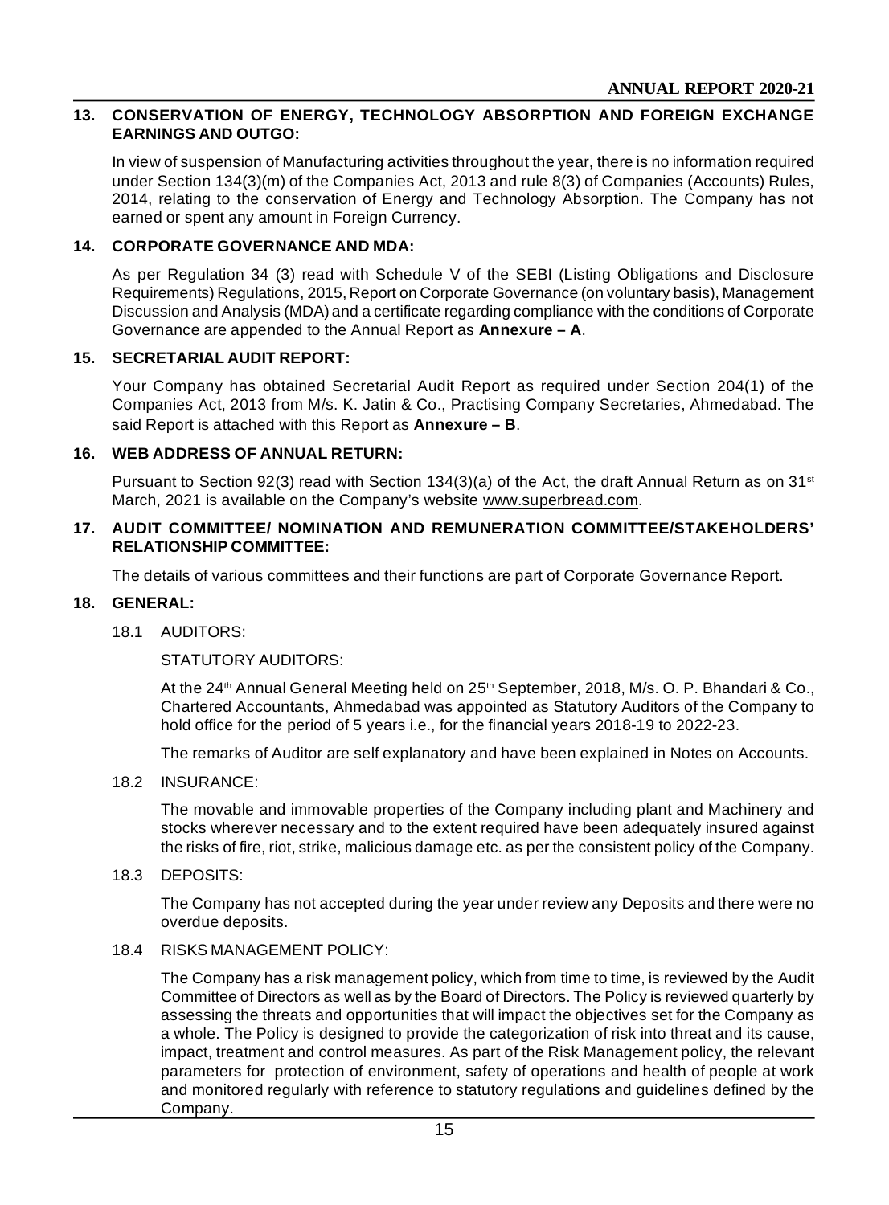## 13. CONSERVATION OF ENERGY, TECHNOLOGY ABSORPTION AND FOREIGN EXCHANGE EARNINGS AND OUTGO:

In view of suspension of Manufacturing activities throughout the year, there is no information required under Section 134(3)(m) of the Companies Act, 2013 and rule 8(3) of Companies (Accounts) Rules, 2014, relating to the conservation of Energy and Technology Absorption. The Company has not earned or spent any amount in Foreign Currency.

## 14. CORPORATE GOVERNANCE AND MDA:

As per Regulation 34 (3) read with Schedule V of the SEBI (Listing Obligations and Disclosure Requirements) Regulations, 2015, Report on Corporate Governance (on voluntary basis), Management Discussion and Analysis (MDA) and a certificate regarding compliance with the conditions of Corporate Governance are appended to the Annual Report as **Annexure – A**.

## 15. SECRETARIAL AUDIT REPORT:

Your Company has obtained Secretarial Audit Report as required under Section 204(1) of the Companies Act, 2013 from M/s. K. Jatin & Co., Practising Company Secretaries, Ahmedabad. The said Report is attached with this Report as **Annexure – B**.

## 16. WEB ADDRESS OF ANNUAL RETURN:

Pursuant to Section 92(3) read with Section 134(3)(a) of the Act, the draft Annual Return as on 31st March, 2021 is available on the Company's website www.superbread.com.

## 17. AUDIT COMMITTEE/ NOMINATION AND REMUNERATION COMMITTEE/STAKEHOLDERS' RELATIONSHIP COMMITTEE:

The details of various committees and their functions are part of Corporate Governance Report.

## 18. GENERAL:

### 18.1 AUDITORS:

STATUTORY AUDITORS:

At the 24th Annual General Meeting held on 25th September, 2018, M/s. O. P. Bhandari & Co., Chartered Accountants, Ahmedabad was appointed as Statutory Auditors of the Company to hold office for the period of 5 years i.e., for the financial years 2018-19 to 2022-23.

The remarks of Auditor are self explanatory and have been explained in Notes on Accounts.

### 18.2 INSURANCE:

The movable and immovable properties of the Company including plant and Machinery and stocks wherever necessary and to the extent required have been adequately insured against the risks of fire, riot, strike, malicious damage etc. as per the consistent policy of the Company.

### 18.3 DEPOSITS:

The Company has not accepted during the year under review any Deposits and there were no overdue deposits.

### 18.4 RISKS MANAGEMENT POLICY:

The Company has a risk management policy, which from time to time, is reviewed by the Audit Committee of Directors as well as by the Board of Directors. The Policy is reviewed quarterly by assessing the threats and opportunities that will impact the objectives set for the Company as a whole. The Policy is designed to provide the categorization of risk into threat and its cause, impact, treatment and control measures. As part of the Risk Management policy, the relevant parameters for protection of environment, safety of operations and health of people at work and monitored regularly with reference to statutory regulations and guidelines defined by the Company.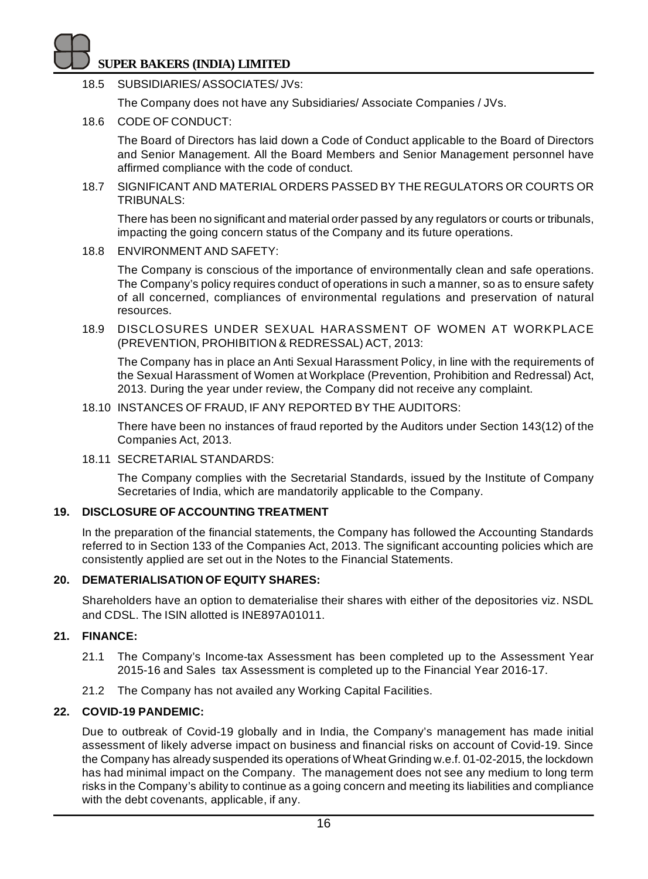18.5 SUBSIDIARIES/ ASSOCIATES/ JVs:

The Company does not have any Subsidiaries/ Associate Companies / JVs.

18.6 CODE OF CONDUCT:

The Board of Directors has laid down a Code of Conduct applicable to the Board of Directors and Senior Management. All the Board Members and Senior Management personnel have affirmed compliance with the code of conduct.

18.7 SIGNIFICANT AND MATERIAL ORDERS PASSED BY THE REGULATORS OR COURTS OR TRIBUNALS:

There has been no significant and material order passed by any regulators or courts or tribunals, impacting the going concern status of the Company and its future operations.

18.8 ENVIRONMENT AND SAFETY:

The Company is conscious of the importance of environmentally clean and safe operations. The Company's policy requires conduct of operations in such a manner, so as to ensure safety of all concerned, compliances of environmental regulations and preservation of natural resources.

18.9 DISCLOSURES UNDER SEXUAL HARASSMENT OF WOMEN AT WORKPLACE (PREVENTION, PROHIBITION & REDRESSAL) ACT, 2013:

The Company has in place an Anti Sexual Harassment Policy, in line with the requirements of the Sexual Harassment of Women at Workplace (Prevention, Prohibition and Redressal) Act, 2013. During the year under review, the Company did not receive any complaint.

18.10 INSTANCES OF FRAUD, IF ANY REPORTED BY THE AUDITORS:

There have been no instances of fraud reported by the Auditors under Section 143(12) of the Companies Act, 2013.

18.11 SECRETARIAL STANDARDS:

The Company complies with the Secretarial Standards, issued by the Institute of Company Secretaries of India, which are mandatorily applicable to the Company.

## 19. DISCLOSURE OF ACCOUNTING TREATMENT

In the preparation of the financial statements, the Company has followed the Accounting Standards referred to in Section 133 of the Companies Act, 2013. The significant accounting policies which are consistently applied are set out in the Notes to the Financial Statements.

## 20. DEMATERIALISATION OF EQUITY SHARES:

Shareholders have an option to dematerialise their shares with either of the depositories viz. NSDL and CDSL. The ISIN allotted is INE897A01011.

## 21. FINANCE:

21.1 The Company's Income-tax Assessment has been completed up to the Assessment Year 2015-16 and Sales tax Assessment is completed up to the Financial Year 2016-17.

21.2 The Company has not availed any Working Capital Facilities.

## 22. COVID-19 PANDEMIC:

Due to outbreak of Covid-19 globally and in India, the Company's management has made initial assessment of likely adverse impact on business and financial risks on account of Covid-19. Since the Company has already suspended its operations of Wheat Grinding w.e.f. 01-02-2015, the lockdown has had minimal impact on the Company. The management does not see any medium to long term risks in the Company's ability to continue as a going concern and meeting its liabilities and compliance with the debt covenants, applicable, if any.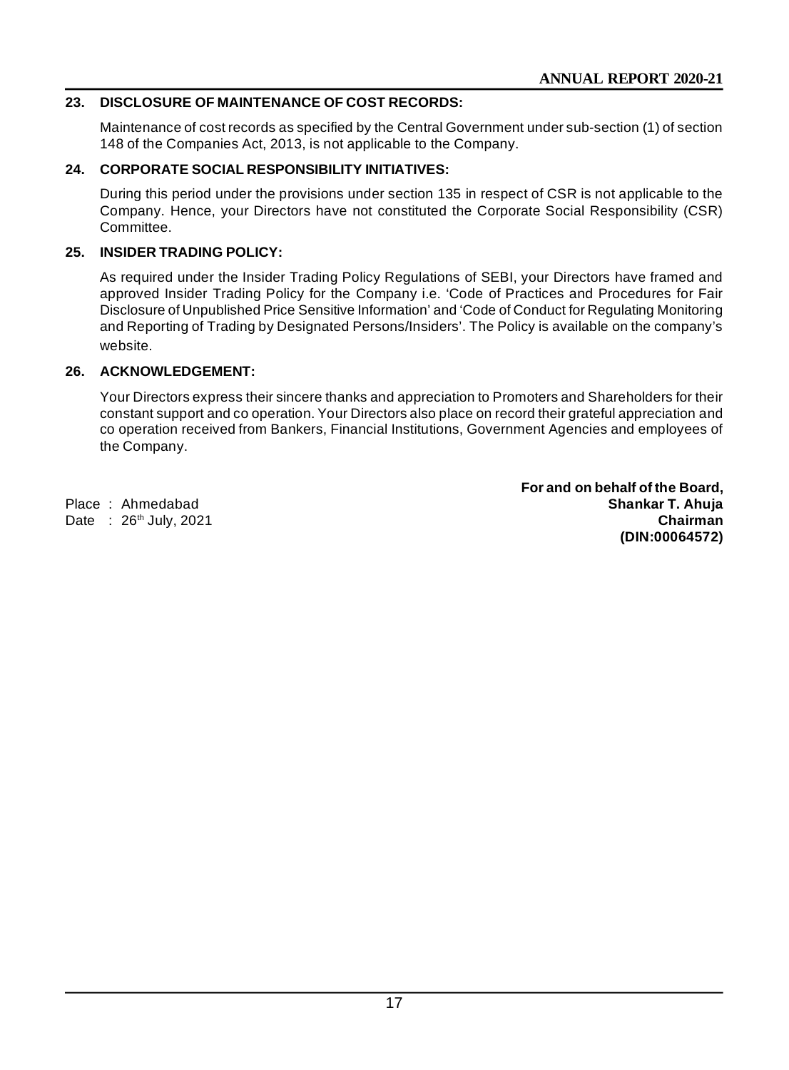## 23. DISCLOSURE OF MAINTENANCE OF COST RECORDS:

Maintenance of cost records as specified by the Central Government under sub-section (1) of section 148 of the Companies Act, 2013, is not applicable to the Company.

## 24. CORPORATE SOCIAL RESPONSIBILITY INITIATIVES:

During this period under the provisions under section 135 in respect of CSR is not applicable to the Company. Hence, your Directors have not constituted the Corporate Social Responsibility (CSR) Committee.

## 25. INSIDER TRADING POLICY:

As required under the Insider Trading Policy Regulations of SEBI, your Directors have framed and approved Insider Trading Policy for the Company i.e. 'Code of Practices and Procedures for Fair Disclosure of Unpublished Price Sensitive Information' and 'Code of Conduct for Regulating Monitoring and Reporting of Trading by Designated Persons/Insiders'. The Policy is available on the company's website.

## 26. ACKNOWLEDGEMENT:

Your Directors express their sincere thanks and appreciation to Promoters and Shareholders for their constant support and co operation. Your Directors also place on record their grateful appreciation and co operation received from Bankers, Financial Institutions, Government Agencies and employees of the Company.

**For and on behalf of the Board,**

Place : Ahmedabad
Date : 26th July, 2021

**Shankar T. Ahuja**
**Chairman**
**(DIN:00064572)**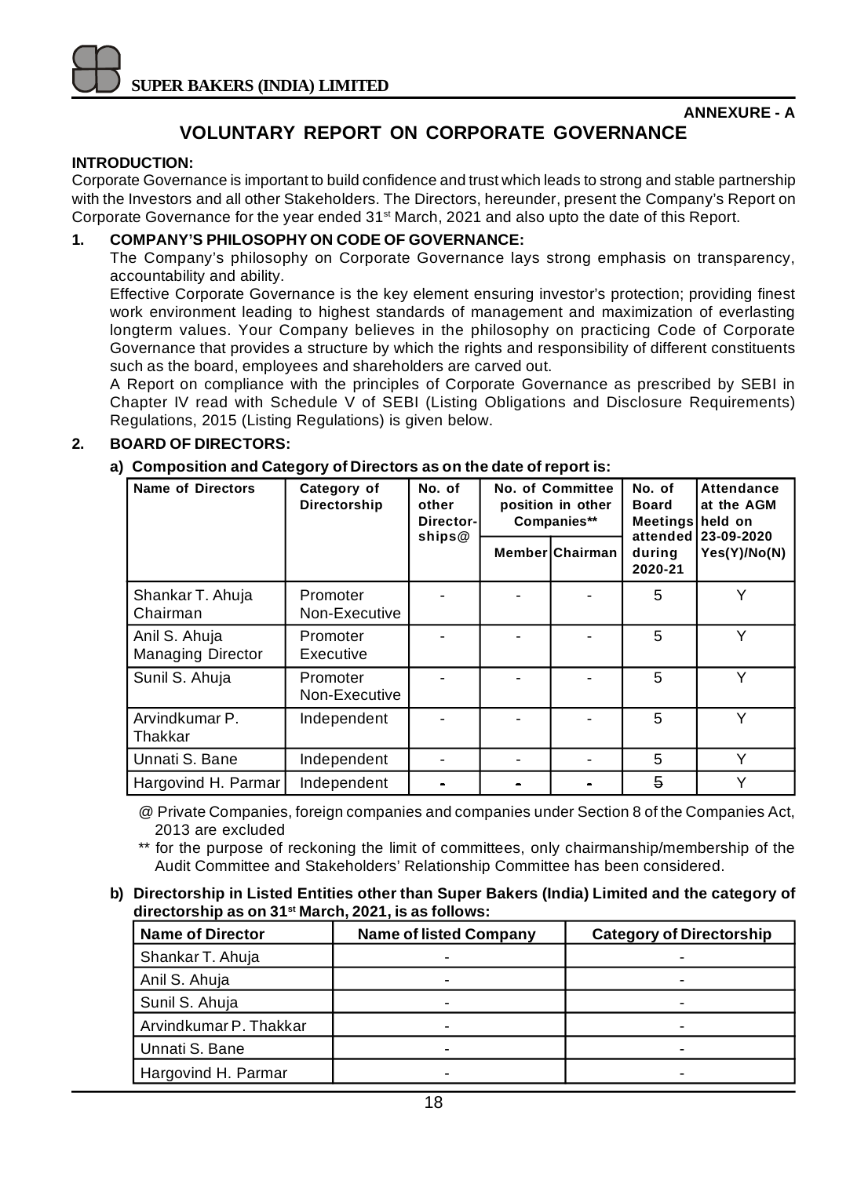ANNEXURE - A

# VOLUNTARY REPORT ON CORPORATE GOVERNANCE

**INTRODUCTION:**

Corporate Governance is important to build confidence and trust which leads to strong and stable partnership with the Investors and all other Stakeholders. The Directors, hereunder, present the Company's Report on Corporate Governance for the year ended 31st March, 2021 and also upto the date of this Report.

## 1. COMPANY'S PHILOSOPHY ON CODE OF GOVERNANCE:

The Company's philosophy on Corporate Governance lays strong emphasis on transparency, accountability and ability.

Effective Corporate Governance is the key element ensuring investor's protection; providing finest work environment leading to highest standards of management and maximization of everlasting longterm values. Your Company believes in the philosophy on practicing Code of Corporate Governance that provides a structure by which the rights and responsibility of different constituents such as the board, employees and shareholders are carved out.

A Report on compliance with the principles of Corporate Governance as prescribed by SEBI in Chapter IV read with Schedule V of SEBI (Listing Obligations and Disclosure Requirements) Regulations, 2015 (Listing Regulations) is given below.

## 2. BOARD OF DIRECTORS:

**a) Composition and Category of Directors as on the date of report is:**

| Name of Directors | Category of Directorship | No. of other Director-ships@ | No. of Committee position in other Companies** | | No. of Board Meetings attended during 2020-21 | Attendance at the AGM held on 23-09-2020 Yes(Y)/No(N) |
|---|---|---|---|---|---|---|
| | | | Member | Chairman | | |
| Shankar T. Ahuja Chairman | Promoter Non-Executive | - | - | - | 5 | Y |
| Anil S. Ahuja Managing Director | Promoter Executive | - | - | - | 5 | Y |
| Sunil S. Ahuja | Promoter Non-Executive | - | - | - | 5 | Y |
| Arvindkumar P. Thakkar | Independent | - | - | - | 5 | Y |
| Unnati S. Bane | Independent | - | - | - | 5 | Y |
| Hargovind H. Parmar | Independent | - | - | - | 5 | Y |

@ Private Companies, foreign companies and companies under Section 8 of the Companies Act, 2013 are excluded

** for the purpose of reckoning the limit of committees, only chairmanship/membership of the Audit Committee and Stakeholders' Relationship Committee has been considered.

**b) Directorship in Listed Entities other than Super Bakers (India) Limited and the category of directorship as on 31st March, 2021, is as follows:**

| Name of Director | Name of listed Company | Category of Directorship |
|---|---|---|
| Shankar T. Ahuja | - | - |
| Anil S. Ahuja | - | - |
| Sunil S. Ahuja | - | - |
| Arvindkumar P. Thakkar | - | - |
| Unnati S. Bane | - | - |
| Hargovind H. Parmar | - | - |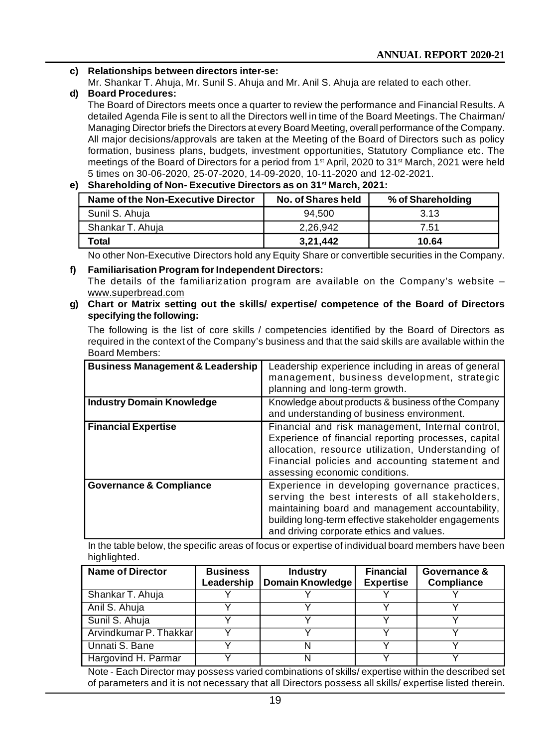**c) Relationships between directors inter-se:**

Mr. Shankar T. Ahuja, Mr. Sunil S. Ahuja and Mr. Anil S. Ahuja are related to each other.

**d) Board Procedures:**

The Board of Directors meets once a quarter to review the performance and Financial Results. A detailed Agenda File is sent to all the Directors well in time of the Board Meetings. The Chairman/ Managing Director briefs the Directors at every Board Meeting, overall performance of the Company. All major decisions/approvals are taken at the Meeting of the Board of Directors such as policy formation, business plans, budgets, investment opportunities, Statutory Compliance etc. The meetings of the Board of Directors for a period from 1st April, 2020 to 31st March, 2021 were held 5 times on 30-06-2020, 25-07-2020, 14-09-2020, 10-11-2020 and 12-02-2021.

**e) Shareholding of Non- Executive Directors as on 31st March, 2021:**

| Name of the Non-Executive Director | No. of Shares held | % of Shareholding |
|---|---|---|
| Sunil S. Ahuja | 94,500 | 3.13 |
| Shankar T. Ahuja | 2,26,942 | 7.51 |
| **Total** | **3,21,442** | **10.64** |

No other Non-Executive Directors hold any Equity Share or convertible securities in the Company.

**f) Familiarisation Program for Independent Directors:**

The details of the familiarization program are available on the Company's website – www.superbread.com

**g) Chart or Matrix setting out the skills/ expertise/ competence of the Board of Directors specifying the following:**

The following is the list of core skills / competencies identified by the Board of Directors as required in the context of the Company's business and that the said skills are available within the Board Members:

| **Business Management & Leadership** | Leadership experience including in areas of general management, business development, strategic planning and long-term growth. |
|---|---|
| **Industry Domain Knowledge** | Knowledge about products & business of the Company and understanding of business environment. |
| **Financial Expertise** | Financial and risk management, Internal control, Experience of financial reporting processes, capital allocation, resource utilization, Understanding of Financial policies and accounting statement and assessing economic conditions. |
| **Governance & Compliance** | Experience in developing governance practices, serving the best interests of all stakeholders, maintaining board and management accountability, building long-term effective stakeholder engagements and driving corporate ethics and values. |

In the table below, the specific areas of focus or expertise of individual board members have been highlighted.

| Name of Director | Business Leadership | Industry Domain Knowledge | Financial Expertise | Governance & Compliance |
|---|---|---|---|---|
| Shankar T. Ahuja | Y | Y | Y | Y |
| Anil S. Ahuja | Y | Y | Y | Y |
| Sunil S. Ahuja | Y | Y | Y | Y |
| Arvindkumar P. Thakkar | Y | Y | Y | Y |
| Unnati S. Bane | Y | N | Y | Y |
| Hargovind H. Parmar | Y | N | Y | Y |

Note - Each Director may possess varied combinations of skills/ expertise within the described set of parameters and it is not necessary that all Directors possess all skills/ expertise listed therein.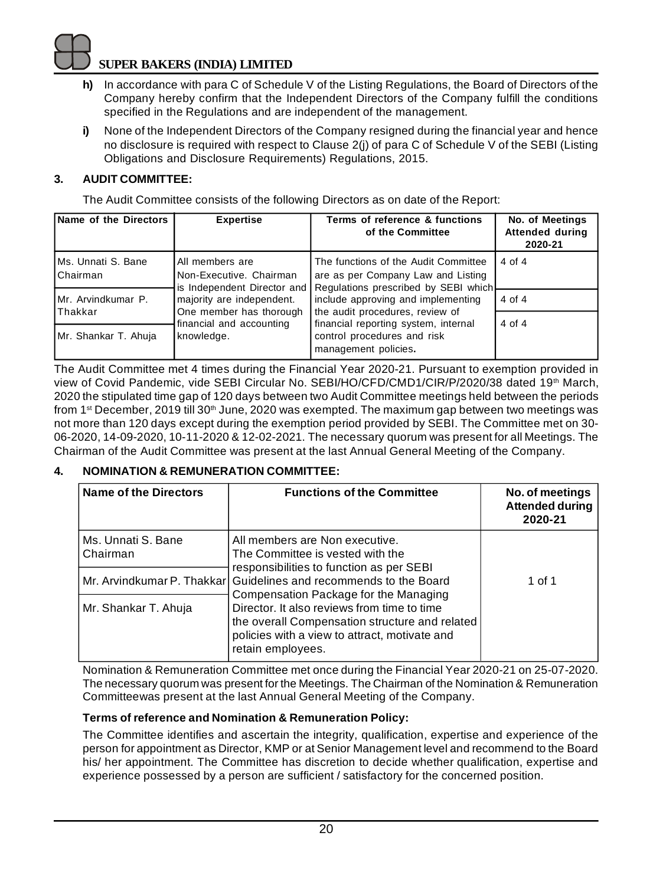h) In accordance with para C of Schedule V of the Listing Regulations, the Board of Directors of the Company hereby confirm that the Independent Directors of the Company fulfill the conditions specified in the Regulations and are independent of the management.

i) None of the Independent Directors of the Company resigned during the financial year and hence no disclosure is required with respect to Clause 2(j) of para C of Schedule V of the SEBI (Listing Obligations and Disclosure Requirements) Regulations, 2015.

### 3. AUDIT COMMITTEE:

The Audit Committee consists of the following Directors as on date of the Report:

| Name of the Directors | Expertise | Terms of reference & functions of the Committee | No. of Meetings Attended during 2020-21 |
|---|---|---|---|
| Ms. Unnati S. Bane Chairman | All members are Non-Executive. Chairman is Independent Director and majority are independent. One member has thorough financial and accounting knowledge. | The functions of the Audit Committee are as per Company Law and Listing Regulations prescribed by SEBI which include approving and implementing the audit procedures, review of financial reporting system, internal control procedures and risk management policies. | 4 of 4 |
| Mr. Arvindkumar P. Thakkar | | | 4 of 4 |
| Mr. Shankar T. Ahuja | | | 4 of 4 |

The Audit Committee met 4 times during the Financial Year 2020-21. Pursuant to exemption provided in view of Covid Pandemic, vide SEBI Circular No. SEBI/HO/CFD/CMD1/CIR/P/2020/38 dated 19th March, 2020 the stipulated time gap of 120 days between two Audit Committee meetings held between the periods from 1st December, 2019 till 30th June, 2020 was exempted. The maximum gap between two meetings was not more than 120 days except during the exemption period provided by SEBI. The Committee met on 30-06-2020, 14-09-2020, 10-11-2020 & 12-02-2021. The necessary quorum was present for all Meetings. The Chairman of the Audit Committee was present at the last Annual General Meeting of the Company.

### 4. NOMINATION & REMUNERATION COMMITTEE:

| Name of the Directors | Functions of the Committee | No. of meetings Attended during 2020-21 |
|---|---|---|
| Ms. Unnati S. Bane Chairman | All members are Non executive. The Committee is vested with the responsibilities to function as per SEBI Guidelines and recommends to the Board Compensation Package for the Managing Director. It also reviews from time to time the overall Compensation structure and related policies with a view to attract, motivate and retain employees. | 1 of 1 |
| Mr. Arvindkumar P. Thakkar | | |
| Mr. Shankar T. Ahuja | | |

Nomination & Remuneration Committee met once during the Financial Year 2020-21 on 25-07-2020. The necessary quorum was present for the Meetings. The Chairman of the Nomination & Remuneration Committeewas present at the last Annual General Meeting of the Company.

**Terms of reference and Nomination & Remuneration Policy:**

The Committee identifies and ascertain the integrity, qualification, expertise and experience of the person for appointment as Director, KMP or at Senior Management level and recommend to the Board his/ her appointment. The Committee has discretion to decide whether qualification, expertise and experience possessed by a person are sufficient / satisfactory for the concerned position.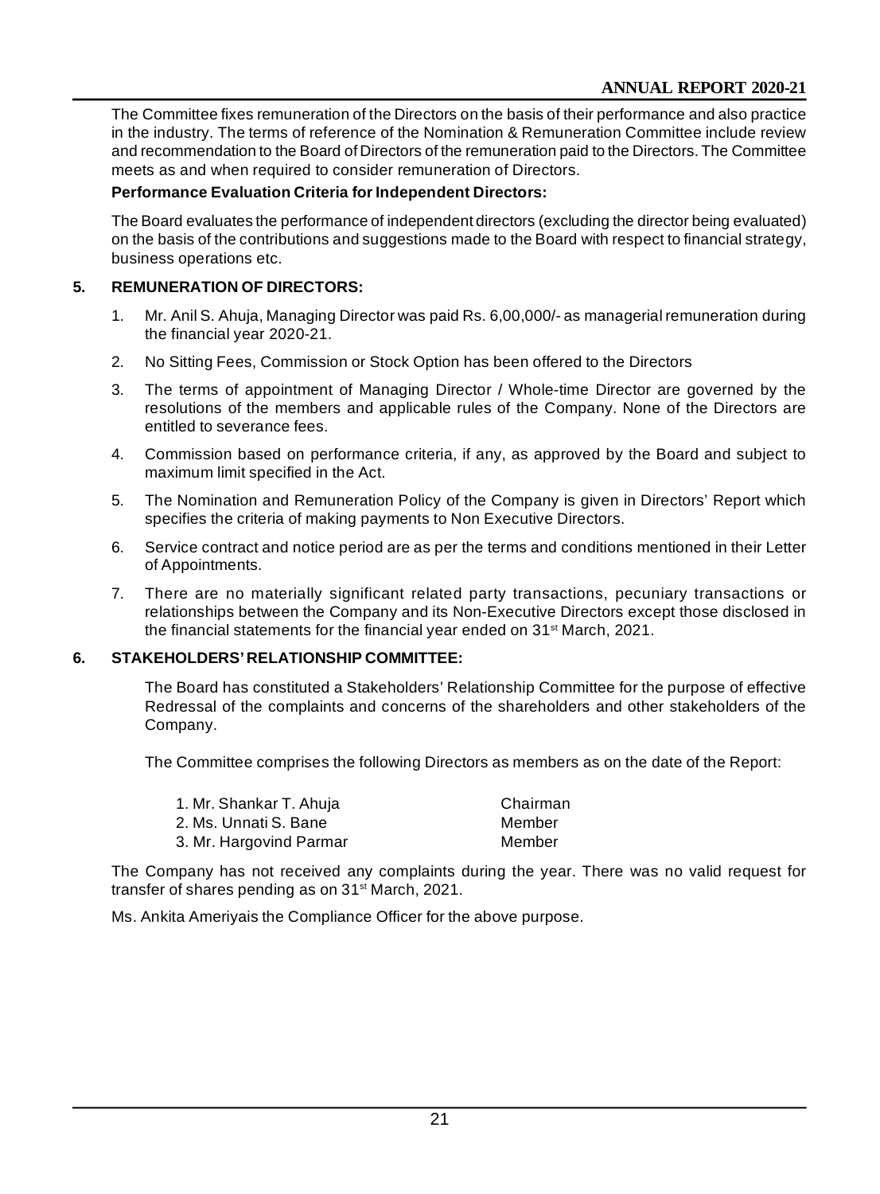The Committee fixes remuneration of the Directors on the basis of their performance and also practice in the industry. The terms of reference of the Nomination & Remuneration Committee include review and recommendation to the Board of Directors of the remuneration paid to the Directors. The Committee meets as and when required to consider remuneration of Directors.

**Performance Evaluation Criteria for Independent Directors:**

The Board evaluates the performance of independent directors (excluding the director being evaluated) on the basis of the contributions and suggestions made to the Board with respect to financial strategy, business operations etc.

## 5. REMUNERATION OF DIRECTORS:

1. Mr. Anil S. Ahuja, Managing Director was paid Rs. 6,00,000/- as managerial remuneration during the financial year 2020-21.
2. No Sitting Fees, Commission or Stock Option has been offered to the Directors
3. The terms of appointment of Managing Director / Whole-time Director are governed by the resolutions of the members and applicable rules of the Company. None of the Directors are entitled to severance fees.
4. Commission based on performance criteria, if any, as approved by the Board and subject to maximum limit specified in the Act.
5. The Nomination and Remuneration Policy of the Company is given in Directors' Report which specifies the criteria of making payments to Non Executive Directors.
6. Service contract and notice period are as per the terms and conditions mentioned in their Letter of Appointments.
7. There are no materially significant related party transactions, pecuniary transactions or relationships between the Company and its Non-Executive Directors except those disclosed in the financial statements for the financial year ended on 31st March, 2021.

## 6. STAKEHOLDERS' RELATIONSHIP COMMITTEE:

The Board has constituted a Stakeholders' Relationship Committee for the purpose of effective Redressal of the complaints and concerns of the shareholders and other stakeholders of the Company.

The Committee comprises the following Directors as members as on the date of the Report:

| | |
|---|---|
| 1. Mr. Shankar T. Ahuja | Chairman |
| 2. Ms. Unnati S. Bane | Member |
| 3. Mr. Hargovind Parmar | Member |

The Company has not received any complaints during the year. There was no valid request for transfer of shares pending as on 31st March, 2021.

Ms. Ankita Ameriyais the Compliance Officer for the above purpose.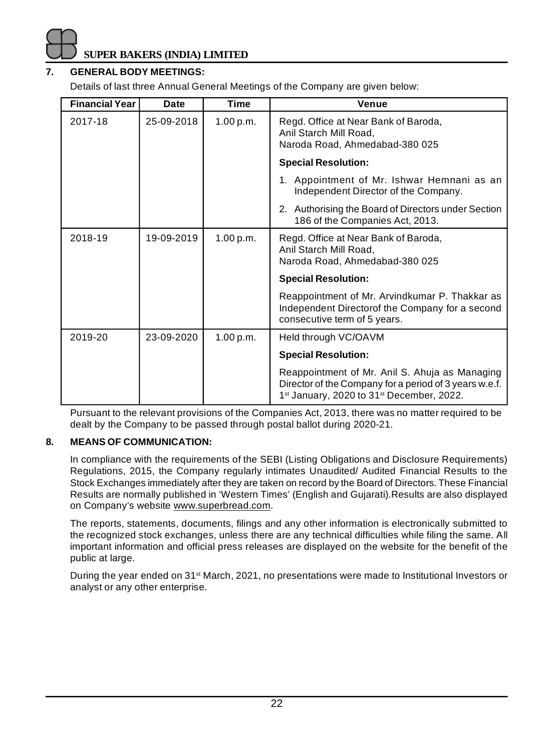## 7. GENERAL BODY MEETINGS:

Details of last three Annual General Meetings of the Company are given below:

| Financial Year | Date | Time | Venue |
|---|---|---|---|
| 2017-18 | 25-09-2018 | 1.00 p.m. | Regd. Office at Near Bank of Baroda, Anil Starch Mill Road, Naroda Road, Ahmedabad-380 025<br>**Special Resolution:**<br>1. Appointment of Mr. Ishwar Hemnani as an Independent Director of the Company.<br>2. Authorising the Board of Directors under Section 186 of the Companies Act, 2013. |
| 2018-19 | 19-09-2019 | 1.00 p.m. | Regd. Office at Near Bank of Baroda, Anil Starch Mill Road, Naroda Road, Ahmedabad-380 025<br>**Special Resolution:**<br>Reappointment of Mr. Arvindkumar P. Thakkar as Independent Directorof the Company for a second consecutive term of 5 years. |
| 2019-20 | 23-09-2020 | 1.00 p.m. | Held through VC/OAVM<br>**Special Resolution:**<br>Reappointment of Mr. Anil S. Ahuja as Managing Director of the Company for a period of 3 years w.e.f. 1st January, 2020 to 31st December, 2022. |

Pursuant to the relevant provisions of the Companies Act, 2013, there was no matter required to be dealt by the Company to be passed through postal ballot during 2020-21.

## 8. MEANS OF COMMUNICATION:

In compliance with the requirements of the SEBI (Listing Obligations and Disclosure Requirements) Regulations, 2015, the Company regularly intimates Unaudited/ Audited Financial Results to the Stock Exchanges immediately after they are taken on record by the Board of Directors. These Financial Results are normally published in 'Western Times' (English and Gujarati).Results are also displayed on Company's website www.superbread.com.

The reports, statements, documents, filings and any other information is electronically submitted to the recognized stock exchanges, unless there are any technical difficulties while filing the same. All important information and official press releases are displayed on the website for the benefit of the public at large.

During the year ended on 31st March, 2021, no presentations were made to Institutional Investors or analyst or any other enterprise.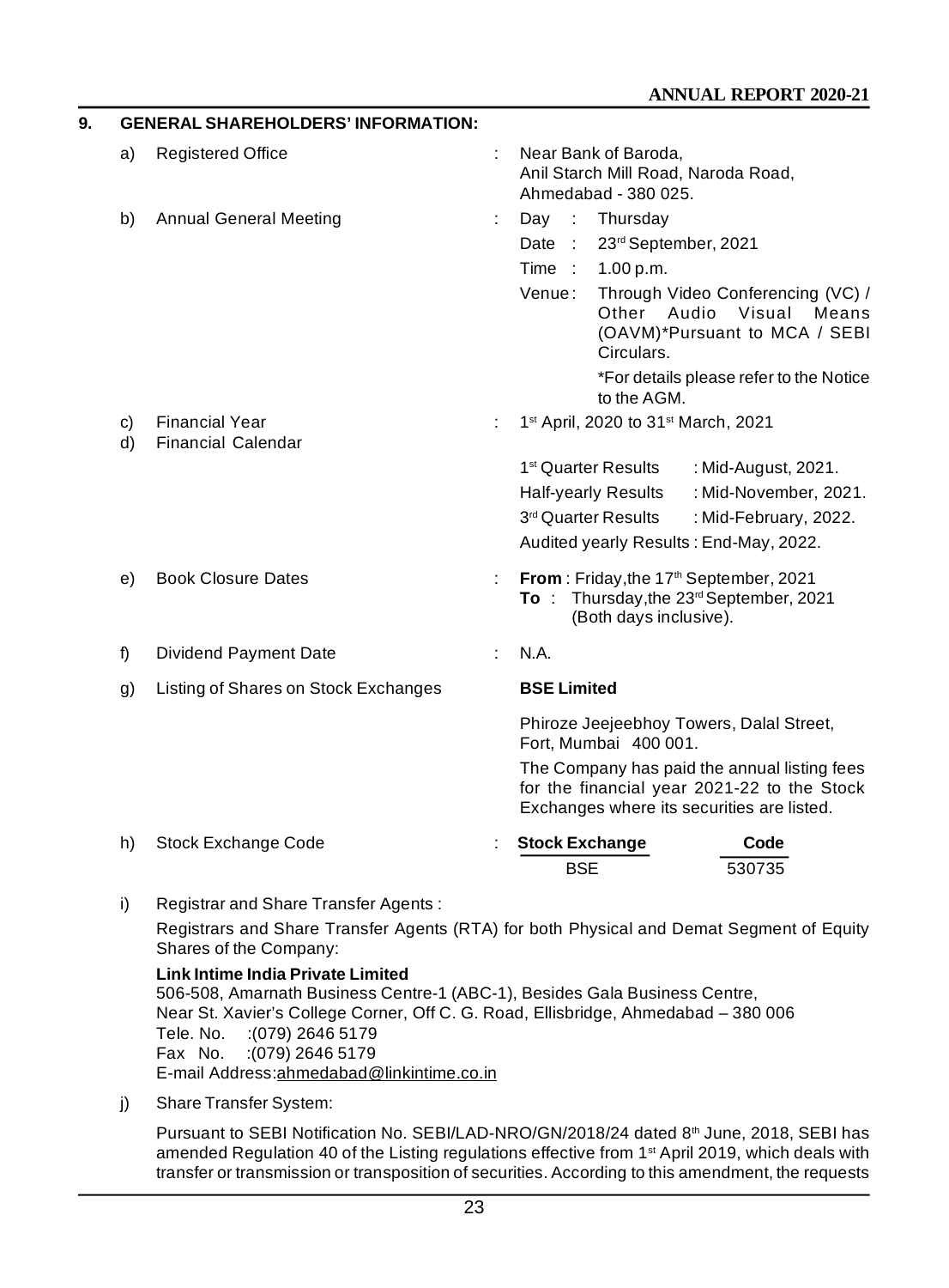## 9. GENERAL SHAREHOLDERS' INFORMATION:

a) **Registered Office** : Near Bank of Baroda, Anil Starch Mill Road, Naroda Road, Ahmedabad - 380 025.

b) **Annual General Meeting** :

- Day : Thursday
- Date : 23rd September, 2021
- Time : 1.00 p.m.
- Venue : Through Video Conferencing (VC) / Other Audio Visual Means (OAVM)*Pursuant to MCA / SEBI Circulars.

  *For details please refer to the Notice to the AGM.

c) **Financial Year** : 1st April, 2020 to 31st March, 2021

d) **Financial Calendar**

| | |
|---|---|
| 1st Quarter Results | : Mid-August, 2021. |
| Half-yearly Results | : Mid-November, 2021. |
| 3rd Quarter Results | : Mid-February, 2022. |
| Audited yearly Results | : End-May, 2022. |

e) **Book Closure Dates** : **From** : Friday, the 17th September, 2021
**To** : Thursday, the 23rd September, 2021 (Both days inclusive).

f) **Dividend Payment Date** : N.A.

g) **Listing of Shares on Stock Exchanges**

**BSE Limited**

Phiroze Jeejeebhoy Towers, Dalal Street, Fort, Mumbai 400 001.

The Company has paid the annual listing fees for the financial year 2021-22 to the Stock Exchanges where its securities are listed.

h) **Stock Exchange Code** :

| Stock Exchange | Code |
|---|---|
| BSE | 530735 |

i) **Registrar and Share Transfer Agents :**

Registrars and Share Transfer Agents (RTA) for both Physical and Demat Segment of Equity Shares of the Company:

**Link Intime India Private Limited**
506-508, Amarnath Business Centre-1 (ABC-1), Besides Gala Business Centre,
Near St. Xavier's College Corner, Off C. G. Road, Ellisbridge, Ahmedabad – 380 006
Tele. No. :(079) 2646 5179
Fax No. :(079) 2646 5179
E-mail Address:ahmedabad@linkintime.co.in

j) **Share Transfer System:**

Pursuant to SEBI Notification No. SEBI/LAD-NRO/GN/2018/24 dated 8th June, 2018, SEBI has amended Regulation 40 of the Listing regulations effective from 1st April 2019, which deals with transfer or transmission or transposition of securities. According to this amendment, the requests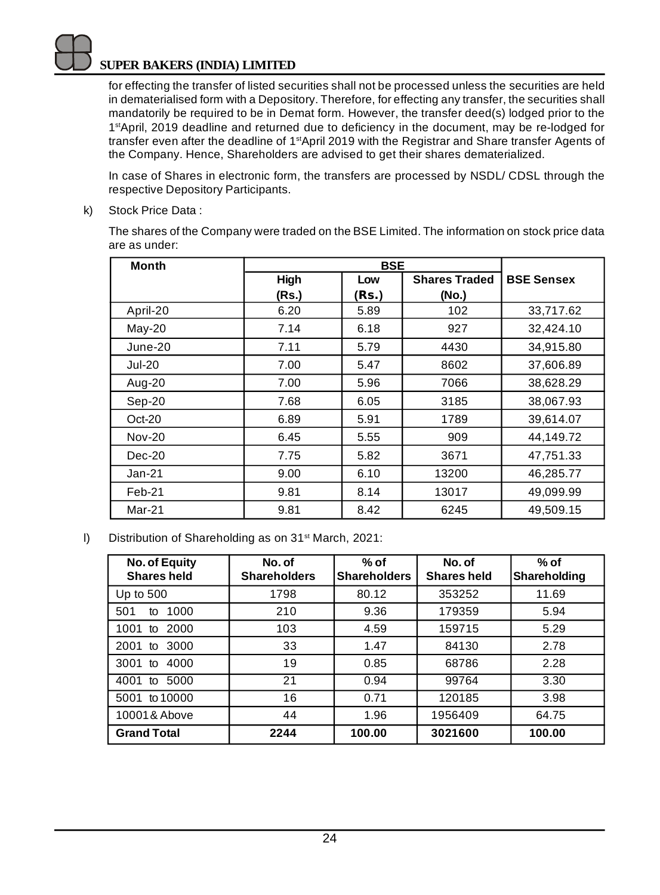for effecting the transfer of listed securities shall not be processed unless the securities are held in dematerialised form with a Depository. Therefore, for effecting any transfer, the securities shall mandatorily be required to be in Demat form. However, the transfer deed(s) lodged prior to the 1st April, 2019 deadline and returned due to deficiency in the document, may be re-lodged for transfer even after the deadline of 1st April 2019 with the Registrar and Share transfer Agents of the Company. Hence, Shareholders are advised to get their shares dematerialized.

In case of Shares in electronic form, the transfers are processed by NSDL/ CDSL through the respective Depository Participants.

k) Stock Price Data :

The shares of the Company were traded on the BSE Limited. The information on stock price data are as under:

| Month | BSE | | | |
|---|---|---|---|---|
| | High (Rs.) | Low (Rs.) | Shares Traded (No.) | BSE Sensex |
| April-20 | 6.20 | 5.89 | 102 | 33,717.62 |
| May-20 | 7.14 | 6.18 | 927 | 32,424.10 |
| June-20 | 7.11 | 5.79 | 4430 | 34,915.80 |
| Jul-20 | 7.00 | 5.47 | 8602 | 37,606.89 |
| Aug-20 | 7.00 | 5.96 | 7066 | 38,628.29 |
| Sep-20 | 7.68 | 6.05 | 3185 | 38,067.93 |
| Oct-20 | 6.89 | 5.91 | 1789 | 39,614.07 |
| Nov-20 | 6.45 | 5.55 | 909 | 44,149.72 |
| Dec-20 | 7.75 | 5.82 | 3671 | 47,751.33 |
| Jan-21 | 9.00 | 6.10 | 13200 | 46,285.77 |
| Feb-21 | 9.81 | 8.14 | 13017 | 49,099.99 |
| Mar-21 | 9.81 | 8.42 | 6245 | 49,509.15 |

l) Distribution of Shareholding as on 31st March, 2021:

| No. of Equity Shares held | No. of Shareholders | % of Shareholders | No. of Shares held | % of Shareholding |
|---|---|---|---|---|
| Up to 500 | 1798 | 80.12 | 353252 | 11.69 |
| 501 to 1000 | 210 | 9.36 | 179359 | 5.94 |
| 1001 to 2000 | 103 | 4.59 | 159715 | 5.29 |
| 2001 to 3000 | 33 | 1.47 | 84130 | 2.78 |
| 3001 to 4000 | 19 | 0.85 | 68786 | 2.28 |
| 4001 to 5000 | 21 | 0.94 | 99764 | 3.30 |
| 5001 to 10000 | 16 | 0.71 | 120185 | 3.98 |
| 10001 & Above | 44 | 1.96 | 1956409 | 64.75 |
| **Grand Total** | **2244** | **100.00** | **3021600** | **100.00** |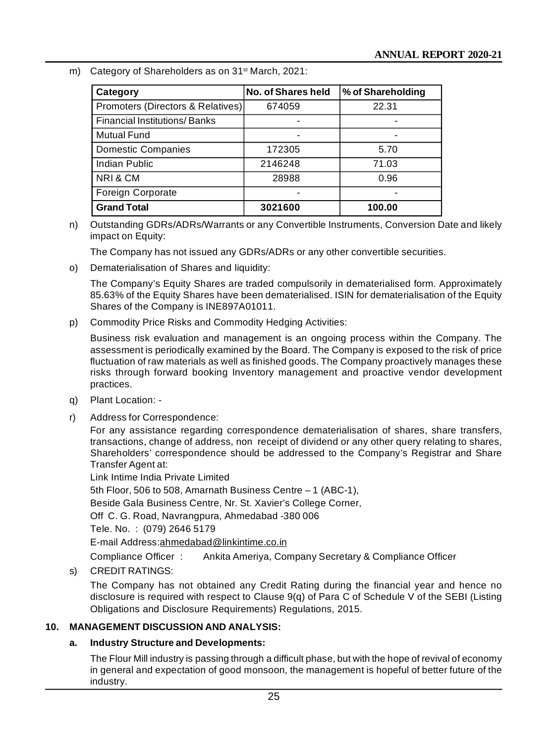m) Category of Shareholders as on 31st March, 2021:

| Category | No. of Shares held | % of Shareholding |
|---|---|---|
| Promoters (Directors & Relatives) | 674059 | 22.31 |
| Financial Institutions/ Banks | - | - |
| Mutual Fund | - | - |
| Domestic Companies | 172305 | 5.70 |
| Indian Public | 2146248 | 71.03 |
| NRI & CM | 28988 | 0.96 |
| Foreign Corporate | - | - |
| **Grand Total** | **3021600** | **100.00** |

n) Outstanding GDRs/ADRs/Warrants or any Convertible Instruments, Conversion Date and likely impact on Equity:

The Company has not issued any GDRs/ADRs or any other convertible securities.

o) Dematerialisation of Shares and liquidity:

The Company's Equity Shares are traded compulsorily in dematerialised form. Approximately 85.63% of the Equity Shares have been dematerialised. ISIN for dematerialisation of the Equity Shares of the Company is INE897A01011.

p) Commodity Price Risks and Commodity Hedging Activities:

Business risk evaluation and management is an ongoing process within the Company. The assessment is periodically examined by the Board. The Company is exposed to the risk of price fluctuation of raw materials as well as finished goods. The Company proactively manages these risks through forward booking Inventory management and proactive vendor development practices.

q) Plant Location: -

r) Address for Correspondence:

For any assistance regarding correspondence dematerialisation of shares, share transfers, transactions, change of address, non receipt of dividend or any other query relating to shares, Shareholders' correspondence should be addressed to the Company's Registrar and Share Transfer Agent at:

Link Intime India Private Limited

5th Floor, 506 to 508, Amarnath Business Centre – 1 (ABC-1),

Beside Gala Business Centre, Nr. St. Xavier's College Corner,

Off C. G. Road, Navrangpura, Ahmedabad -380 006

Tele. No. : (079) 2646 5179

E-mail Address:ahmedabad@linkintime.co.in

Compliance Officer : Ankita Ameriya, Company Secretary & Compliance Officer

s) CREDIT RATINGS:

The Company has not obtained any Credit Rating during the financial year and hence no disclosure is required with respect to Clause 9(q) of Para C of Schedule V of the SEBI (Listing Obligations and Disclosure Requirements) Regulations, 2015.

## 10. MANAGEMENT DISCUSSION AND ANALYSIS:

### a. Industry Structure and Developments:

The Flour Mill industry is passing through a difficult phase, but with the hope of revival of economy in general and expectation of good monsoon, the management is hopeful of better future of the industry.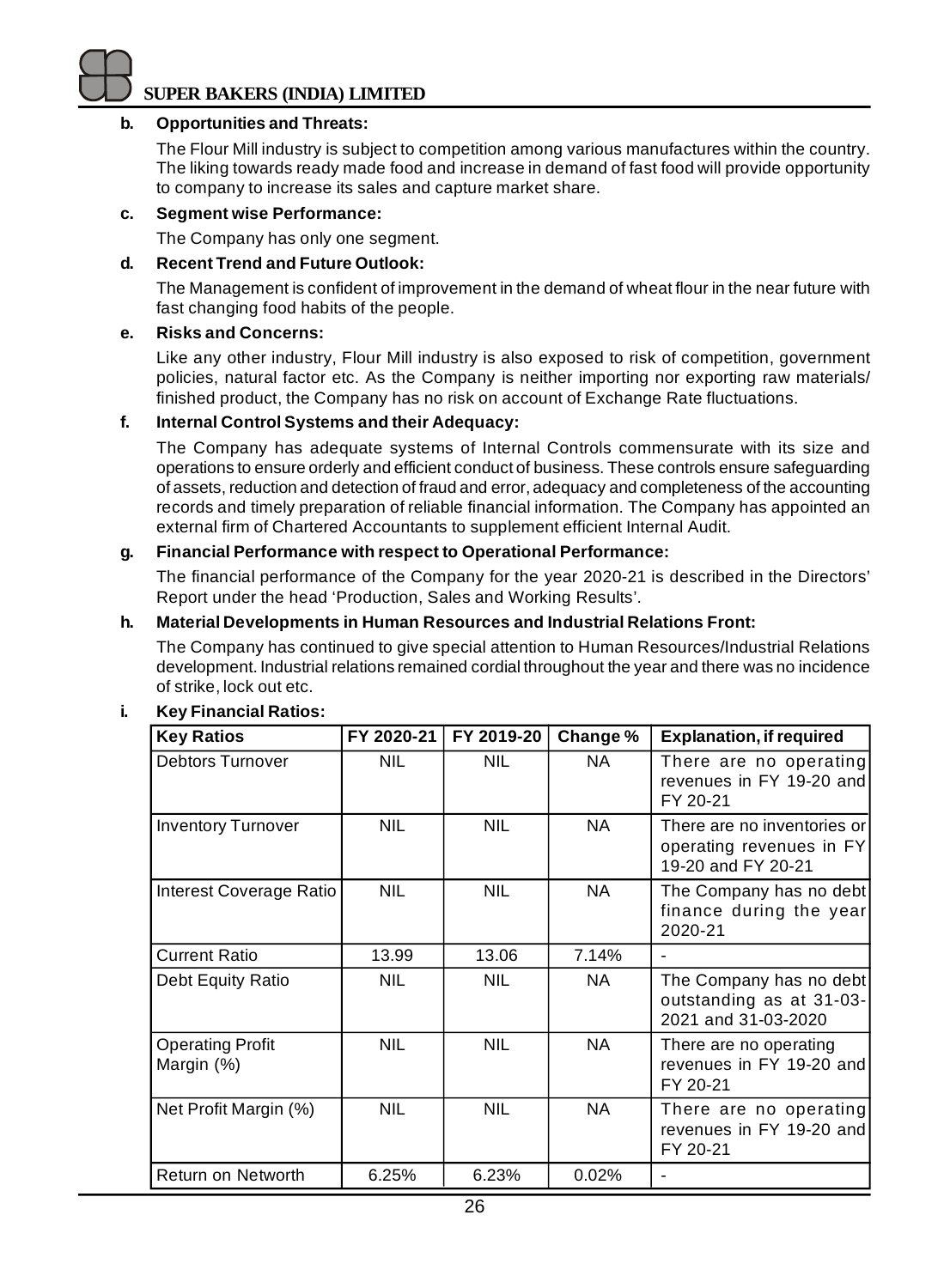**b. Opportunities and Threats:**

The Flour Mill industry is subject to competition among various manufactures within the country. The liking towards ready made food and increase in demand of fast food will provide opportunity to company to increase its sales and capture market share.

**c. Segment wise Performance:**

The Company has only one segment.

**d. Recent Trend and Future Outlook:**

The Management is confident of improvement in the demand of wheat flour in the near future with fast changing food habits of the people.

**e. Risks and Concerns:**

Like any other industry, Flour Mill industry is also exposed to risk of competition, government policies, natural factor etc. As the Company is neither importing nor exporting raw materials/ finished product, the Company has no risk on account of Exchange Rate fluctuations.

**f. Internal Control Systems and their Adequacy:**

The Company has adequate systems of Internal Controls commensurate with its size and operations to ensure orderly and efficient conduct of business. These controls ensure safeguarding of assets, reduction and detection of fraud and error, adequacy and completeness of the accounting records and timely preparation of reliable financial information. The Company has appointed an external firm of Chartered Accountants to supplement efficient Internal Audit.

**g. Financial Performance with respect to Operational Performance:**

The financial performance of the Company for the year 2020-21 is described in the Directors' Report under the head 'Production, Sales and Working Results'.

**h. Material Developments in Human Resources and Industrial Relations Front:**

The Company has continued to give special attention to Human Resources/Industrial Relations development. Industrial relations remained cordial throughout the year and there was no incidence of strike, lock out etc.

**i. Key Financial Ratios:**

| Key Ratios | FY 2020-21 | FY 2019-20 | Change % | Explanation, if required |
|---|---|---|---|---|
| Debtors Turnover | NIL | NIL | NA | There are no operating revenues in FY 19-20 and FY 20-21 |
| Inventory Turnover | NIL | NIL | NA | There are no inventories or operating revenues in FY 19-20 and FY 20-21 |
| Interest Coverage Ratio | NIL | NIL | NA | The Company has no debt finance during the year 2020-21 |
| Current Ratio | 13.99 | 13.06 | 7.14% | - |
| Debt Equity Ratio | NIL | NIL | NA | The Company has no debt outstanding as at 31-03-2021 and 31-03-2020 |
| Operating Profit Margin (%) | NIL | NIL | NA | There are no operating revenues in FY 19-20 and FY 20-21 |
| Net Profit Margin (%) | NIL | NIL | NA | There are no operating revenues in FY 19-20 and FY 20-21 |
| Return on Networth | 6.25% | 6.23% | 0.02% | - |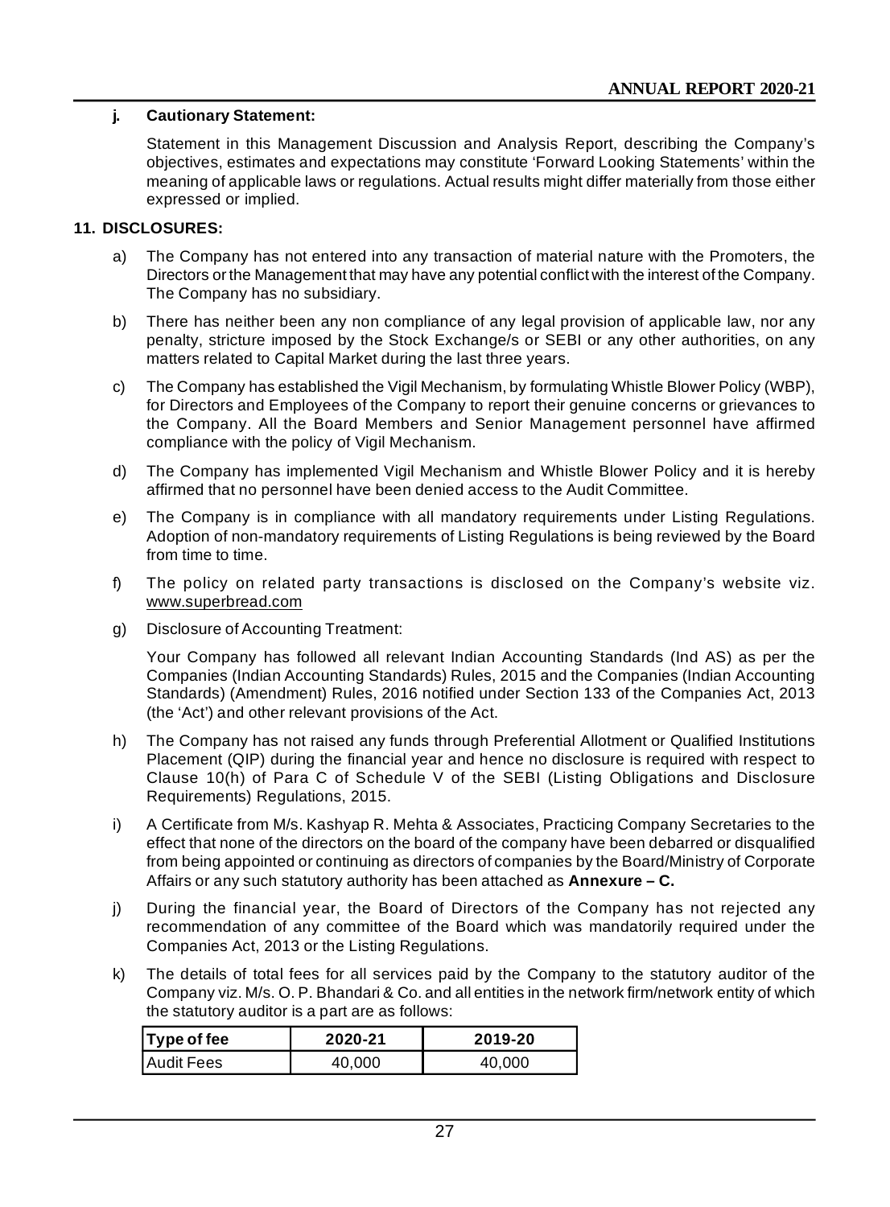**j. Cautionary Statement:**

Statement in this Management Discussion and Analysis Report, describing the Company's objectives, estimates and expectations may constitute 'Forward Looking Statements' within the meaning of applicable laws or regulations. Actual results might differ materially from those either expressed or implied.

## 11. DISCLOSURES:

a) The Company has not entered into any transaction of material nature with the Promoters, the Directors or the Management that may have any potential conflict with the interest of the Company. The Company has no subsidiary.

b) There has neither been any non compliance of any legal provision of applicable law, nor any penalty, stricture imposed by the Stock Exchange/s or SEBI or any other authorities, on any matters related to Capital Market during the last three years.

c) The Company has established the Vigil Mechanism, by formulating Whistle Blower Policy (WBP), for Directors and Employees of the Company to report their genuine concerns or grievances to the Company. All the Board Members and Senior Management personnel have affirmed compliance with the policy of Vigil Mechanism.

d) The Company has implemented Vigil Mechanism and Whistle Blower Policy and it is hereby affirmed that no personnel have been denied access to the Audit Committee.

e) The Company is in compliance with all mandatory requirements under Listing Regulations. Adoption of non-mandatory requirements of Listing Regulations is being reviewed by the Board from time to time.

f) The policy on related party transactions is disclosed on the Company's website viz. www.superbread.com

g) Disclosure of Accounting Treatment:

Your Company has followed all relevant Indian Accounting Standards (Ind AS) as per the Companies (Indian Accounting Standards) Rules, 2015 and the Companies (Indian Accounting Standards) (Amendment) Rules, 2016 notified under Section 133 of the Companies Act, 2013 (the 'Act') and other relevant provisions of the Act.

h) The Company has not raised any funds through Preferential Allotment or Qualified Institutions Placement (QIP) during the financial year and hence no disclosure is required with respect to Clause 10(h) of Para C of Schedule V of the SEBI (Listing Obligations and Disclosure Requirements) Regulations, 2015.

i) A Certificate from M/s. Kashyap R. Mehta & Associates, Practicing Company Secretaries to the effect that none of the directors on the board of the company have been debarred or disqualified from being appointed or continuing as directors of companies by the Board/Ministry of Corporate Affairs or any such statutory authority has been attached as **Annexure – C.**

j) During the financial year, the Board of Directors of the Company has not rejected any recommendation of any committee of the Board which was mandatorily required under the Companies Act, 2013 or the Listing Regulations.

k) The details of total fees for all services paid by the Company to the statutory auditor of the Company viz. M/s. O. P. Bhandari & Co. and all entities in the network firm/network entity of which the statutory auditor is a part are as follows:

| Type of fee | 2020-21 | 2019-20 |
|---|---|---|
| Audit Fees | 40,000 | 40,000 |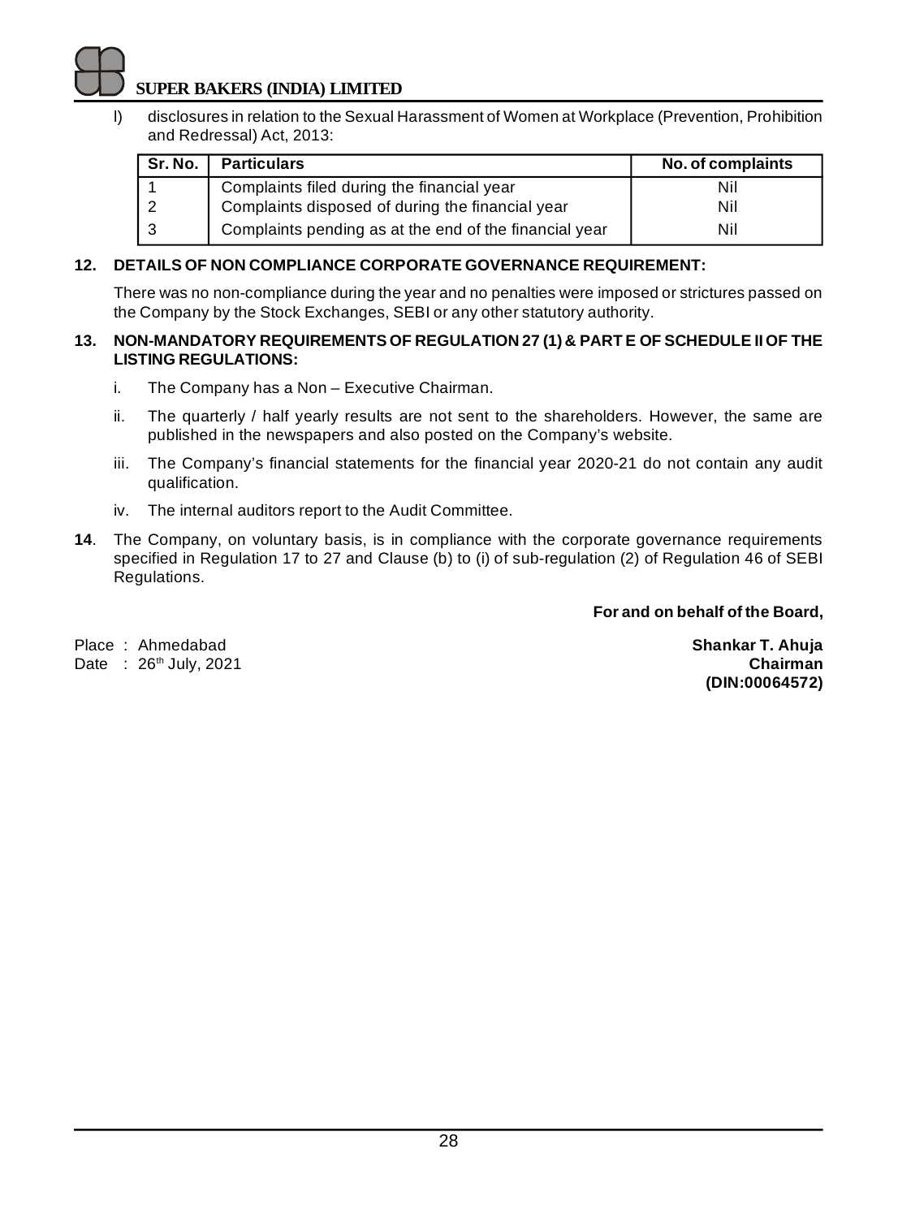l) disclosures in relation to the Sexual Harassment of Women at Workplace (Prevention, Prohibition and Redressal) Act, 2013:

| Sr. No. | Particulars | No. of complaints |
|---|---|---|
| 1 | Complaints filed during the financial year | Nil |
| 2 | Complaints disposed of during the financial year | Nil |
| 3 | Complaints pending as at the end of the financial year | Nil |

**12. DETAILS OF NON COMPLIANCE CORPORATE GOVERNANCE REQUIREMENT:**

There was no non-compliance during the year and no penalties were imposed or strictures passed on the Company by the Stock Exchanges, SEBI or any other statutory authority.

**13. NON-MANDATORY REQUIREMENTS OF REGULATION 27 (1) & PART E OF SCHEDULE II OF THE LISTING REGULATIONS:**

i. The Company has a Non – Executive Chairman.

ii. The quarterly / half yearly results are not sent to the shareholders. However, the same are published in the newspapers and also posted on the Company's website.

iii. The Company's financial statements for the financial year 2020-21 do not contain any audit qualification.

iv. The internal auditors report to the Audit Committee.

**14**. The Company, on voluntary basis, is in compliance with the corporate governance requirements specified in Regulation 17 to 27 and Clause (b) to (i) of sub-regulation (2) of Regulation 46 of SEBI Regulations.

**For and on behalf of the Board,**

Place : Ahmedabad
Date : 26th July, 2021

**Shankar T. Ahuja**
**Chairman**
**(DIN:00064572)**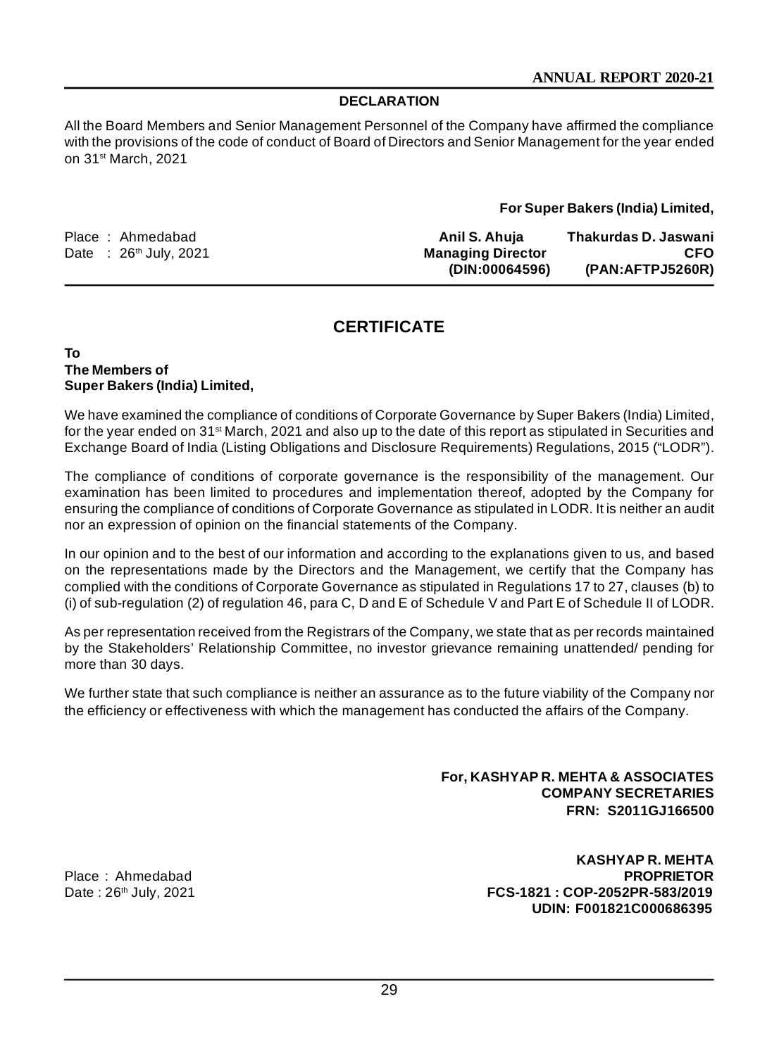## DECLARATION

All the Board Members and Senior Management Personnel of the Company have affirmed the compliance with the provisions of the code of conduct of Board of Directors and Senior Management for the year ended on 31st March, 2021

**For Super Bakers (India) Limited,**

| | | |
|---|---|---|
| Place : Ahmedabad | **Anil S. Ahuja** | **Thakurdas D. Jaswani** |
| Date : 26th July, 2021 | **Managing Director** | **CFO** |
| | **(DIN:00064596)** | **(PAN:AFTPJ5260R)** |

## CERTIFICATE

**To**
**The Members of**
**Super Bakers (India) Limited,**

We have examined the compliance of conditions of Corporate Governance by Super Bakers (India) Limited, for the year ended on 31st March, 2021 and also up to the date of this report as stipulated in Securities and Exchange Board of India (Listing Obligations and Disclosure Requirements) Regulations, 2015 ("LODR").

The compliance of conditions of corporate governance is the responsibility of the management. Our examination has been limited to procedures and implementation thereof, adopted by the Company for ensuring the compliance of conditions of Corporate Governance as stipulated in LODR. It is neither an audit nor an expression of opinion on the financial statements of the Company.

In our opinion and to the best of our information and according to the explanations given to us, and based on the representations made by the Directors and the Management, we certify that the Company has complied with the conditions of Corporate Governance as stipulated in Regulations 17 to 27, clauses (b) to (i) of sub-regulation (2) of regulation 46, para C, D and E of Schedule V and Part E of Schedule II of LODR.

As per representation received from the Registrars of the Company, we state that as per records maintained by the Stakeholders' Relationship Committee, no investor grievance remaining unattended/ pending for more than 30 days.

We further state that such compliance is neither an assurance as to the future viability of the Company nor the efficiency or effectiveness with which the management has conducted the affairs of the Company.

**For, KASHYAP R. MEHTA & ASSOCIATES**
**COMPANY SECRETARIES**
**FRN: S2011GJ166500**

**KASHYAP R. MEHTA**
**PROPRIETOR**
**FCS-1821 : COP-2052PR-583/2019**
**UDIN: F001821C000686395**

Place : Ahmedabad
Date : 26th July, 2021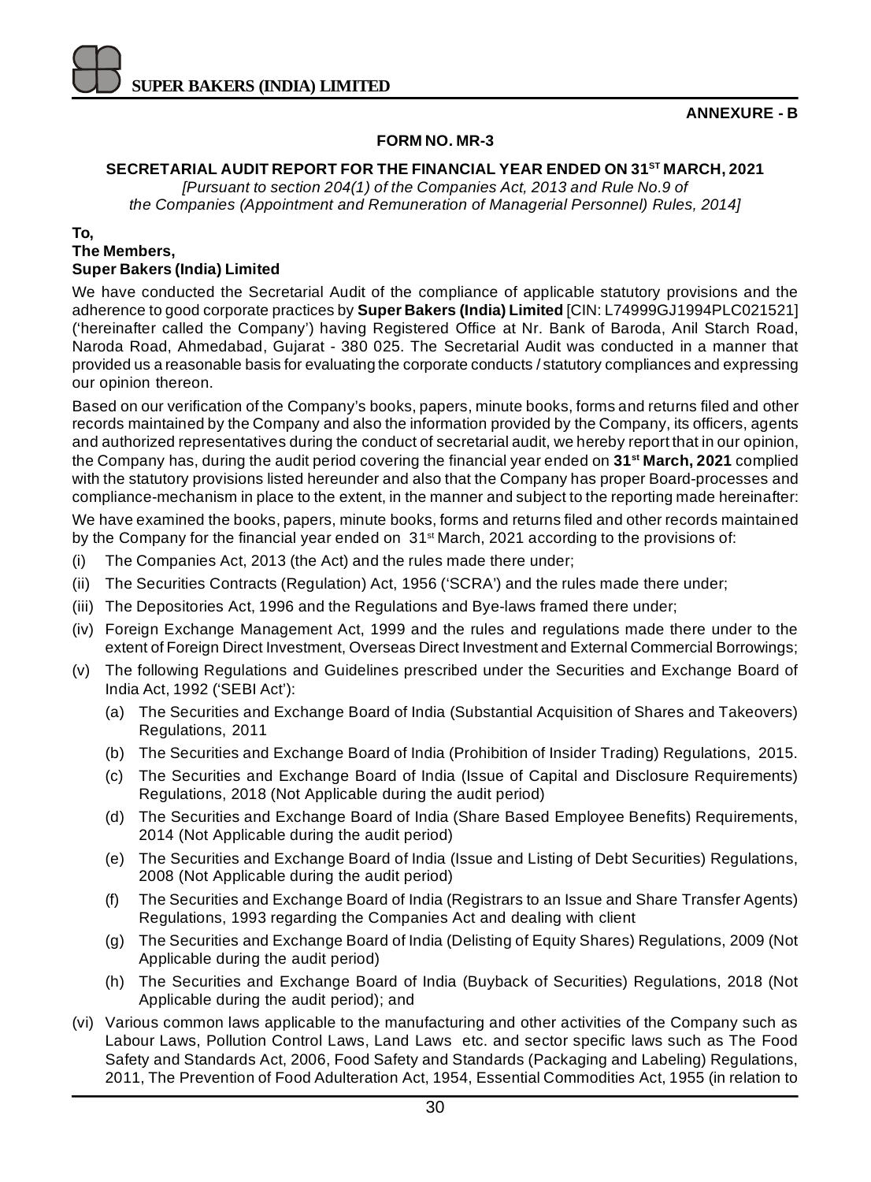**ANNEXURE - B**

## FORM NO. MR-3

### SECRETARIAL AUDIT REPORT FOR THE FINANCIAL YEAR ENDED ON 31ST MARCH, 2021

*[Pursuant to section 204(1) of the Companies Act, 2013 and Rule No.9 of the Companies (Appointment and Remuneration of Managerial Personnel) Rules, 2014]*

**To,**
**The Members,**
**Super Bakers (India) Limited**

We have conducted the Secretarial Audit of the compliance of applicable statutory provisions and the adherence to good corporate practices by **Super Bakers (India) Limited** [CIN: L74999GJ1994PLC021521] ('hereinafter called the Company') having Registered Office at Nr. Bank of Baroda, Anil Starch Road, Naroda Road, Ahmedabad, Gujarat - 380 025. The Secretarial Audit was conducted in a manner that provided us a reasonable basis for evaluating the corporate conducts / statutory compliances and expressing our opinion thereon.

Based on our verification of the Company's books, papers, minute books, forms and returns filed and other records maintained by the Company and also the information provided by the Company, its officers, agents and authorized representatives during the conduct of secretarial audit, we hereby report that in our opinion, the Company has, during the audit period covering the financial year ended on **31st March, 2021** complied with the statutory provisions listed hereunder and also that the Company has proper Board-processes and compliance-mechanism in place to the extent, in the manner and subject to the reporting made hereinafter:

We have examined the books, papers, minute books, forms and returns filed and other records maintained by the Company for the financial year ended on 31st March, 2021 according to the provisions of:

(i) The Companies Act, 2013 (the Act) and the rules made there under;

(ii) The Securities Contracts (Regulation) Act, 1956 ('SCRA') and the rules made there under;

(iii) The Depositories Act, 1996 and the Regulations and Bye-laws framed there under;

(iv) Foreign Exchange Management Act, 1999 and the rules and regulations made there under to the extent of Foreign Direct Investment, Overseas Direct Investment and External Commercial Borrowings;

(v) The following Regulations and Guidelines prescribed under the Securities and Exchange Board of India Act, 1992 ('SEBI Act'):

   (a) The Securities and Exchange Board of India (Substantial Acquisition of Shares and Takeovers) Regulations, 2011

   (b) The Securities and Exchange Board of India (Prohibition of Insider Trading) Regulations, 2015.

   (c) The Securities and Exchange Board of India (Issue of Capital and Disclosure Requirements) Regulations, 2018 (Not Applicable during the audit period)

   (d) The Securities and Exchange Board of India (Share Based Employee Benefits) Requirements, 2014 (Not Applicable during the audit period)

   (e) The Securities and Exchange Board of India (Issue and Listing of Debt Securities) Regulations, 2008 (Not Applicable during the audit period)

   (f) The Securities and Exchange Board of India (Registrars to an Issue and Share Transfer Agents) Regulations, 1993 regarding the Companies Act and dealing with client

   (g) The Securities and Exchange Board of India (Delisting of Equity Shares) Regulations, 2009 (Not Applicable during the audit period)

   (h) The Securities and Exchange Board of India (Buyback of Securities) Regulations, 2018 (Not Applicable during the audit period); and

(vi) Various common laws applicable to the manufacturing and other activities of the Company such as Labour Laws, Pollution Control Laws, Land Laws etc. and sector specific laws such as The Food Safety and Standards Act, 2006, Food Safety and Standards (Packaging and Labeling) Regulations, 2011, The Prevention of Food Adulteration Act, 1954, Essential Commodities Act, 1955 (in relation to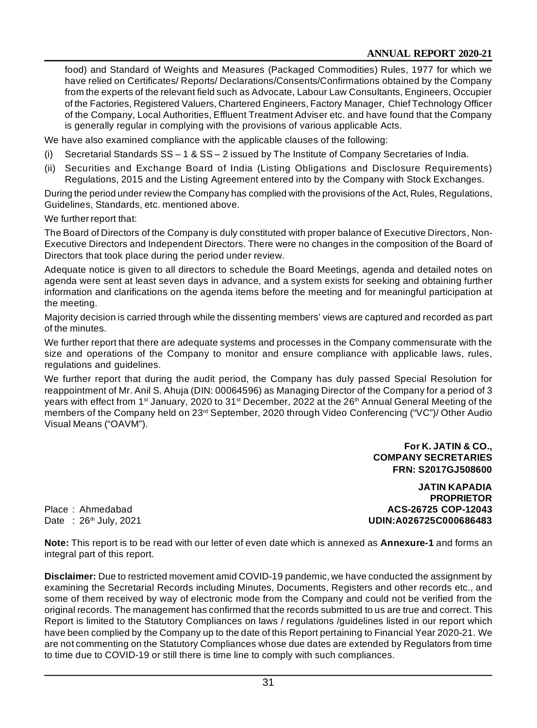food) and Standard of Weights and Measures (Packaged Commodities) Rules, 1977 for which we have relied on Certificates/ Reports/ Declarations/Consents/Confirmations obtained by the Company from the experts of the relevant field such as Advocate, Labour Law Consultants, Engineers, Occupier of the Factories, Registered Valuers, Chartered Engineers, Factory Manager, Chief Technology Officer of the Company, Local Authorities, Effluent Treatment Adviser etc. and have found that the Company is generally regular in complying with the provisions of various applicable Acts.

We have also examined compliance with the applicable clauses of the following:

(i) Secretarial Standards SS – 1 & SS – 2 issued by The Institute of Company Secretaries of India.

(ii) Securities and Exchange Board of India (Listing Obligations and Disclosure Requirements) Regulations, 2015 and the Listing Agreement entered into by the Company with Stock Exchanges.

During the period under review the Company has complied with the provisions of the Act, Rules, Regulations, Guidelines, Standards, etc. mentioned above.

We further report that:

The Board of Directors of the Company is duly constituted with proper balance of Executive Directors, Non-Executive Directors and Independent Directors. There were no changes in the composition of the Board of Directors that took place during the period under review.

Adequate notice is given to all directors to schedule the Board Meetings, agenda and detailed notes on agenda were sent at least seven days in advance, and a system exists for seeking and obtaining further information and clarifications on the agenda items before the meeting and for meaningful participation at the meeting.

Majority decision is carried through while the dissenting members' views are captured and recorded as part of the minutes.

We further report that there are adequate systems and processes in the Company commensurate with the size and operations of the Company to monitor and ensure compliance with applicable laws, rules, regulations and guidelines.

We further report that during the audit period, the Company has duly passed Special Resolution for reappointment of Mr. Anil S. Ahuja (DIN: 00064596) as Managing Director of the Company for a period of 3 years with effect from 1st January, 2020 to 31st December, 2022 at the 26th Annual General Meeting of the members of the Company held on 23rd September, 2020 through Video Conferencing ("VC")/ Other Audio Visual Means ("OAVM").

**For K. JATIN & CO.,**
**COMPANY SECRETARIES**
**FRN: S2017GJ508600**

**JATIN KAPADIA**
**PROPRIETOR**
**ACS-26725 COP-12043**
**UDIN:A026725C000686483**

Place : Ahmedabad
Date : 26th July, 2021

**Note:** This report is to be read with our letter of even date which is annexed as **Annexure-1** and forms an integral part of this report.

**Disclaimer:** Due to restricted movement amid COVID-19 pandemic, we have conducted the assignment by examining the Secretarial Records including Minutes, Documents, Registers and other records etc., and some of them received by way of electronic mode from the Company and could not be verified from the original records. The management has confirmed that the records submitted to us are true and correct. This Report is limited to the Statutory Compliances on laws / regulations /guidelines listed in our report which have been complied by the Company up to the date of this Report pertaining to Financial Year 2020-21. We are not commenting on the Statutory Compliances whose due dates are extended by Regulators from time to time due to COVID-19 or still there is time line to comply with such compliances.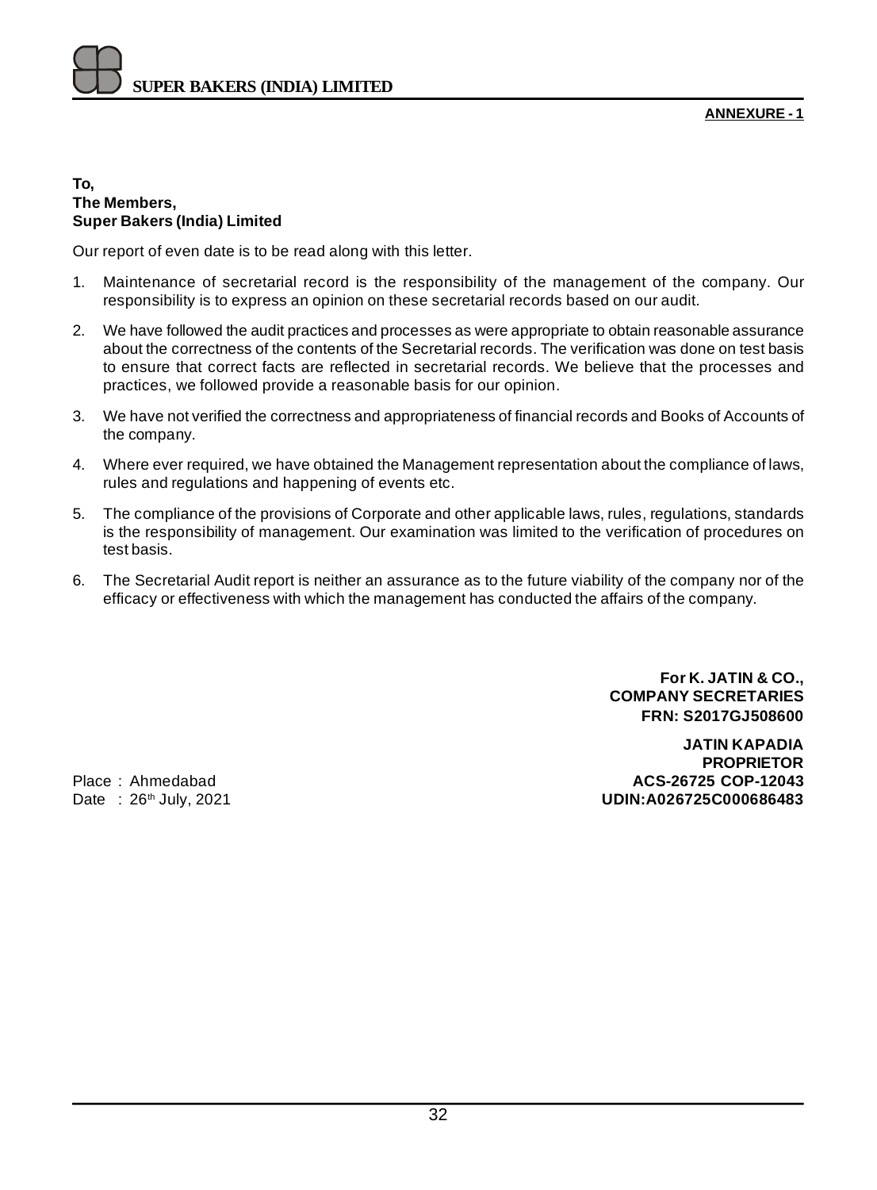**ANNEXURE - 1**

**To,**
**The Members,**
**Super Bakers (India) Limited**

Our report of even date is to be read along with this letter.

1. Maintenance of secretarial record is the responsibility of the management of the company. Our responsibility is to express an opinion on these secretarial records based on our audit.
2. We have followed the audit practices and processes as were appropriate to obtain reasonable assurance about the correctness of the contents of the Secretarial records. The verification was done on test basis to ensure that correct facts are reflected in secretarial records. We believe that the processes and practices, we followed provide a reasonable basis for our opinion.
3. We have not verified the correctness and appropriateness of financial records and Books of Accounts of the company.
4. Where ever required, we have obtained the Management representation about the compliance of laws, rules and regulations and happening of events etc.
5. The compliance of the provisions of Corporate and other applicable laws, rules, regulations, standards is the responsibility of management. Our examination was limited to the verification of procedures on test basis.
6. The Secretarial Audit report is neither an assurance as to the future viability of the company nor of the efficacy or effectiveness with which the management has conducted the affairs of the company.

**For K. JATIN & CO.,**
**COMPANY SECRETARIES**
**FRN: S2017GJ508600**

**JATIN KAPADIA**
**PROPRIETOR**
**ACS-26725 COP-12043**
**UDIN:A026725C000686483**

Place : Ahmedabad
Date : 26th July, 2021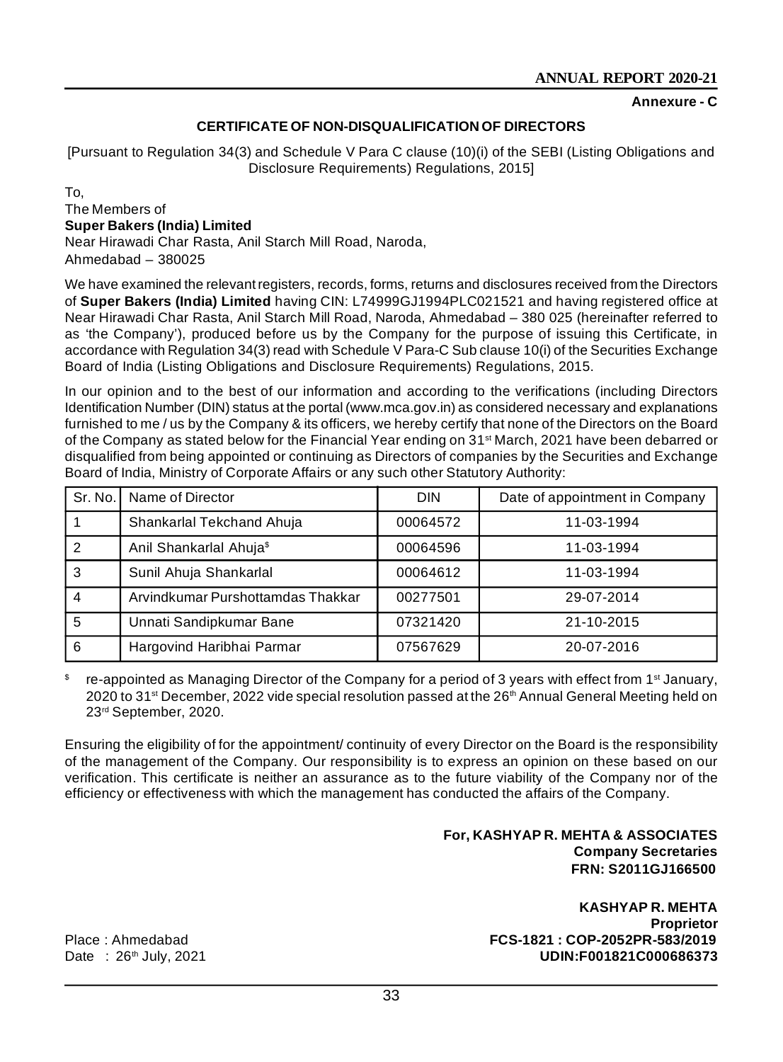**Annexure - C**

## CERTIFICATE OF NON-DISQUALIFICATION OF DIRECTORS

[Pursuant to Regulation 34(3) and Schedule V Para C clause (10)(i) of the SEBI (Listing Obligations and Disclosure Requirements) Regulations, 2015]

To,
The Members of
**Super Bakers (India) Limited**
Near Hirawadi Char Rasta, Anil Starch Mill Road, Naroda,
Ahmedabad – 380025

We have examined the relevant registers, records, forms, returns and disclosures received from the Directors of **Super Bakers (India) Limited** having CIN: L74999GJ1994PLC021521 and having registered office at Near Hirawadi Char Rasta, Anil Starch Mill Road, Naroda, Ahmedabad – 380 025 (hereinafter referred to as 'the Company'), produced before us by the Company for the purpose of issuing this Certificate, in accordance with Regulation 34(3) read with Schedule V Para-C Sub clause 10(i) of the Securities Exchange Board of India (Listing Obligations and Disclosure Requirements) Regulations, 2015.

In our opinion and to the best of our information and according to the verifications (including Directors Identification Number (DIN) status at the portal (www.mca.gov.in) as considered necessary and explanations furnished to me / us by the Company & its officers, we hereby certify that none of the Directors on the Board of the Company as stated below for the Financial Year ending on 31st March, 2021 have been debarred or disqualified from being appointed or continuing as Directors of companies by the Securities and Exchange Board of India, Ministry of Corporate Affairs or any such other Statutory Authority:

| Sr. No. | Name of Director | DIN | Date of appointment in Company |
|---|---|---|---|
| 1 | Shankarlal Tekchand Ahuja | 00064572 | 11-03-1994 |
| 2 | Anil Shankarlal Ahuja$ | 00064596 | 11-03-1994 |
| 3 | Sunil Ahuja Shankarlal | 00064612 | 11-03-1994 |
| 4 | Arvindkumar Purshottamdas Thakkar | 00277501 | 29-07-2014 |
| 5 | Unnati Sandipkumar Bane | 07321420 | 21-10-2015 |
| 6 | Hargovind Haribhai Parmar | 07567629 | 20-07-2016 |

$ re-appointed as Managing Director of the Company for a period of 3 years with effect from 1st January, 2020 to 31st December, 2022 vide special resolution passed at the 26th Annual General Meeting held on 23rd September, 2020.

Ensuring the eligibility of for the appointment/ continuity of every Director on the Board is the responsibility of the management of the Company. Our responsibility is to express an opinion on these based on our verification. This certificate is neither an assurance as to the future viability of the Company nor of the efficiency or effectiveness with which the management has conducted the affairs of the Company.

**For, KASHYAP R. MEHTA & ASSOCIATES**
**Company Secretaries**
**FRN: S2011GJ166500**

**KASHYAP R. MEHTA**
**Proprietor**
**FCS-1821 : COP-2052PR-583/2019**
**UDIN:F001821C000686373**

Place : Ahmedabad
Date : 26th July, 2021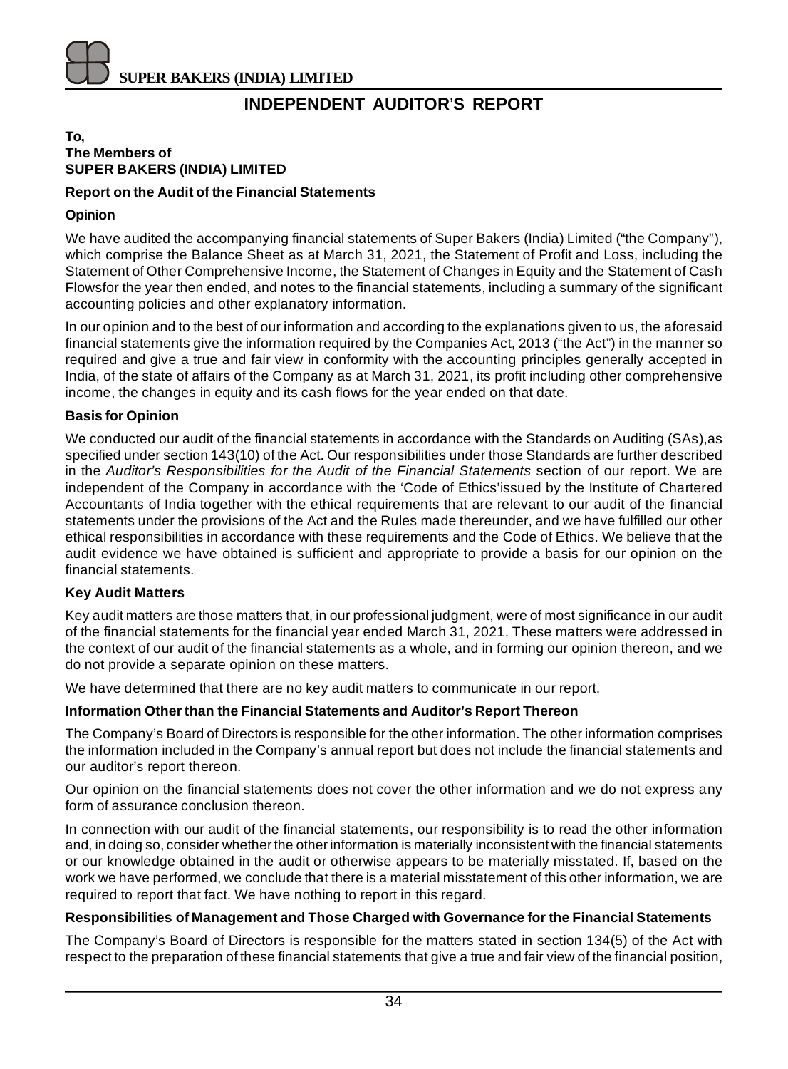# INDEPENDENT AUDITOR'S REPORT

**To,**
**The Members of**
**SUPER BAKERS (INDIA) LIMITED**

**Report on the Audit of the Financial Statements**

**Opinion**

We have audited the accompanying financial statements of Super Bakers (India) Limited ("the Company"), which comprise the Balance Sheet as at March 31, 2021, the Statement of Profit and Loss, including the Statement of Other Comprehensive Income, the Statement of Changes in Equity and the Statement of Cash Flowsfor the year then ended, and notes to the financial statements, including a summary of the significant accounting policies and other explanatory information.

In our opinion and to the best of our information and according to the explanations given to us, the aforesaid financial statements give the information required by the Companies Act, 2013 ("the Act") in the manner so required and give a true and fair view in conformity with the accounting principles generally accepted in India, of the state of affairs of the Company as at March 31, 2021, its profit including other comprehensive income, the changes in equity and its cash flows for the year ended on that date.

**Basis for Opinion**

We conducted our audit of the financial statements in accordance with the Standards on Auditing (SAs),as specified under section 143(10) of the Act. Our responsibilities under those Standards are further described in the *Auditor's Responsibilities for the Audit of the Financial Statements* section of our report. We are independent of the Company in accordance with the 'Code of Ethics'issued by the Institute of Chartered Accountants of India together with the ethical requirements that are relevant to our audit of the financial statements under the provisions of the Act and the Rules made thereunder, and we have fulfilled our other ethical responsibilities in accordance with these requirements and the Code of Ethics. We believe that the audit evidence we have obtained is sufficient and appropriate to provide a basis for our opinion on the financial statements.

**Key Audit Matters**

Key audit matters are those matters that, in our professional judgment, were of most significance in our audit of the financial statements for the financial year ended March 31, 2021. These matters were addressed in the context of our audit of the financial statements as a whole, and in forming our opinion thereon, and we do not provide a separate opinion on these matters.

We have determined that there are no key audit matters to communicate in our report.

**Information Other than the Financial Statements and Auditor's Report Thereon**

The Company's Board of Directors is responsible for the other information. The other information comprises the information included in the Company's annual report but does not include the financial statements and our auditor's report thereon.

Our opinion on the financial statements does not cover the other information and we do not express any form of assurance conclusion thereon.

In connection with our audit of the financial statements, our responsibility is to read the other information and, in doing so, consider whether the other information is materially inconsistent with the financial statements or our knowledge obtained in the audit or otherwise appears to be materially misstated. If, based on the work we have performed, we conclude that there is a material misstatement of this other information, we are required to report that fact. We have nothing to report in this regard.

**Responsibilities of Management and Those Charged with Governance for the Financial Statements**

The Company's Board of Directors is responsible for the matters stated in section 134(5) of the Act with respect to the preparation of these financial statements that give a true and fair view of the financial position,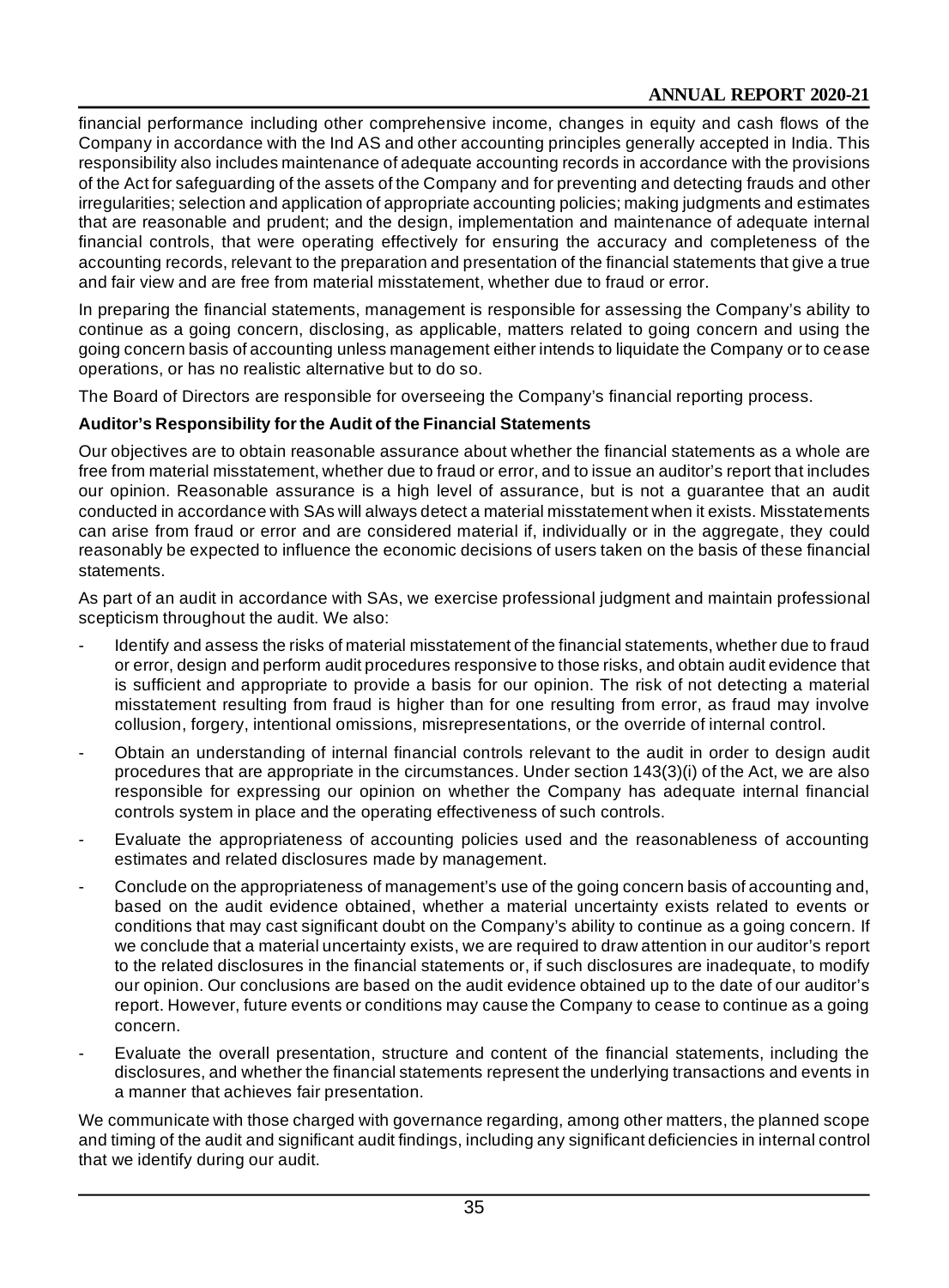financial performance including other comprehensive income, changes in equity and cash flows of the Company in accordance with the Ind AS and other accounting principles generally accepted in India. This responsibility also includes maintenance of adequate accounting records in accordance with the provisions of the Act for safeguarding of the assets of the Company and for preventing and detecting frauds and other irregularities; selection and application of appropriate accounting policies; making judgments and estimates that are reasonable and prudent; and the design, implementation and maintenance of adequate internal financial controls, that were operating effectively for ensuring the accuracy and completeness of the accounting records, relevant to the preparation and presentation of the financial statements that give a true and fair view and are free from material misstatement, whether due to fraud or error.

In preparing the financial statements, management is responsible for assessing the Company's ability to continue as a going concern, disclosing, as applicable, matters related to going concern and using the going concern basis of accounting unless management either intends to liquidate the Company or to cease operations, or has no realistic alternative but to do so.

The Board of Directors are responsible for overseeing the Company's financial reporting process.

**Auditor's Responsibility for the Audit of the Financial Statements**

Our objectives are to obtain reasonable assurance about whether the financial statements as a whole are free from material misstatement, whether due to fraud or error, and to issue an auditor's report that includes our opinion. Reasonable assurance is a high level of assurance, but is not a guarantee that an audit conducted in accordance with SAs will always detect a material misstatement when it exists. Misstatements can arise from fraud or error and are considered material if, individually or in the aggregate, they could reasonably be expected to influence the economic decisions of users taken on the basis of these financial statements.

As part of an audit in accordance with SAs, we exercise professional judgment and maintain professional scepticism throughout the audit. We also:

- Identify and assess the risks of material misstatement of the financial statements, whether due to fraud or error, design and perform audit procedures responsive to those risks, and obtain audit evidence that is sufficient and appropriate to provide a basis for our opinion. The risk of not detecting a material misstatement resulting from fraud is higher than for one resulting from error, as fraud may involve collusion, forgery, intentional omissions, misrepresentations, or the override of internal control.
- Obtain an understanding of internal financial controls relevant to the audit in order to design audit procedures that are appropriate in the circumstances. Under section 143(3)(i) of the Act, we are also responsible for expressing our opinion on whether the Company has adequate internal financial controls system in place and the operating effectiveness of such controls.
- Evaluate the appropriateness of accounting policies used and the reasonableness of accounting estimates and related disclosures made by management.
- Conclude on the appropriateness of management's use of the going concern basis of accounting and, based on the audit evidence obtained, whether a material uncertainty exists related to events or conditions that may cast significant doubt on the Company's ability to continue as a going concern. If we conclude that a material uncertainty exists, we are required to draw attention in our auditor's report to the related disclosures in the financial statements or, if such disclosures are inadequate, to modify our opinion. Our conclusions are based on the audit evidence obtained up to the date of our auditor's report. However, future events or conditions may cause the Company to cease to continue as a going concern.
- Evaluate the overall presentation, structure and content of the financial statements, including the disclosures, and whether the financial statements represent the underlying transactions and events in a manner that achieves fair presentation.

We communicate with those charged with governance regarding, among other matters, the planned scope and timing of the audit and significant audit findings, including any significant deficiencies in internal control that we identify during our audit.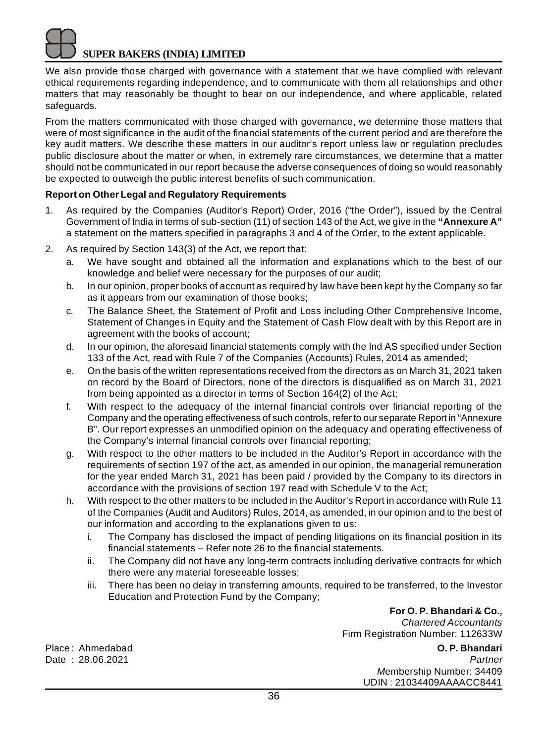We also provide those charged with governance with a statement that we have complied with relevant ethical requirements regarding independence, and to communicate with them all relationships and other matters that may reasonably be thought to bear on our independence, and where applicable, related safeguards.

From the matters communicated with those charged with governance, we determine those matters that were of most significance in the audit of the financial statements of the current period and are therefore the key audit matters. We describe these matters in our auditor's report unless law or regulation precludes public disclosure about the matter or when, in extremely rare circumstances, we determine that a matter should not be communicated in our report because the adverse consequences of doing so would reasonably be expected to outweigh the public interest benefits of such communication.

**Report on Other Legal and Regulatory Requirements**

1. As required by the Companies (Auditor's Report) Order, 2016 ("the Order"), issued by the Central Government of India in terms of sub-section (11) of section 143 of the Act, we give in the **"Annexure A"** a statement on the matters specified in paragraphs 3 and 4 of the Order, to the extent applicable.
2. As required by Section 143(3) of the Act, we report that:
   a. We have sought and obtained all the information and explanations which to the best of our knowledge and belief were necessary for the purposes of our audit;
   b. In our opinion, proper books of account as required by law have been kept by the Company so far as it appears from our examination of those books;
   c. The Balance Sheet, the Statement of Profit and Loss including Other Comprehensive Income, Statement of Changes in Equity and the Statement of Cash Flow dealt with by this Report are in agreement with the books of account;
   d. In our opinion, the aforesaid financial statements comply with the Ind AS specified under Section 133 of the Act, read with Rule 7 of the Companies (Accounts) Rules, 2014 as amended;
   e. On the basis of the written representations received from the directors as on March 31, 2021 taken on record by the Board of Directors, none of the directors is disqualified as on March 31, 2021 from being appointed as a director in terms of Section 164(2) of the Act;
   f. With respect to the adequacy of the internal financial controls over financial reporting of the Company and the operating effectiveness of such controls, refer to our separate Report in "Annexure B". Our report expresses an unmodified opinion on the adequacy and operating effectiveness of the Company's internal financial controls over financial reporting;
   g. With respect to the other matters to be included in the Auditor's Report in accordance with the requirements of section 197 of the act, as amended in our opinion, the managerial remuneration for the year ended March 31, 2021 has been paid / provided by the Company to its directors in accordance with the provisions of section 197 read with Schedule V to the Act;
   h. With respect to the other matters to be included in the Auditor's Report in accordance with Rule 11 of the Companies (Audit and Auditors) Rules, 2014, as amended, in our opinion and to the best of our information and according to the explanations given to us:
      i. The Company has disclosed the impact of pending litigations on its financial position in its financial statements – Refer note 26 to the financial statements.
      ii. The Company did not have any long-term contracts including derivative contracts for which there were any material foreseeable losses;
      iii. There has been no delay in transferring amounts, required to be transferred, to the Investor Education and Protection Fund by the Company;

**For O. P. Bhandari & Co.,**
*Chartered Accountants*
Firm Registration Number: 112633W

Place : Ahmedabad
Date : 28.06.2021

**O. P. Bhandari**
*Partner*
Membership Number: 34409
UDIN : 21034409AAAACC8441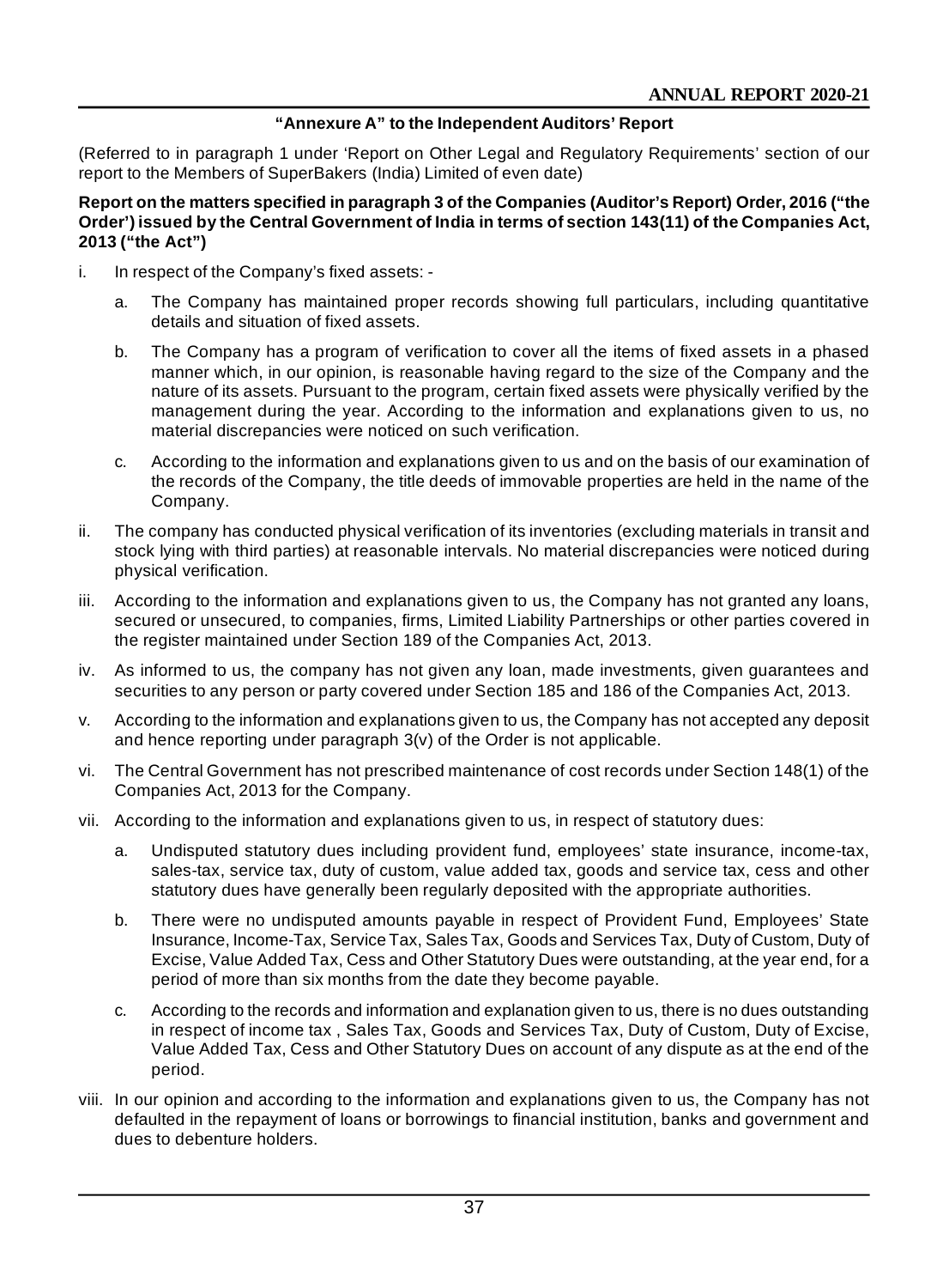## "Annexure A" to the Independent Auditors' Report

(Referred to in paragraph 1 under 'Report on Other Legal and Regulatory Requirements' section of our report to the Members of SuperBakers (India) Limited of even date)

**Report on the matters specified in paragraph 3 of the Companies (Auditor's Report) Order, 2016 ("the Order') issued by the Central Government of India in terms of section 143(11) of the Companies Act, 2013 ("the Act")**

i. In respect of the Company's fixed assets: -

   a. The Company has maintained proper records showing full particulars, including quantitative details and situation of fixed assets.

   b. The Company has a program of verification to cover all the items of fixed assets in a phased manner which, in our opinion, is reasonable having regard to the size of the Company and the nature of its assets. Pursuant to the program, certain fixed assets were physically verified by the management during the year. According to the information and explanations given to us, no material discrepancies were noticed on such verification.

   c. According to the information and explanations given to us and on the basis of our examination of the records of the Company, the title deeds of immovable properties are held in the name of the Company.

ii. The company has conducted physical verification of its inventories (excluding materials in transit and stock lying with third parties) at reasonable intervals. No material discrepancies were noticed during physical verification.

iii. According to the information and explanations given to us, the Company has not granted any loans, secured or unsecured, to companies, firms, Limited Liability Partnerships or other parties covered in the register maintained under Section 189 of the Companies Act, 2013.

iv. As informed to us, the company has not given any loan, made investments, given guarantees and securities to any person or party covered under Section 185 and 186 of the Companies Act, 2013.

v. According to the information and explanations given to us, the Company has not accepted any deposit and hence reporting under paragraph 3(v) of the Order is not applicable.

vi. The Central Government has not prescribed maintenance of cost records under Section 148(1) of the Companies Act, 2013 for the Company.

vii. According to the information and explanations given to us, in respect of statutory dues:

   a. Undisputed statutory dues including provident fund, employees' state insurance, income-tax, sales-tax, service tax, duty of custom, value added tax, goods and service tax, cess and other statutory dues have generally been regularly deposited with the appropriate authorities.

   b. There were no undisputed amounts payable in respect of Provident Fund, Employees' State Insurance, Income-Tax, Service Tax, Sales Tax, Goods and Services Tax, Duty of Custom, Duty of Excise, Value Added Tax, Cess and Other Statutory Dues were outstanding, at the year end, for a period of more than six months from the date they become payable.

   c. According to the records and information and explanation given to us, there is no dues outstanding in respect of income tax , Sales Tax, Goods and Services Tax, Duty of Custom, Duty of Excise, Value Added Tax, Cess and Other Statutory Dues on account of any dispute as at the end of the period.

viii. In our opinion and according to the information and explanations given to us, the Company has not defaulted in the repayment of loans or borrowings to financial institution, banks and government and dues to debenture holders.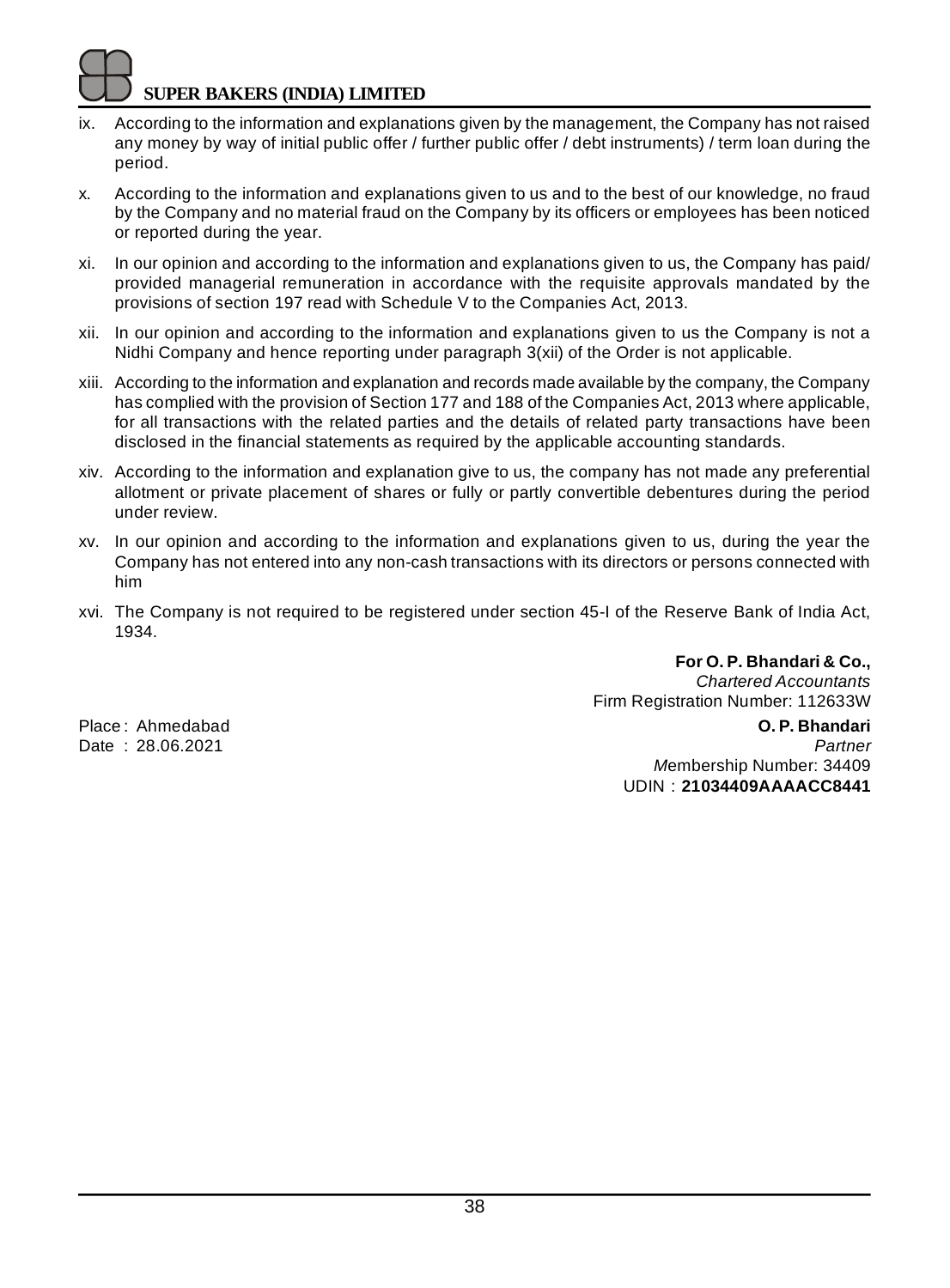ix. According to the information and explanations given by the management, the Company has not raised any money by way of initial public offer / further public offer / debt instruments) / term loan during the period.

x. According to the information and explanations given to us and to the best of our knowledge, no fraud by the Company and no material fraud on the Company by its officers or employees has been noticed or reported during the year.

xi. In our opinion and according to the information and explanations given to us, the Company has paid/ provided managerial remuneration in accordance with the requisite approvals mandated by the provisions of section 197 read with Schedule V to the Companies Act, 2013.

xii. In our opinion and according to the information and explanations given to us the Company is not a Nidhi Company and hence reporting under paragraph 3(xii) of the Order is not applicable.

xiii. According to the information and explanation and records made available by the company, the Company has complied with the provision of Section 177 and 188 of the Companies Act, 2013 where applicable, for all transactions with the related parties and the details of related party transactions have been disclosed in the financial statements as required by the applicable accounting standards.

xiv. According to the information and explanation give to us, the company has not made any preferential allotment or private placement of shares or fully or partly convertible debentures during the period under review.

xv. In our opinion and according to the information and explanations given to us, during the year the Company has not entered into any non-cash transactions with its directors or persons connected with him

xvi. The Company is not required to be registered under section 45-I of the Reserve Bank of India Act, 1934.

**For O. P. Bhandari & Co.,**
*Chartered Accountants*
Firm Registration Number: 112633W

Place : Ahmedabad
Date : 28.06.2021

**O. P. Bhandari**
*Partner*
Membership Number: 34409
UDIN : **21034409AAAACC8441**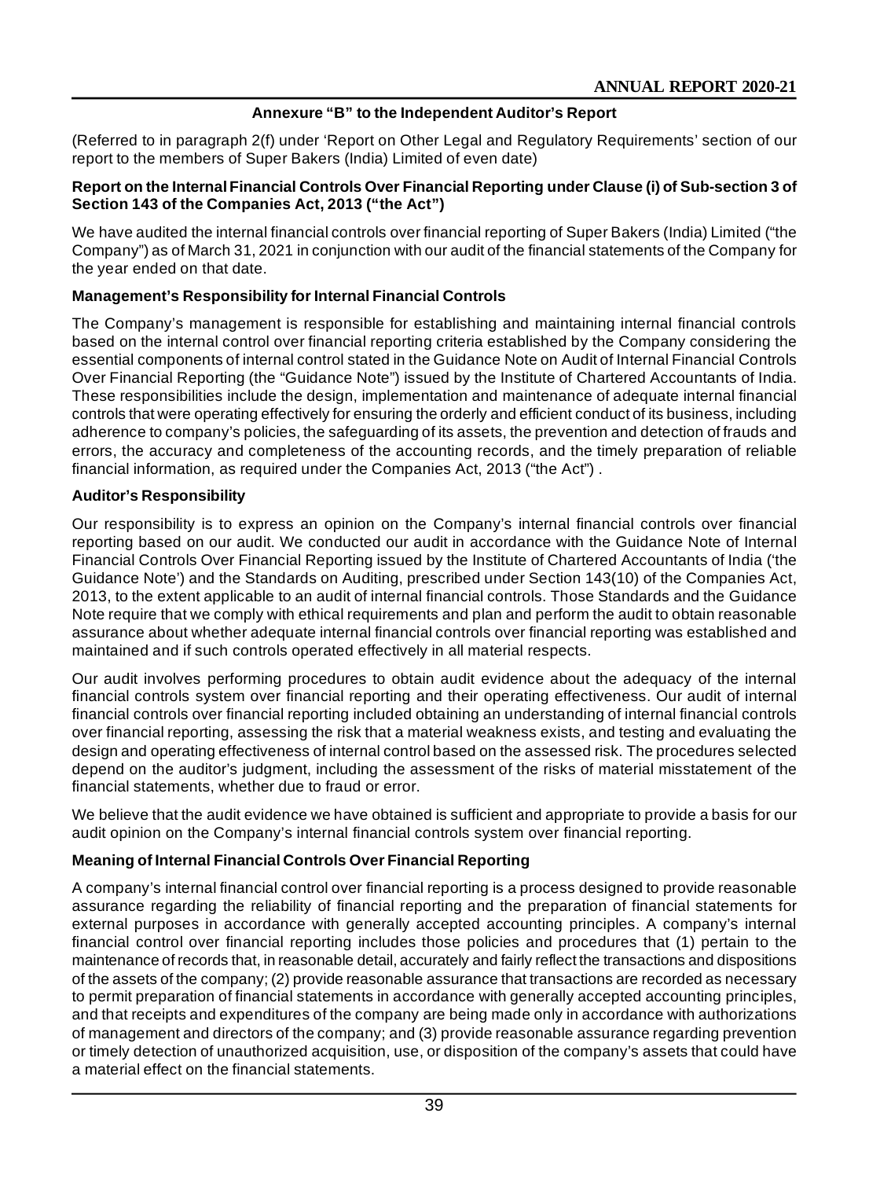## Annexure "B" to the Independent Auditor's Report

(Referred to in paragraph 2(f) under 'Report on Other Legal and Regulatory Requirements' section of our report to the members of Super Bakers (India) Limited of even date)

**Report on the Internal Financial Controls Over Financial Reporting under Clause (i) of Sub-section 3 of Section 143 of the Companies Act, 2013 ("the Act")**

We have audited the internal financial controls over financial reporting of Super Bakers (India) Limited ("the Company") as of March 31, 2021 in conjunction with our audit of the financial statements of the Company for the year ended on that date.

### Management's Responsibility for Internal Financial Controls

The Company's management is responsible for establishing and maintaining internal financial controls based on the internal control over financial reporting criteria established by the Company considering the essential components of internal control stated in the Guidance Note on Audit of Internal Financial Controls Over Financial Reporting (the "Guidance Note") issued by the Institute of Chartered Accountants of India. These responsibilities include the design, implementation and maintenance of adequate internal financial controls that were operating effectively for ensuring the orderly and efficient conduct of its business, including adherence to company's policies, the safeguarding of its assets, the prevention and detection of frauds and errors, the accuracy and completeness of the accounting records, and the timely preparation of reliable financial information, as required under the Companies Act, 2013 ("the Act") .

### Auditor's Responsibility

Our responsibility is to express an opinion on the Company's internal financial controls over financial reporting based on our audit. We conducted our audit in accordance with the Guidance Note of Internal Financial Controls Over Financial Reporting issued by the Institute of Chartered Accountants of India ('the Guidance Note') and the Standards on Auditing, prescribed under Section 143(10) of the Companies Act, 2013, to the extent applicable to an audit of internal financial controls. Those Standards and the Guidance Note require that we comply with ethical requirements and plan and perform the audit to obtain reasonable assurance about whether adequate internal financial controls over financial reporting was established and maintained and if such controls operated effectively in all material respects.

Our audit involves performing procedures to obtain audit evidence about the adequacy of the internal financial controls system over financial reporting and their operating effectiveness. Our audit of internal financial controls over financial reporting included obtaining an understanding of internal financial controls over financial reporting, assessing the risk that a material weakness exists, and testing and evaluating the design and operating effectiveness of internal control based on the assessed risk. The procedures selected depend on the auditor's judgment, including the assessment of the risks of material misstatement of the financial statements, whether due to fraud or error.

We believe that the audit evidence we have obtained is sufficient and appropriate to provide a basis for our audit opinion on the Company's internal financial controls system over financial reporting.

### Meaning of Internal Financial Controls Over Financial Reporting

A company's internal financial control over financial reporting is a process designed to provide reasonable assurance regarding the reliability of financial reporting and the preparation of financial statements for external purposes in accordance with generally accepted accounting principles. A company's internal financial control over financial reporting includes those policies and procedures that (1) pertain to the maintenance of records that, in reasonable detail, accurately and fairly reflect the transactions and dispositions of the assets of the company; (2) provide reasonable assurance that transactions are recorded as necessary to permit preparation of financial statements in accordance with generally accepted accounting principles, and that receipts and expenditures of the company are being made only in accordance with authorizations of management and directors of the company; and (3) provide reasonable assurance regarding prevention or timely detection of unauthorized acquisition, use, or disposition of the company's assets that could have a material effect on the financial statements.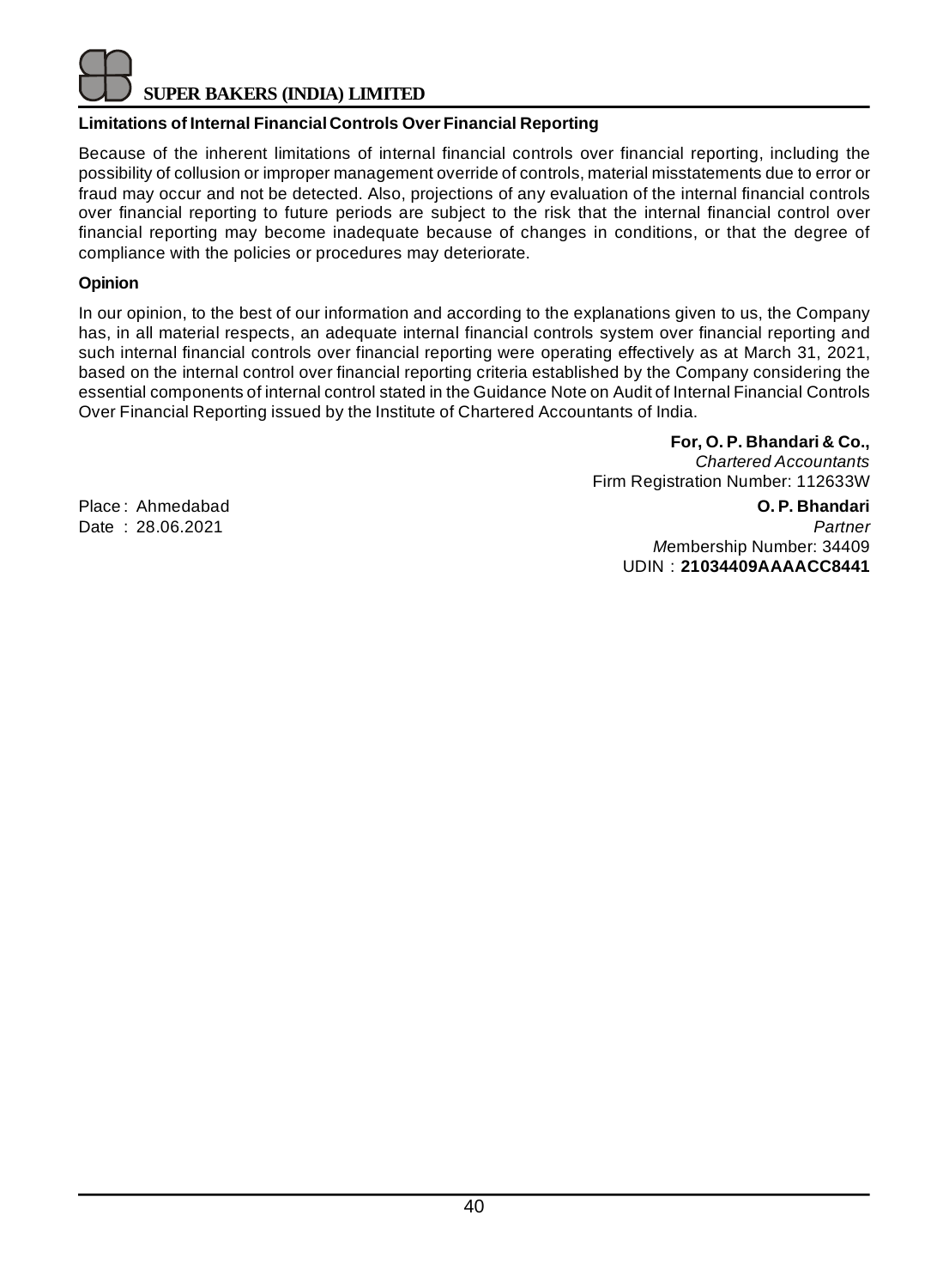### Limitations of Internal Financial Controls Over Financial Reporting

Because of the inherent limitations of internal financial controls over financial reporting, including the possibility of collusion or improper management override of controls, material misstatements due to error or fraud may occur and not be detected. Also, projections of any evaluation of the internal financial controls over financial reporting to future periods are subject to the risk that the internal financial control over financial reporting may become inadequate because of changes in conditions, or that the degree of compliance with the policies or procedures may deteriorate.

### Opinion

In our opinion, to the best of our information and according to the explanations given to us, the Company has, in all material respects, an adequate internal financial controls system over financial reporting and such internal financial controls over financial reporting were operating effectively as at March 31, 2021, based on the internal control over financial reporting criteria established by the Company considering the essential components of internal control stated in the Guidance Note on Audit of Internal Financial Controls Over Financial Reporting issued by the Institute of Chartered Accountants of India.

**For, O. P. Bhandari & Co.,**
*Chartered Accountants*
Firm Registration Number: 112633W

Place : Ahmedabad
Date : 28.06.2021

**O. P. Bhandari**
*Partner*
Membership Number: 34409
UDIN : **21034409AAAACC8441**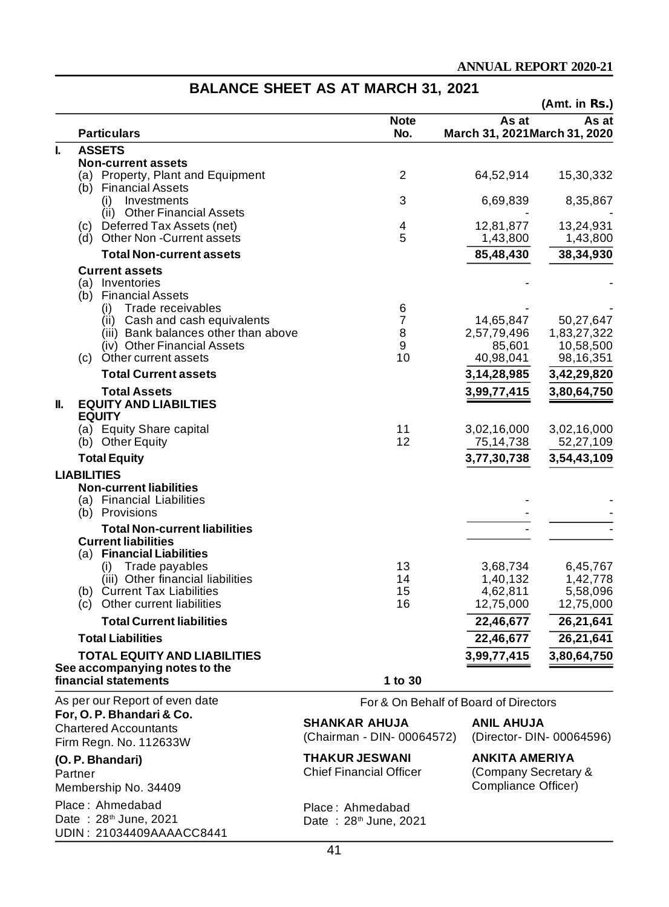# BALANCE SHEET AS AT MARCH 31, 2021

(Amt. in Rs.)

| | Particulars | Note No. | As at March 31, 2021 | As at March 31, 2020 |
|---|---|---|---|---|
| **I.** | **ASSETS** | | | |
| | **Non-current assets** | | | |
| | (a) Property, Plant and Equipment | 2 | 64,52,914 | 15,30,332 |
| | (b) Financial Assets | | | |
| | (i) Investments | 3 | 6,69,839 | 8,35,867 |
| | (ii) Other Financial Assets | | - | - |
| | (c) Deferred Tax Assets (net) | 4 | 12,81,877 | 13,24,931 |
| | (d) Other Non -Current assets | 5 | 1,43,800 | 1,43,800 |
| | **Total Non-current assets** | | **85,48,430** | **38,34,930** |
| | **Current assets** | | | |
| | (a) Inventories | | - | - |
| | (b) Financial Assets | | | |
| | (i) Trade receivables | 6 | - | - |
| | (ii) Cash and cash equivalents | 7 | 14,65,847 | 50,27,647 |
| | (iii) Bank balances other than above | 8 | 2,57,79,496 | 1,83,27,322 |
| | (iv) Other Financial Assets | 9 | 85,601 | 10,58,500 |
| | (c) Other current assets | 10 | 40,98,041 | 98,16,351 |
| | **Total Current assets** | | **3,14,28,985** | **3,42,29,820** |
| | **Total Assets** | | **3,99,77,415** | **3,80,64,750** |
| **II.** | **EQUITY AND LIABILTIES** | | | |
| | **EQUITY** | | | |
| | (a) Equity Share capital | 11 | 3,02,16,000 | 3,02,16,000 |
| | (b) Other Equity | 12 | 75,14,738 | 52,27,109 |
| | **Total Equity** | | **3,77,30,738** | **3,54,43,109** |
| | **LIABILITIES** | | | |
| | **Non-current liabilities** | | | |
| | (a) Financial Liabilities | | - | - |
| | (b) Provisions | | - | - |
| | **Total Non-current liabilities** | | - | - |
| | **Current liabilities** | | | |
| | (a) **Financial Liabilities** | | | |
| | (i) Trade payables | 13 | 3,68,734 | 6,45,767 |
| | (iii) Other financial liabilities | 14 | 1,40,132 | 1,42,778 |
| | (b) Current Tax Liabilities | 15 | 4,62,811 | 5,58,096 |
| | (c) Other current liabilities | 16 | 12,75,000 | 12,75,000 |
| | **Total Current liabilities** | | **22,46,677** | **26,21,641** |
| | **Total Liabilities** | | **22,46,677** | **26,21,641** |
| | **TOTAL EQUITY AND LIABILITIES** | | **3,99,77,415** | **3,80,64,750** |
| | **See accompanying notes to the financial statements** | **1 to 30** | | |

As per our Report of even date
**For, O. P. Bhandari & Co.**
Chartered Accountants
Firm Regn. No. 112633W

**(O. P. Bhandari)**
Partner
Membership No. 34409

Place : Ahmedabad
Date : 28th June, 2021
UDIN : 21034409AAAACC8441

For & On Behalf of Board of Directors

**SHANKAR AHUJA**
(Chairman - DIN- 00064572)

**ANIL AHUJA**
(Director- DIN- 00064596)

**THAKUR JESWANI**
Chief Financial Officer

**ANKITA AMERIYA**
(Company Secretary & Compliance Officer)

Place : Ahmedabad
Date : 28th June, 2021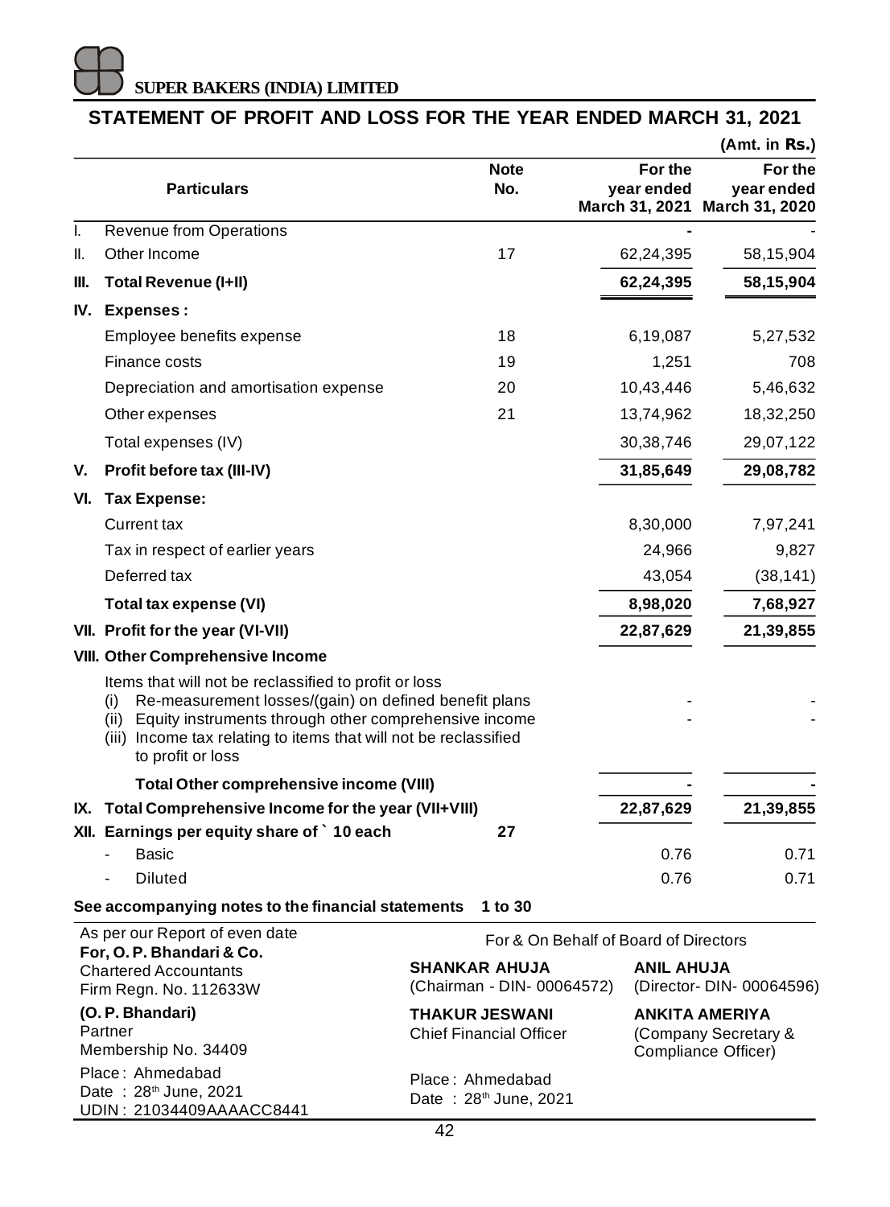# STATEMENT OF PROFIT AND LOSS FOR THE YEAR ENDED MARCH 31, 2021

(Amt. in Rs.)

| | Particulars | Note No. | For the year ended March 31, 2021 | For the year ended March 31, 2020 |
|---|---|---|---|---|
| I. | Revenue from Operations | | - | - |
| II. | Other Income | 17 | 62,24,395 | 58,15,904 |
| **III.** | **Total Revenue (I+II)** | | **62,24,395** | **58,15,904** |
| **IV.** | **Expenses :** | | | |
| | Employee benefits expense | 18 | 6,19,087 | 5,27,532 |
| | Finance costs | 19 | 1,251 | 708 |
| | Depreciation and amortisation expense | 20 | 10,43,446 | 5,46,632 |
| | Other expenses | 21 | 13,74,962 | 18,32,250 |
| | Total expenses (IV) | | 30,38,746 | 29,07,122 |
| **V.** | **Profit before tax (III-IV)** | | **31,85,649** | **29,08,782** |
| **VI.** | **Tax Expense:** | | | |
| | Current tax | | 8,30,000 | 7,97,241 |
| | Tax in respect of earlier years | | 24,966 | 9,827 |
| | Deferred tax | | 43,054 | (38,141) |
| | **Total tax expense (VI)** | | **8,98,020** | **7,68,927** |
| **VII.** | **Profit for the year (VI-VII)** | | **22,87,629** | **21,39,855** |
| **VIII.** | **Other Comprehensive Income** | | | |
| | Items that will not be reclassified to profit or loss | | | |
| | (i) Re-measurement losses/(gain) on defined benefit plans | | - | - |
| | (ii) Equity instruments through other comprehensive income | | - | - |
| | (iii) Income tax relating to items that will not be reclassified to profit or loss | | | |
| | **Total Other comprehensive income (VIII)** | | **-** | **-** |
| **IX.** | **Total Comprehensive Income for the year (VII+VIII)** | | **22,87,629** | **21,39,855** |
| **XII.** | **Earnings per equity share of ` 10 each** | **27** | | |
| | - Basic | | 0.76 | 0.71 |
| | - Diluted | | 0.76 | 0.71 |

**See accompanying notes to the financial statements 1 to 30**

As per our Report of even date
**For, O. P. Bhandari & Co.**
Chartered Accountants
Firm Regn. No. 112633W

**(O. P. Bhandari)**
Partner
Membership No. 34409

Place : Ahmedabad
Date : 28th June, 2021
UDIN : 21034409AAAACC8441

For & On Behalf of Board of Directors

**SHANKAR AHUJA**
(Chairman - DIN- 00064572)

**ANIL AHUJA**
(Director- DIN- 00064596)

**THAKUR JESWANI**
Chief Financial Officer

**ANKITA AMERIYA**
(Company Secretary & Compliance Officer)

Place : Ahmedabad
Date : 28th June, 2021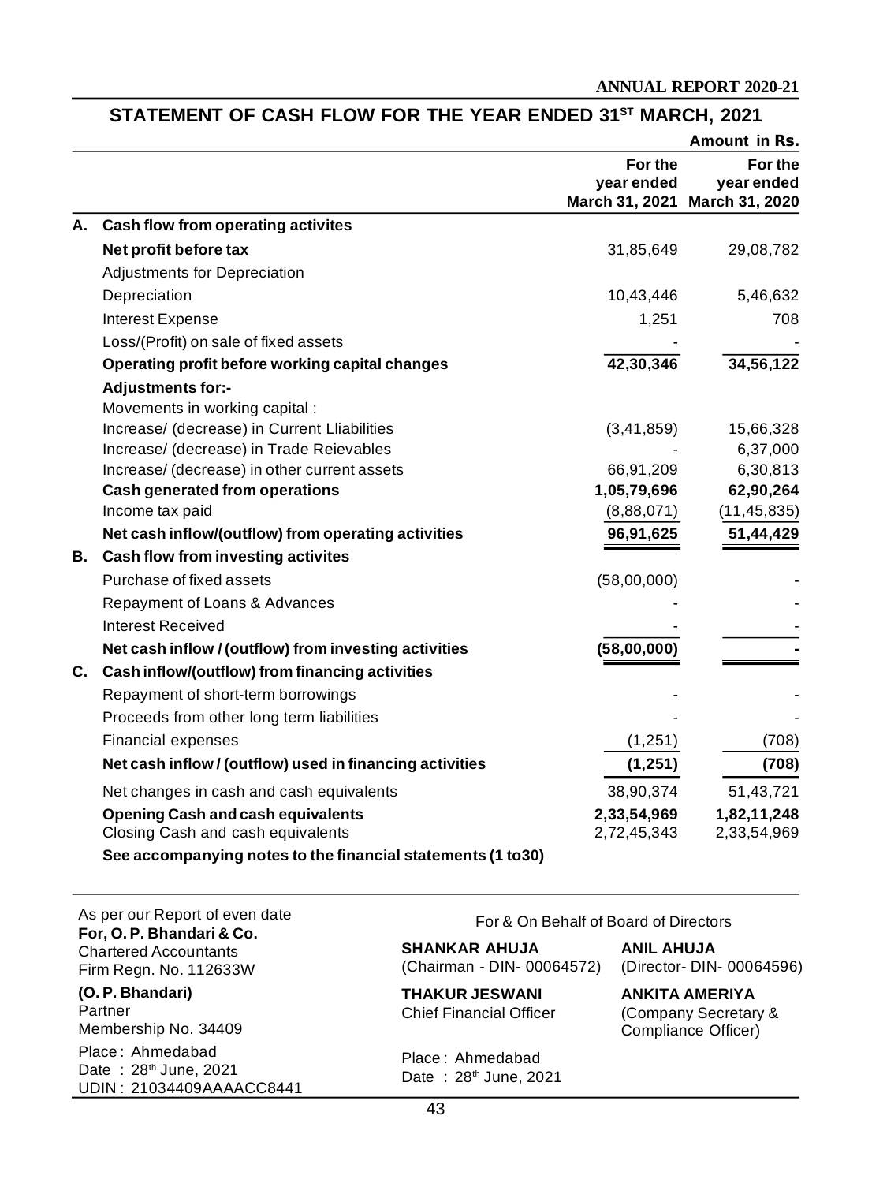## STATEMENT OF CASH FLOW FOR THE YEAR ENDED 31ST MARCH, 2021

Amount in Rs.

| | | For the year ended March 31, 2021 | For the year ended March 31, 2020 |
|---|---|---|---|
| **A.** | **Cash flow from operating activites** | | |
| | **Net profit before tax** | 31,85,649 | 29,08,782 |
| | Adjustments for Depreciation | | |
| | Depreciation | 10,43,446 | 5,46,632 |
| | Interest Expense | 1,251 | 708 |
| | Loss/(Profit) on sale of fixed assets | - | - |
| | **Operating profit before working capital changes** | **42,30,346** | **34,56,122** |
| | **Adjustments for:-** | | |
| | Movements in working capital : | | |
| | Increase/ (decrease) in Current Lliabilities | (3,41,859) | 15,66,328 |
| | Increase/ (decrease) in Trade Reievables | - | 6,37,000 |
| | Increase/ (decrease) in other current assets | 66,91,209 | 6,30,813 |
| | **Cash generated from operations** | **1,05,79,696** | **62,90,264** |
| | Income tax paid | (8,88,071) | (11,45,835) |
| | **Net cash inflow/(outflow) from operating activities** | **96,91,625** | **51,44,429** |
| **B.** | **Cash flow from investing activites** | | |
| | Purchase of fixed assets | (58,00,000) | - |
| | Repayment of Loans & Advances | - | - |
| | Interest Received | - | - |
| | **Net cash inflow / (outflow) from investing activities** | **(58,00,000)** | **-** |
| **C.** | **Cash inflow/(outflow) from financing activities** | | |
| | Repayment of short-term borrowings | - | - |
| | Proceeds from other long term liabilities | - | - |
| | Financial expenses | (1,251) | (708) |
| | **Net cash inflow / (outflow) used in financing activities** | **(1,251)** | **(708)** |
| | Net changes in cash and cash equivalents | 38,90,374 | 51,43,721 |
| | **Opening Cash and cash equivalents** | **2,33,54,969** | **1,82,11,248** |
| | Closing Cash and cash equivalents | 2,72,45,343 | 2,33,54,969 |

**See accompanying notes to the financial statements (1 to30)**

As per our Report of even date
**For, O. P. Bhandari & Co.**
Chartered Accountants
Firm Regn. No. 112633W

**(O. P. Bhandari)**
Partner
Membership No. 34409

Place : Ahmedabad
Date : 28th June, 2021
UDIN : 21034409AAAACC8441

For & On Behalf of Board of Directors

**SHANKAR AHUJA**
(Chairman - DIN- 00064572)

**ANIL AHUJA**
(Director- DIN- 00064596)

**THAKUR JESWANI**
Chief Financial Officer

**ANKITA AMERIYA**
(Company Secretary & Compliance Officer)

Place : Ahmedabad
Date : 28th June, 2021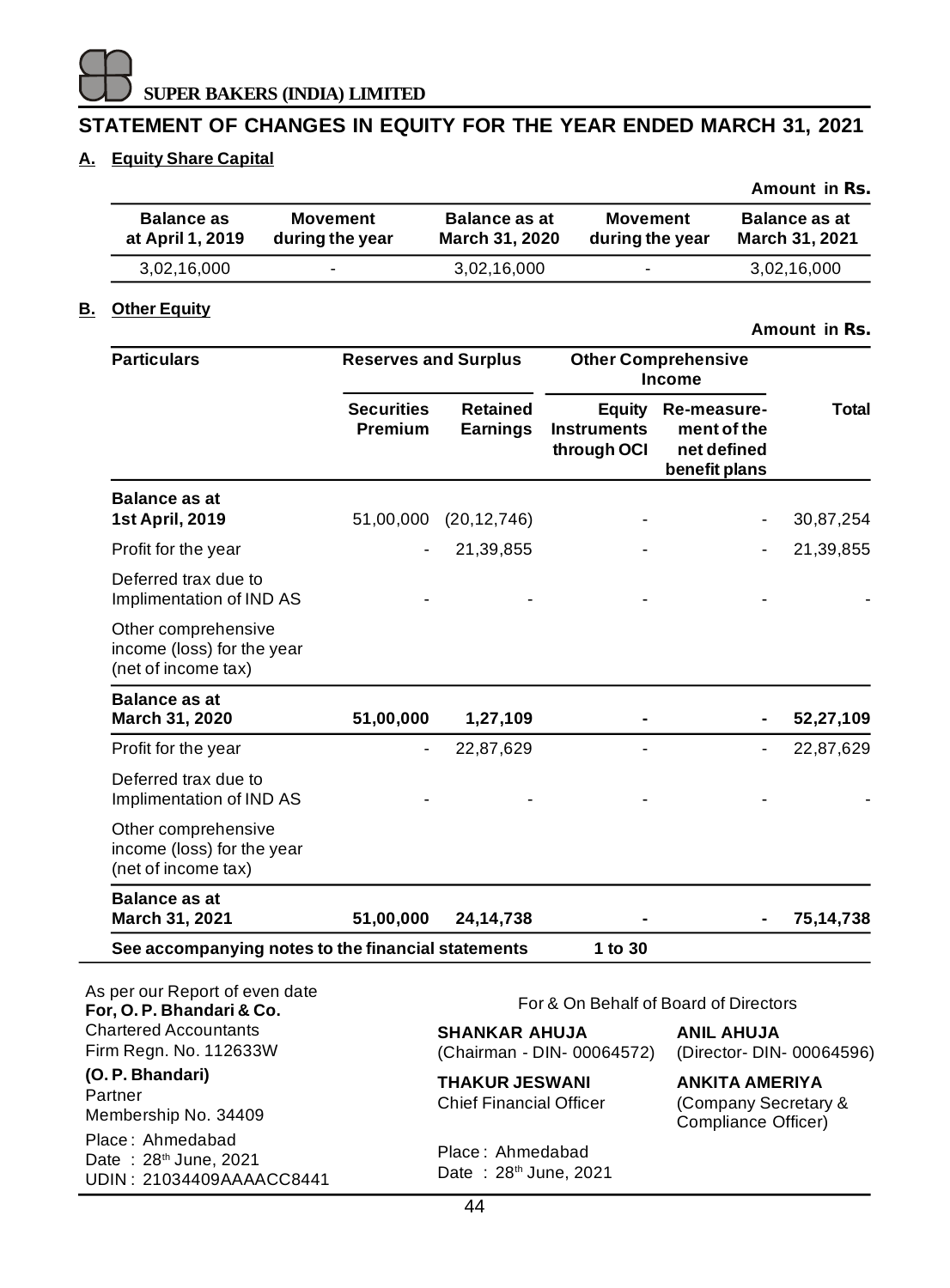**SUPER BAKERS (INDIA) LIMITED**

## STATEMENT OF CHANGES IN EQUITY FOR THE YEAR ENDED MARCH 31, 2021

### A. Equity Share Capital

Amount in Rs.

| Balance as at April 1, 2019 | Movement during the year | Balance as at March 31, 2020 | Movement during the year | Balance as at March 31, 2021 |
|---|---|---|---|---|
| 3,02,16,000 | - | 3,02,16,000 | - | 3,02,16,000 |

### B. Other Equity

Amount in Rs.

| Particulars | Reserves and Surplus | | Other Comprehensive Income | | |
|---|---|---|---|---|---|
| | Securities Premium | Retained Earnings | Equity Instruments through OCI | Re-measurement of the net defined benefit plans | Total |
| **Balance as at 1st April, 2019** | 51,00,000 | (20,12,746) | - | - | 30,87,254 |
| Profit for the year | - | 21,39,855 | - | - | 21,39,855 |
| Deferred trax due to Implimentation of IND AS | - | - | - | - | - |
| Other comprehensive income (loss) for the year (net of income tax) | | | | | |
| **Balance as at March 31, 2020** | **51,00,000** | **1,27,109** | **-** | **-** | **52,27,109** |
| Profit for the year | - | 22,87,629 | - | - | 22,87,629 |
| Deferred trax due to Implimentation of IND AS | - | - | - | - | - |
| Other comprehensive income (loss) for the year (net of income tax) | | | | | |
| **Balance as at March 31, 2021** | **51,00,000** | **24,14,738** | **-** | **-** | **75,14,738** |

**See accompanying notes to the financial statements** **1 to 30**

As per our Report of even date
**For, O. P. Bhandari & Co.**
Chartered Accountants
Firm Regn. No. 112633W

**(O. P. Bhandari)**
Partner
Membership No. 34409

Place : Ahmedabad
Date : 28th June, 2021
UDIN : 21034409AAAACC8441

For & On Behalf of Board of Directors

**SHANKAR AHUJA**
(Chairman - DIN- 00064572)

**ANIL AHUJA**
(Director- DIN- 00064596)

**THAKUR JESWANI**
Chief Financial Officer

**ANKITA AMERIYA**
(Company Secretary & Compliance Officer)

Place : Ahmedabad
Date : 28th June, 2021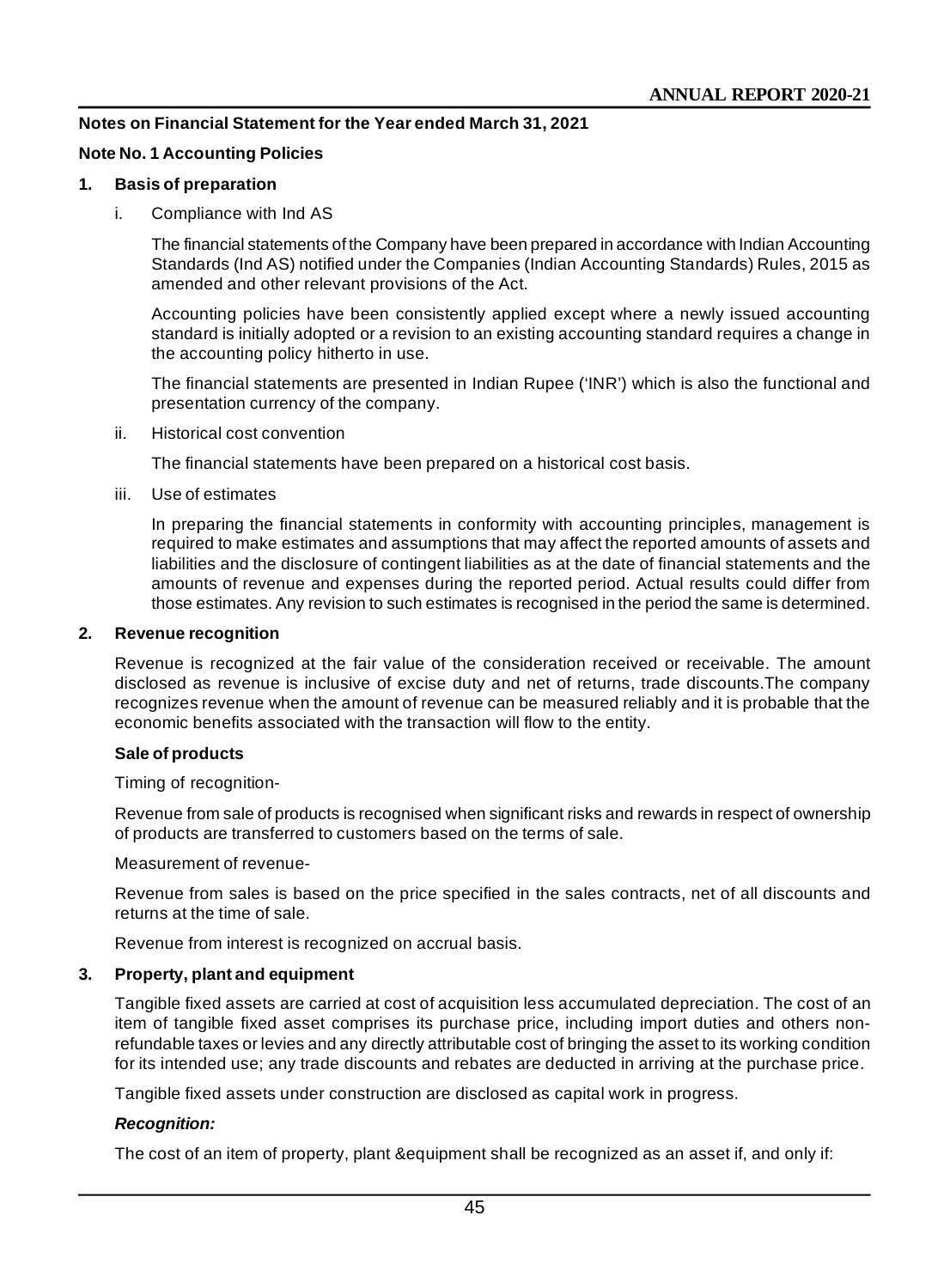## Notes on Financial Statement for the Year ended March 31, 2021

### Note No. 1 Accounting Policies

**1. Basis of preparation**

i. Compliance with Ind AS

The financial statements of the Company have been prepared in accordance with Indian Accounting Standards (Ind AS) notified under the Companies (Indian Accounting Standards) Rules, 2015 as amended and other relevant provisions of the Act.

Accounting policies have been consistently applied except where a newly issued accounting standard is initially adopted or a revision to an existing accounting standard requires a change in the accounting policy hitherto in use.

The financial statements are presented in Indian Rupee ('INR') which is also the functional and presentation currency of the company.

ii. Historical cost convention

The financial statements have been prepared on a historical cost basis.

iii. Use of estimates

In preparing the financial statements in conformity with accounting principles, management is required to make estimates and assumptions that may affect the reported amounts of assets and liabilities and the disclosure of contingent liabilities as at the date of financial statements and the amounts of revenue and expenses during the reported period. Actual results could differ from those estimates. Any revision to such estimates is recognised in the period the same is determined.

**2. Revenue recognition**

Revenue is recognized at the fair value of the consideration received or receivable. The amount disclosed as revenue is inclusive of excise duty and net of returns, trade discounts.The company recognizes revenue when the amount of revenue can be measured reliably and it is probable that the economic benefits associated with the transaction will flow to the entity.

**Sale of products**

Timing of recognition-

Revenue from sale of products is recognised when significant risks and rewards in respect of ownership of products are transferred to customers based on the terms of sale.

Measurement of revenue-

Revenue from sales is based on the price specified in the sales contracts, net of all discounts and returns at the time of sale.

Revenue from interest is recognized on accrual basis.

**3. Property, plant and equipment**

Tangible fixed assets are carried at cost of acquisition less accumulated depreciation. The cost of an item of tangible fixed asset comprises its purchase price, including import duties and others non-refundable taxes or levies and any directly attributable cost of bringing the asset to its working condition for its intended use; any trade discounts and rebates are deducted in arriving at the purchase price.

Tangible fixed assets under construction are disclosed as capital work in progress.

***Recognition:***

The cost of an item of property, plant &equipment shall be recognized as an asset if, and only if: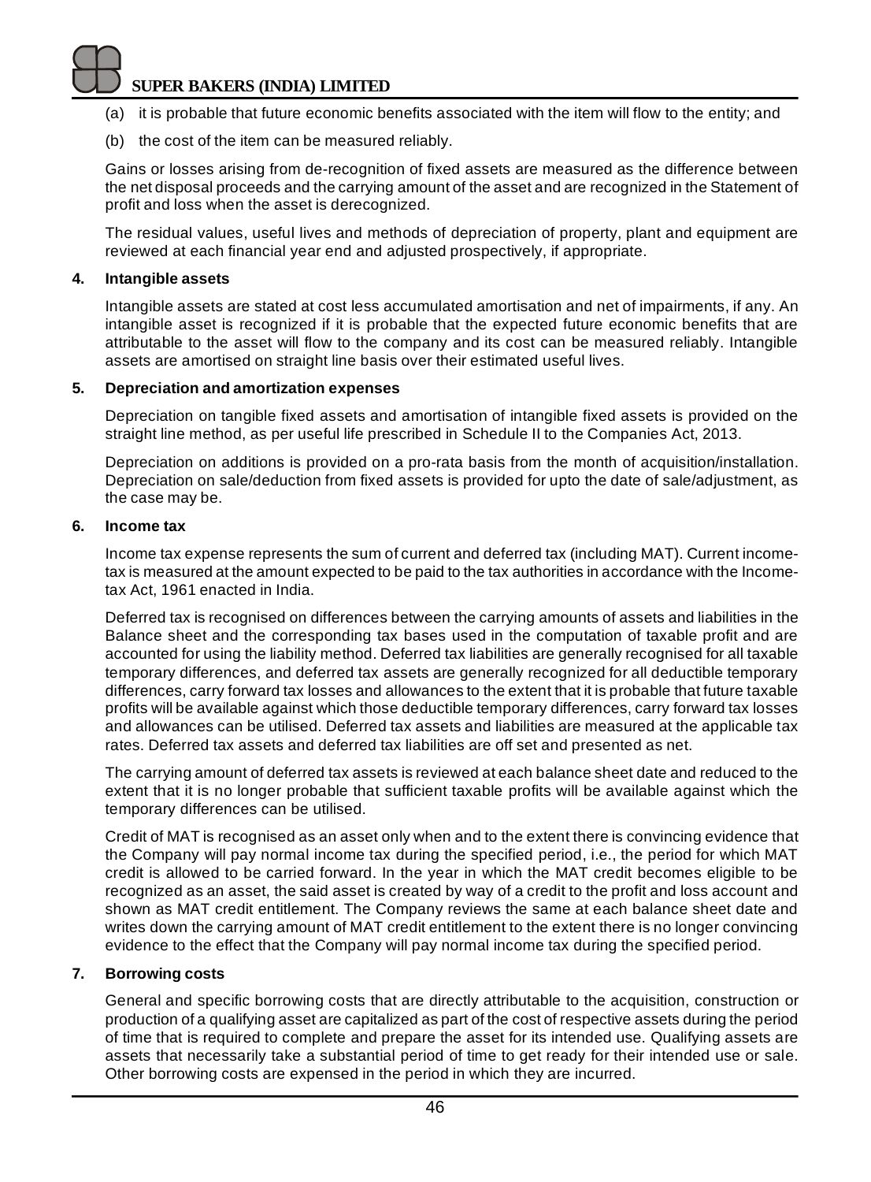(a) it is probable that future economic benefits associated with the item will flow to the entity; and

(b) the cost of the item can be measured reliably.

Gains or losses arising from de-recognition of fixed assets are measured as the difference between the net disposal proceeds and the carrying amount of the asset and are recognized in the Statement of profit and loss when the asset is derecognized.

The residual values, useful lives and methods of depreciation of property, plant and equipment are reviewed at each financial year end and adjusted prospectively, if appropriate.

**4. Intangible assets**

Intangible assets are stated at cost less accumulated amortisation and net of impairments, if any. An intangible asset is recognized if it is probable that the expected future economic benefits that are attributable to the asset will flow to the company and its cost can be measured reliably. Intangible assets are amortised on straight line basis over their estimated useful lives.

**5. Depreciation and amortization expenses**

Depreciation on tangible fixed assets and amortisation of intangible fixed assets is provided on the straight line method, as per useful life prescribed in Schedule II to the Companies Act, 2013.

Depreciation on additions is provided on a pro-rata basis from the month of acquisition/installation. Depreciation on sale/deduction from fixed assets is provided for upto the date of sale/adjustment, as the case may be.

**6. Income tax**

Income tax expense represents the sum of current and deferred tax (including MAT). Current income-tax is measured at the amount expected to be paid to the tax authorities in accordance with the Income-tax Act, 1961 enacted in India.

Deferred tax is recognised on differences between the carrying amounts of assets and liabilities in the Balance sheet and the corresponding tax bases used in the computation of taxable profit and are accounted for using the liability method. Deferred tax liabilities are generally recognised for all taxable temporary differences, and deferred tax assets are generally recognized for all deductible temporary differences, carry forward tax losses and allowances to the extent that it is probable that future taxable profits will be available against which those deductible temporary differences, carry forward tax losses and allowances can be utilised. Deferred tax assets and liabilities are measured at the applicable tax rates. Deferred tax assets and deferred tax liabilities are off set and presented as net.

The carrying amount of deferred tax assets is reviewed at each balance sheet date and reduced to the extent that it is no longer probable that sufficient taxable profits will be available against which the temporary differences can be utilised.

Credit of MAT is recognised as an asset only when and to the extent there is convincing evidence that the Company will pay normal income tax during the specified period, i.e., the period for which MAT credit is allowed to be carried forward. In the year in which the MAT credit becomes eligible to be recognized as an asset, the said asset is created by way of a credit to the profit and loss account and shown as MAT credit entitlement. The Company reviews the same at each balance sheet date and writes down the carrying amount of MAT credit entitlement to the extent there is no longer convincing evidence to the effect that the Company will pay normal income tax during the specified period.

**7. Borrowing costs**

General and specific borrowing costs that are directly attributable to the acquisition, construction or production of a qualifying asset are capitalized as part of the cost of respective assets during the period of time that is required to complete and prepare the asset for its intended use. Qualifying assets are assets that necessarily take a substantial period of time to get ready for their intended use or sale. Other borrowing costs are expensed in the period in which they are incurred.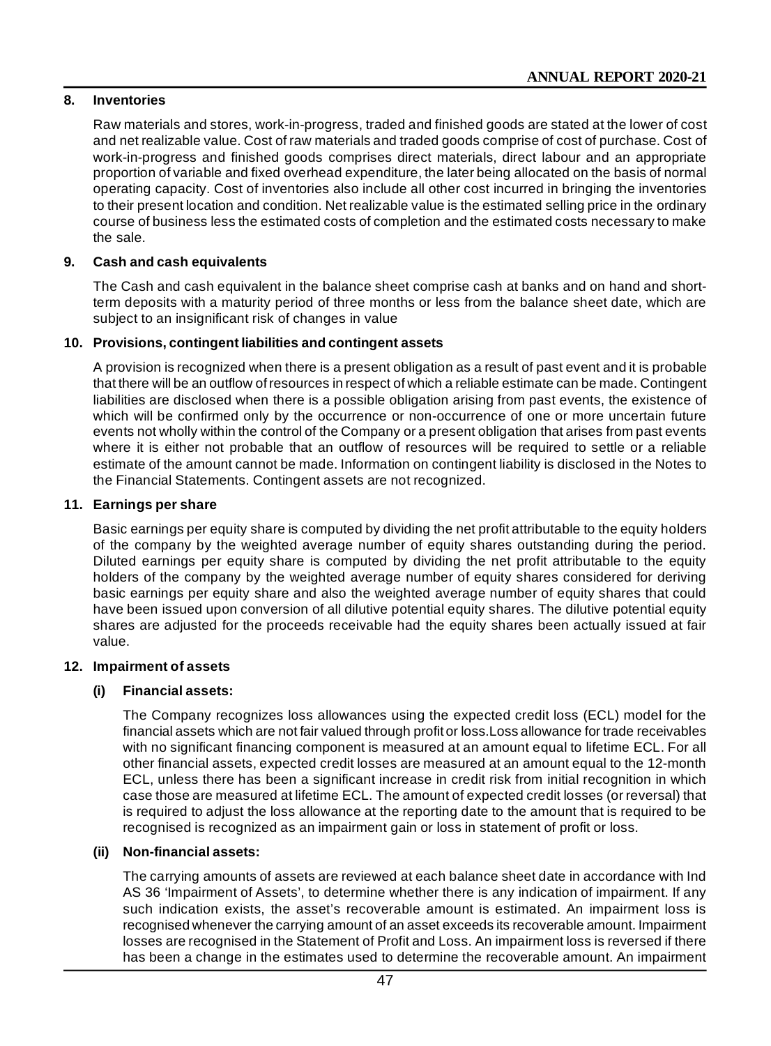**8. Inventories**

Raw materials and stores, work-in-progress, traded and finished goods are stated at the lower of cost and net realizable value. Cost of raw materials and traded goods comprise of cost of purchase. Cost of work-in-progress and finished goods comprises direct materials, direct labour and an appropriate proportion of variable and fixed overhead expenditure, the later being allocated on the basis of normal operating capacity. Cost of inventories also include all other cost incurred in bringing the inventories to their present location and condition. Net realizable value is the estimated selling price in the ordinary course of business less the estimated costs of completion and the estimated costs necessary to make the sale.

**9. Cash and cash equivalents**

The Cash and cash equivalent in the balance sheet comprise cash at banks and on hand and short-term deposits with a maturity period of three months or less from the balance sheet date, which are subject to an insignificant risk of changes in value

**10. Provisions, contingent liabilities and contingent assets**

A provision is recognized when there is a present obligation as a result of past event and it is probable that there will be an outflow of resources in respect of which a reliable estimate can be made. Contingent liabilities are disclosed when there is a possible obligation arising from past events, the existence of which will be confirmed only by the occurrence or non-occurrence of one or more uncertain future events not wholly within the control of the Company or a present obligation that arises from past events where it is either not probable that an outflow of resources will be required to settle or a reliable estimate of the amount cannot be made. Information on contingent liability is disclosed in the Notes to the Financial Statements. Contingent assets are not recognized.

**11. Earnings per share**

Basic earnings per equity share is computed by dividing the net profit attributable to the equity holders of the company by the weighted average number of equity shares outstanding during the period. Diluted earnings per equity share is computed by dividing the net profit attributable to the equity holders of the company by the weighted average number of equity shares considered for deriving basic earnings per equity share and also the weighted average number of equity shares that could have been issued upon conversion of all dilutive potential equity shares. The dilutive potential equity shares are adjusted for the proceeds receivable had the equity shares been actually issued at fair value.

**12. Impairment of assets**

**(i) Financial assets:**

The Company recognizes loss allowances using the expected credit loss (ECL) model for the financial assets which are not fair valued through profit or loss.Loss allowance for trade receivables with no significant financing component is measured at an amount equal to lifetime ECL. For all other financial assets, expected credit losses are measured at an amount equal to the 12-month ECL, unless there has been a significant increase in credit risk from initial recognition in which case those are measured at lifetime ECL. The amount of expected credit losses (or reversal) that is required to adjust the loss allowance at the reporting date to the amount that is required to be recognised is recognized as an impairment gain or loss in statement of profit or loss.

**(ii) Non-financial assets:**

The carrying amounts of assets are reviewed at each balance sheet date in accordance with Ind AS 36 'Impairment of Assets', to determine whether there is any indication of impairment. If any such indication exists, the asset's recoverable amount is estimated. An impairment loss is recognised whenever the carrying amount of an asset exceeds its recoverable amount. Impairment losses are recognised in the Statement of Profit and Loss. An impairment loss is reversed if there has been a change in the estimates used to determine the recoverable amount. An impairment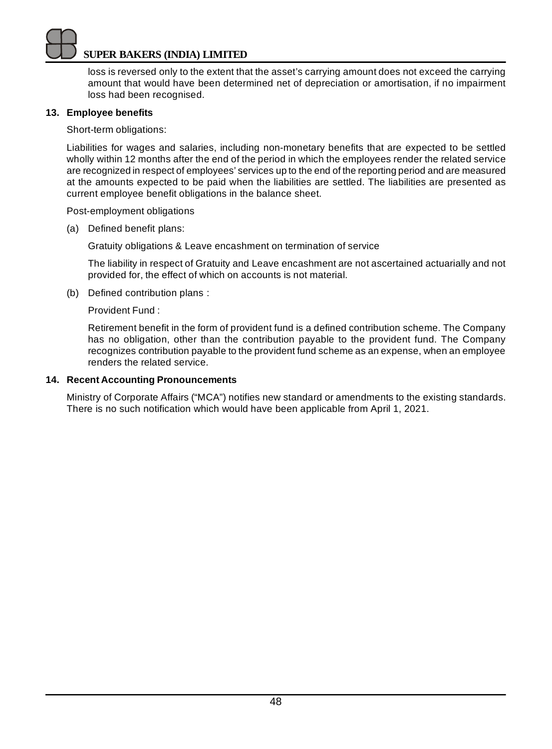loss is reversed only to the extent that the asset's carrying amount does not exceed the carrying amount that would have been determined net of depreciation or amortisation, if no impairment loss had been recognised.

**13. Employee benefits**

Short-term obligations:

Liabilities for wages and salaries, including non-monetary benefits that are expected to be settled wholly within 12 months after the end of the period in which the employees render the related service are recognized in respect of employees' services up to the end of the reporting period and are measured at the amounts expected to be paid when the liabilities are settled. The liabilities are presented as current employee benefit obligations in the balance sheet.

Post-employment obligations

(a) Defined benefit plans:

Gratuity obligations & Leave encashment on termination of service

The liability in respect of Gratuity and Leave encashment are not ascertained actuarially and not provided for, the effect of which on accounts is not material.

(b) Defined contribution plans :

Provident Fund :

Retirement benefit in the form of provident fund is a defined contribution scheme. The Company has no obligation, other than the contribution payable to the provident fund. The Company recognizes contribution payable to the provident fund scheme as an expense, when an employee renders the related service.

**14. Recent Accounting Pronouncements**

Ministry of Corporate Affairs ("MCA") notifies new standard or amendments to the existing standards. There is no such notification which would have been applicable from April 1, 2021.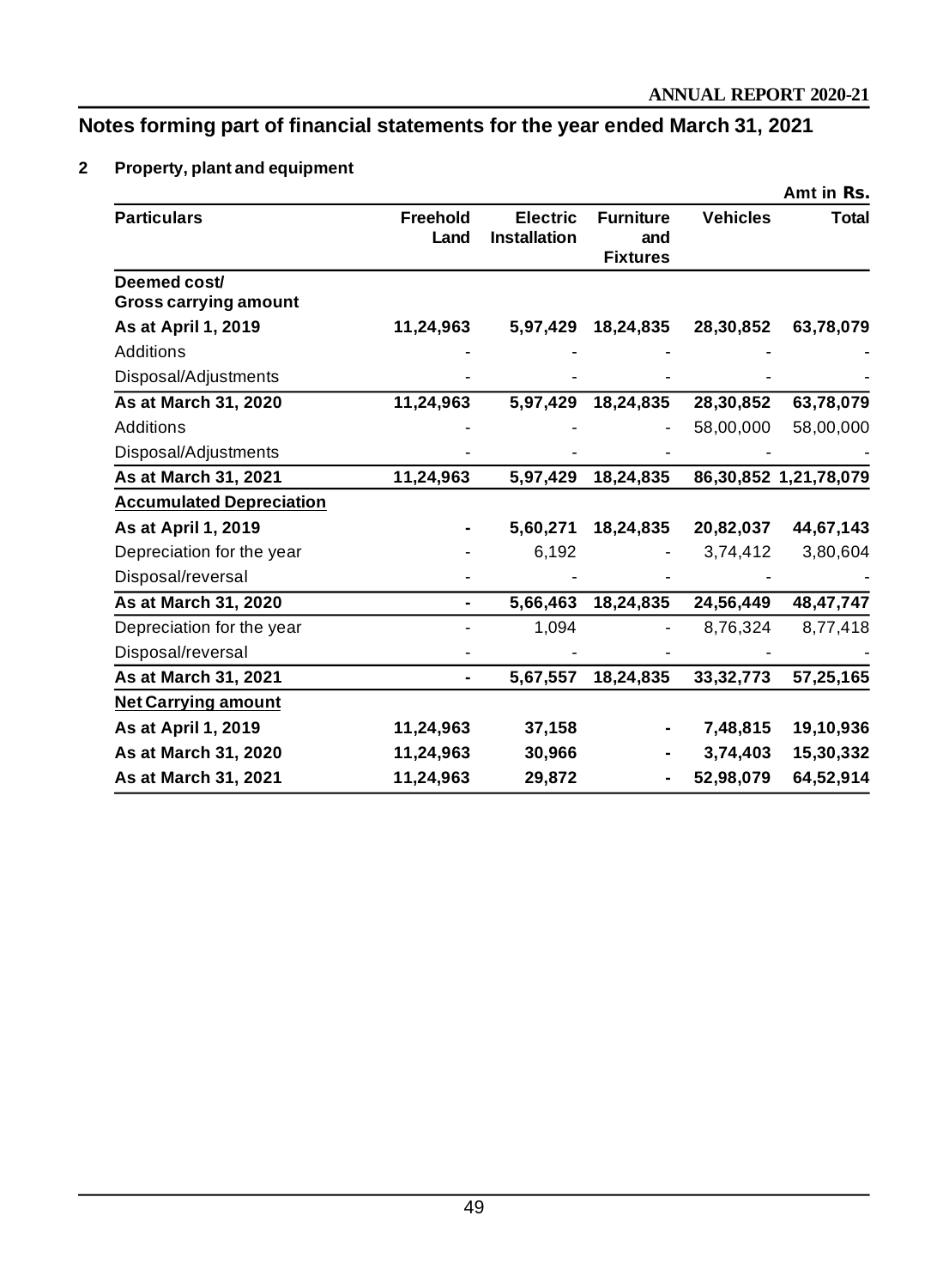## Notes forming part of financial statements for the year ended March 31, 2021

### 2 Property, plant and equipment

Amt in Rs.

| Particulars | Freehold Land | Electric Installation | Furniture and Fixtures | Vehicles | Total |
|---|---|---|---|---|---|
| **Deemed cost/ Gross carrying amount** | | | | | |
| **As at April 1, 2019** | **11,24,963** | **5,97,429** | **18,24,835** | **28,30,852** | **63,78,079** |
| Additions | - | - | - | - | - |
| Disposal/Adjustments | - | - | - | - | - |
| **As at March 31, 2020** | **11,24,963** | **5,97,429** | **18,24,835** | **28,30,852** | **63,78,079** |
| Additions | - | - | - | 58,00,000 | 58,00,000 |
| Disposal/Adjustments | - | - | - | - | - |
| **As at March 31, 2021** | **11,24,963** | **5,97,429** | **18,24,835** | **86,30,852** | **1,21,78,079** |
| **Accumulated Depreciation** | | | | | |
| **As at April 1, 2019** | **-** | **5,60,271** | **18,24,835** | **20,82,037** | **44,67,143** |
| Depreciation for the year | - | 6,192 | - | 3,74,412 | 3,80,604 |
| Disposal/reversal | - | - | - | - | - |
| **As at March 31, 2020** | **-** | **5,66,463** | **18,24,835** | **24,56,449** | **48,47,747** |
| Depreciation for the year | - | 1,094 | - | 8,76,324 | 8,77,418 |
| Disposal/reversal | - | - | - | - | - |
| **As at March 31, 2021** | **-** | **5,67,557** | **18,24,835** | **33,32,773** | **57,25,165** |
| **Net Carrying amount** | | | | | |
| **As at April 1, 2019** | **11,24,963** | **37,158** | **-** | **7,48,815** | **19,10,936** |
| **As at March 31, 2020** | **11,24,963** | **30,966** | **-** | **3,74,403** | **15,30,332** |
| **As at March 31, 2021** | **11,24,963** | **29,872** | **-** | **52,98,079** | **64,52,914** |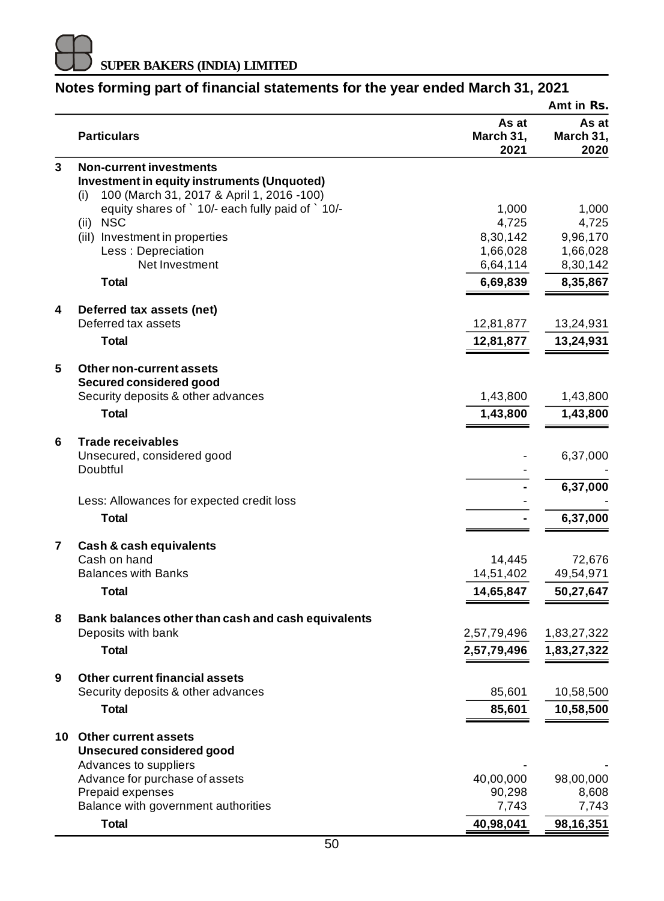**SUPER BAKERS (INDIA) LIMITED**

## Notes forming part of financial statements for the year ended March 31, 2021

Amt in Rs.

| | Particulars | As at March 31, 2021 | As at March 31, 2020 |
|---|---|---|---|
| **3** | **Non-current investments** | | |
| | **Investment in equity instruments (Unquoted)** | | |
| | (i) 100 (March 31, 2017 & April 1, 2016 -100) equity shares of ` 10/- each fully paid of ` 10/- | 1,000 | 1,000 |
| | (ii) NSC | 4,725 | 4,725 |
| | (iii) Investment in properties | 8,30,142 | 9,96,170 |
| | Less : Depreciation | 1,66,028 | 1,66,028 |
| | Net Investment | 6,64,114 | 8,30,142 |
| | **Total** | **6,69,839** | **8,35,867** |
| **4** | **Deferred tax assets (net)** | | |
| | Deferred tax assets | 12,81,877 | 13,24,931 |
| | **Total** | **12,81,877** | **13,24,931** |
| **5** | **Other non-current assets** | | |
| | **Secured considered good** | | |
| | Security deposits & other advances | 1,43,800 | 1,43,800 |
| | **Total** | **1,43,800** | **1,43,800** |
| **6** | **Trade receivables** | | |
| | Unsecured, considered good | - | 6,37,000 |
| | Doubtful | - | - |
| | | **-** | **6,37,000** |
| | Less: Allowances for expected credit loss | - | - |
| | **Total** | **-** | **6,37,000** |
| **7** | **Cash & cash equivalents** | | |
| | Cash on hand | 14,445 | 72,676 |
| | Balances with Banks | 14,51,402 | 49,54,971 |
| | **Total** | **14,65,847** | **50,27,647** |
| **8** | **Bank balances other than cash and cash equivalents** | | |
| | Deposits with bank | 2,57,79,496 | 1,83,27,322 |
| | **Total** | **2,57,79,496** | **1,83,27,322** |
| **9** | **Other current financial assets** | | |
| | Security deposits & other advances | 85,601 | 10,58,500 |
| | **Total** | **85,601** | **10,58,500** |
| **10** | **Other current assets** | | |
| | **Unsecured considered good** | | |
| | Advances to suppliers | - | - |
| | Advance for purchase of assets | 40,00,000 | 98,00,000 |
| | Prepaid expenses | 90,298 | 8,608 |
| | Balance with government authorities | 7,743 | 7,743 |
| | **Total** | **40,98,041** | **98,16,351** |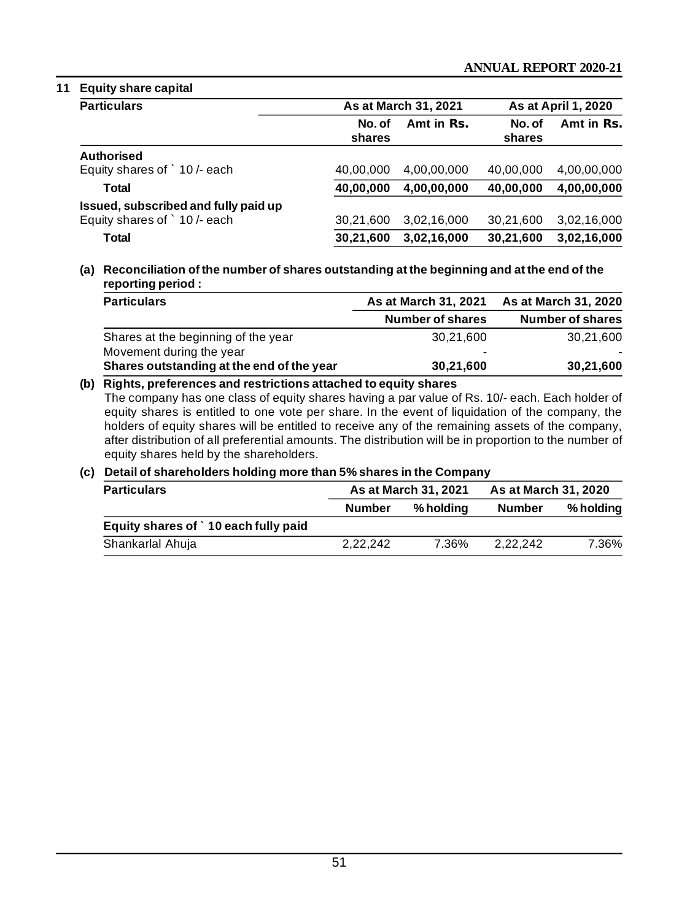## 11 Equity share capital

| Particulars | As at March 31, 2021 | | As at April 1, 2020 | |
|---|---|---|---|---|
| | No. of shares | Amt in Rs. | No. of shares | Amt in Rs. |
| **Authorised** | | | | |
| Equity shares of ` 10 /- each | 40,00,000 | 4,00,00,000 | 40,00,000 | 4,00,00,000 |
| **Total** | **40,00,000** | **4,00,00,000** | **40,00,000** | **4,00,00,000** |
| **Issued, subscribed and fully paid up** | | | | |
| Equity shares of ` 10 /- each | 30,21,600 | 3,02,16,000 | 30,21,600 | 3,02,16,000 |
| **Total** | **30,21,600** | **3,02,16,000** | **30,21,600** | **3,02,16,000** |

**(a) Reconciliation of the number of shares outstanding at the beginning and at the end of the reporting period :**

| Particulars | As at March 31, 2021 | As at March 31, 2020 |
|---|---|---|
| | Number of shares | Number of shares |
| Shares at the beginning of the year | 30,21,600 | 30,21,600 |
| Movement during the year | - | - |
| **Shares outstanding at the end of the year** | **30,21,600** | **30,21,600** |

**(b) Rights, preferences and restrictions attached to equity shares**

The company has one class of equity shares having a par value of Rs. 10/- each. Each holder of equity shares is entitled to one vote per share. In the event of liquidation of the company, the holders of equity shares will be entitled to receive any of the remaining assets of the company, after distribution of all preferential amounts. The distribution will be in proportion to the number of equity shares held by the shareholders.

**(c) Detail of shareholders holding more than 5% shares in the Company**

| Particulars | As at March 31, 2021 | | As at March 31, 2020 | |
|---|---|---|---|---|
| | Number | % holding | Number | % holding |
| **Equity shares of ` 10 each fully paid** | | | | |
| Shankarlal Ahuja | 2,22,242 | 7.36% | 2,22,242 | 7.36% |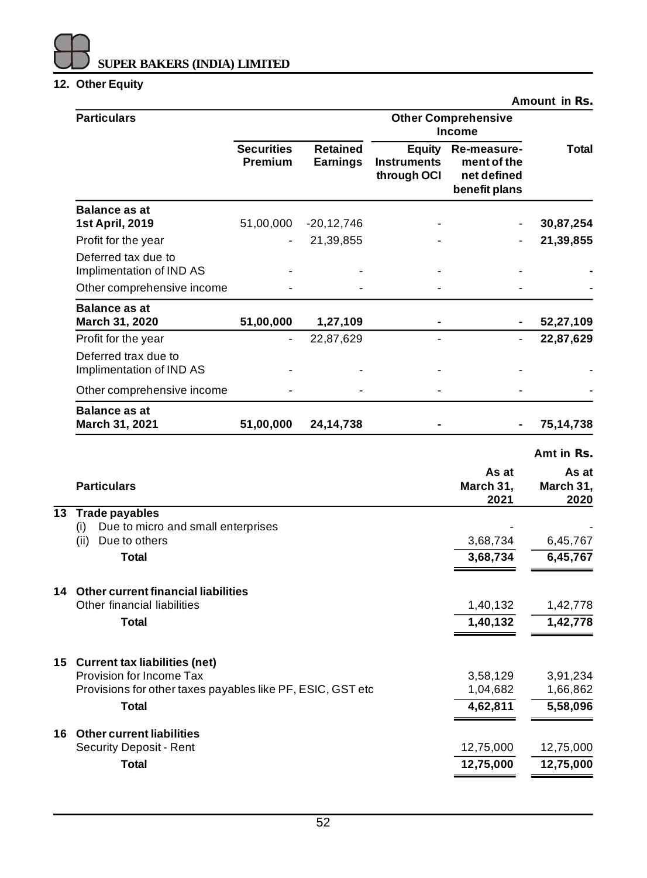## 12. Other Equity

Amount in Rs.

| Particulars | Securities Premium | Retained Earnings | Other Comprehensive Income | | Total |
|---|---|---|---|---|---|
| | | | Equity Instruments through OCI | Re-measurement of the net defined benefit plans | |
| **Balance as at 1st April, 2019** | 51,00,000 | -20,12,746 | - | - | **30,87,254** |
| Profit for the year | - | 21,39,855 | - | - | **21,39,855** |
| Deferred tax due to Implimentation of IND AS | - | - | - | - | **-** |
| Other comprehensive income | - | - | - | - | - |
| **Balance as at March 31, 2020** | **51,00,000** | **1,27,109** | **-** | **-** | **52,27,109** |
| Profit for the year | - | 22,87,629 | - | - | **22,87,629** |
| Deferred trax due to Implimentation of IND AS | - | - | - | - | - |
| Other comprehensive income | - | - | - | - | - |
| **Balance as at March 31, 2021** | **51,00,000** | **24,14,738** | **-** | **-** | **75,14,738** |

Amt in Rs.

| | Particulars | As at March 31, 2021 | As at March 31, 2020 |
|---|---|---|---|
| **13** | **Trade payables** | | |
| | (i) Due to micro and small enterprises | - | - |
| | (ii) Due to others | 3,68,734 | 6,45,767 |
| | **Total** | **3,68,734** | **6,45,767** |
| **14** | **Other current financial liabilities** | | |
| | Other financial liabilities | 1,40,132 | 1,42,778 |
| | **Total** | **1,40,132** | **1,42,778** |
| **15** | **Current tax liabilities (net)** | | |
| | Provision for Income Tax | 3,58,129 | 3,91,234 |
| | Provisions for other taxes payables like PF, ESIC, GST etc | 1,04,682 | 1,66,862 |
| | **Total** | **4,62,811** | **5,58,096** |
| **16** | **Other current liabilities** | | |
| | Security Deposit - Rent | 12,75,000 | 12,75,000 |
| | **Total** | **12,75,000** | **12,75,000** |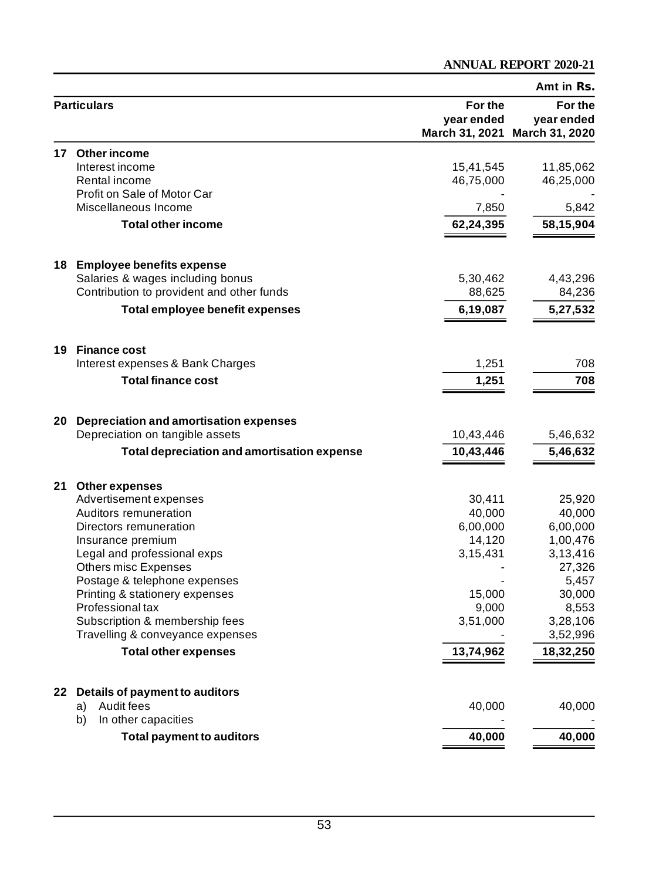Amt in Rs.

| | Particulars | For the year ended March 31, 2021 | For the year ended March 31, 2020 |
|---|---|---|---|
| **17** | **Other income** | | |
| | Interest income | 15,41,545 | 11,85,062 |
| | Rental income | 46,75,000 | 46,25,000 |
| | Profit on Sale of Motor Car | - | - |
| | Miscellaneous Income | 7,850 | 5,842 |
| | **Total other income** | **62,24,395** | **58,15,904** |
| **18** | **Employee benefits expense** | | |
| | Salaries & wages including bonus | 5,30,462 | 4,43,296 |
| | Contribution to provident and other funds | 88,625 | 84,236 |
| | **Total employee benefit expenses** | **6,19,087** | **5,27,532** |
| **19** | **Finance cost** | | |
| | Interest expenses & Bank Charges | 1,251 | 708 |
| | **Total finance cost** | **1,251** | **708** |
| **20** | **Depreciation and amortisation expenses** | | |
| | Depreciation on tangible assets | 10,43,446 | 5,46,632 |
| | **Total depreciation and amortisation expense** | **10,43,446** | **5,46,632** |
| **21** | **Other expenses** | | |
| | Advertisement expenses | 30,411 | 25,920 |
| | Auditors remuneration | 40,000 | 40,000 |
| | Directors remuneration | 6,00,000 | 6,00,000 |
| | Insurance premium | 14,120 | 1,00,476 |
| | Legal and professional exps | 3,15,431 | 3,13,416 |
| | Others misc Expenses | - | 27,326 |
| | Postage & telephone expenses | - | 5,457 |
| | Printing & stationery expenses | 15,000 | 30,000 |
| | Professional tax | 9,000 | 8,553 |
| | Subscription & membership fees | 3,51,000 | 3,28,106 |
| | Travelling & conveyance expenses | - | 3,52,996 |
| | **Total other expenses** | **13,74,962** | **18,32,250** |
| **22** | **Details of payment to auditors** | | |
| | a) Audit fees | 40,000 | 40,000 |
| | b) In other capacities | - | - |
| | **Total payment to auditors** | **40,000** | **40,000** |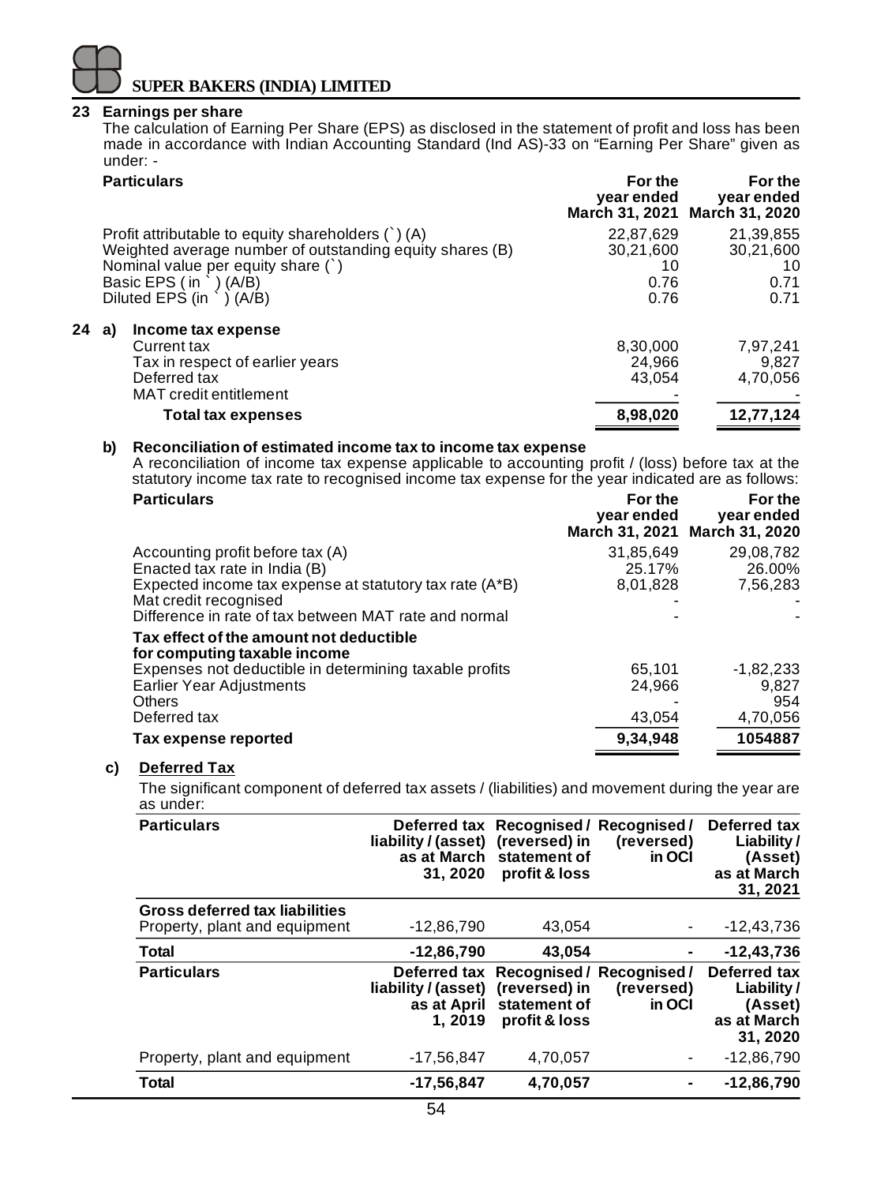## 23 Earnings per share

The calculation of Earning Per Share (EPS) as disclosed in the statement of profit and loss has been made in accordance with Indian Accounting Standard (Ind AS)-33 on “Earning Per Share” given as under: -

| Particulars | For the year ended March 31, 2021 | For the year ended March 31, 2020 |
|---|---|---|
| Profit attributable to equity shareholders (`) (A) | 22,87,629 | 21,39,855 |
| Weighted average number of outstanding equity shares (B) | 30,21,600 | 30,21,600 |
| Nominal value per equity share (`) | 10 | 10 |
| Basic EPS ( in ` ) (A/B) | 0.76 | 0.71 |
| Diluted EPS (in ` ) (A/B) | 0.76 | 0.71 |

## 24 a) Income tax expense

| | For the year ended March 31, 2021 | For the year ended March 31, 2020 |
|---|---|---|
| Current tax | 8,30,000 | 7,97,241 |
| Tax in respect of earlier years | 24,966 | 9,827 |
| Deferred tax | 43,054 | 4,70,056 |
| MAT credit entitlement | - | - |
| **Total tax expenses** | **8,98,020** | **12,77,124** |

### b) Reconciliation of estimated income tax to income tax expense

A reconciliation of income tax expense applicable to accounting profit / (loss) before tax at the statutory income tax rate to recognised income tax expense for the year indicated are as follows:

| Particulars | For the year ended March 31, 2021 | For the year ended March 31, 2020 |
|---|---|---|
| Accounting profit before tax (A) | 31,85,649 | 29,08,782 |
| Enacted tax rate in India (B) | 25.17% | 26.00% |
| Expected income tax expense at statutory tax rate (A*B) | 8,01,828 | 7,56,283 |
| Mat credit recognised | - | - |
| Difference in rate of tax between MAT rate and normal | - | - |
| **Tax effect of the amount not deductible for computing taxable income** | | |
| Expenses not deductible in determining taxable profits | 65,101 | -1,82,233 |
| Earlier Year Adjustments | 24,966 | 9,827 |
| Others | - | 954 |
| Deferred tax | 43,054 | 4,70,056 |
| **Tax expense reported** | **9,34,948** | **1054887** |

### c) Deferred Tax

The significant component of deferred tax assets / (liabilities) and movement during the year are as under:

| Particulars | Deferred tax liability / (asset) as at March 31, 2020 | Recognised / (reversed) in statement of profit & loss | Recognised / (reversed) in OCI | Deferred tax Liability / (Asset) as at March 31, 2021 |
|---|---|---|---|---|
| **Gross deferred tax liabilities** | | | | |
| Property, plant and equipment | -12,86,790 | 43,054 | - | -12,43,736 |
| **Total** | **-12,86,790** | **43,054** | **-** | **-12,43,736** |

| Particulars | Deferred tax liability / (asset) as at April 1, 2019 | Recognised / (reversed) in statement of profit & loss | Recognised / (reversed) in OCI | Deferred tax Liability / (Asset) as at March 31, 2020 |
|---|---|---|---|---|
| Property, plant and equipment | -17,56,847 | 4,70,057 | - | -12,86,790 |
| **Total** | **-17,56,847** | **4,70,057** | **-** | **-12,86,790** |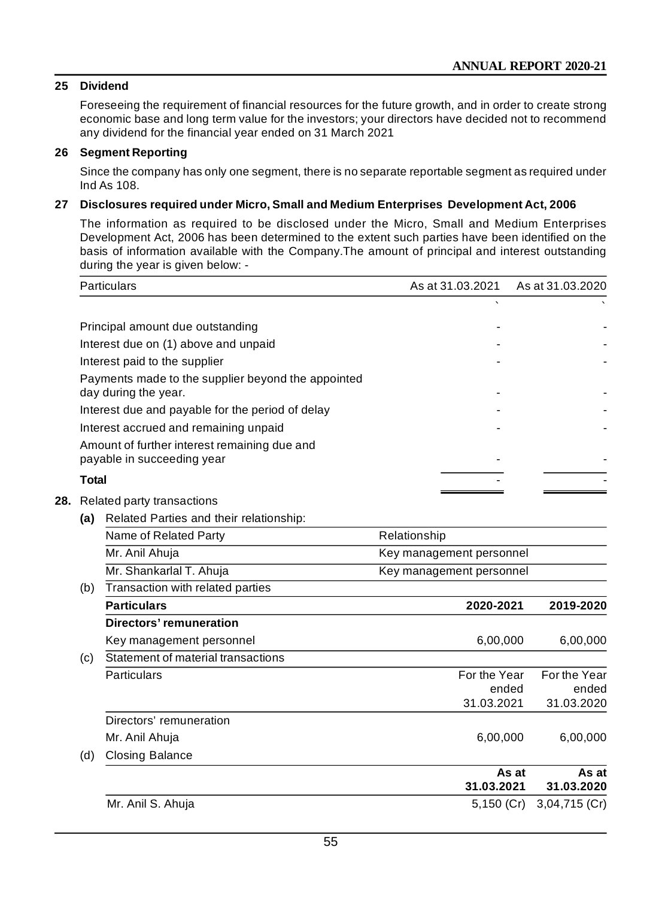## 25 Dividend

Foreseeing the requirement of financial resources for the future growth, and in order to create strong economic base and long term value for the investors; your directors have decided not to recommend any dividend for the financial year ended on 31 March 2021

## 26 Segment Reporting

Since the company has only one segment, there is no separate reportable segment as required under Ind As 108.

## 27 Disclosures required under Micro, Small and Medium Enterprises Development Act, 2006

The information as required to be disclosed under the Micro, Small and Medium Enterprises Development Act, 2006 has been determined to the extent such parties have been identified on the basis of information available with the Company.The amount of principal and interest outstanding during the year is given below: -

| Particulars | As at 31.03.2021 | As at 31.03.2020 |
|---|---|---|
| | ` | ` |
| Principal amount due outstanding | - | - |
| Interest due on (1) above and unpaid | - | - |
| Interest paid to the supplier | - | - |
| Payments made to the supplier beyond the appointed day during the year. | - | - |
| Interest due and payable for the period of delay | - | - |
| Interest accrued and remaining unpaid | - | - |
| Amount of further interest remaining due and payable in succeeding year | - | - |
| **Total** | - | - |

## 28. Related party transactions

**(a)** Related Parties and their relationship:

| Name of Related Party | Relationship |
|---|---|
| Mr. Anil Ahuja | Key management personnel |
| Mr. Shankarlal T. Ahuja | Key management personnel |

(b) Transaction with related parties

| **Particulars** | **2020-2021** | **2019-2020** |
|---|---|---|
| **Directors' remuneration** | | |
| Key management personnel | 6,00,000 | 6,00,000 |

(c) Statement of material transactions

| Particulars | For the Year ended 31.03.2021 | For the Year ended 31.03.2020 |
|---|---|---|
| Directors' remuneration | | |
| Mr. Anil Ahuja | 6,00,000 | 6,00,000 |

(d) Closing Balance

| | **As at 31.03.2021** | **As at 31.03.2020** |
|---|---|---|
| Mr. Anil S. Ahuja | 5,150 (Cr) | 3,04,715 (Cr) |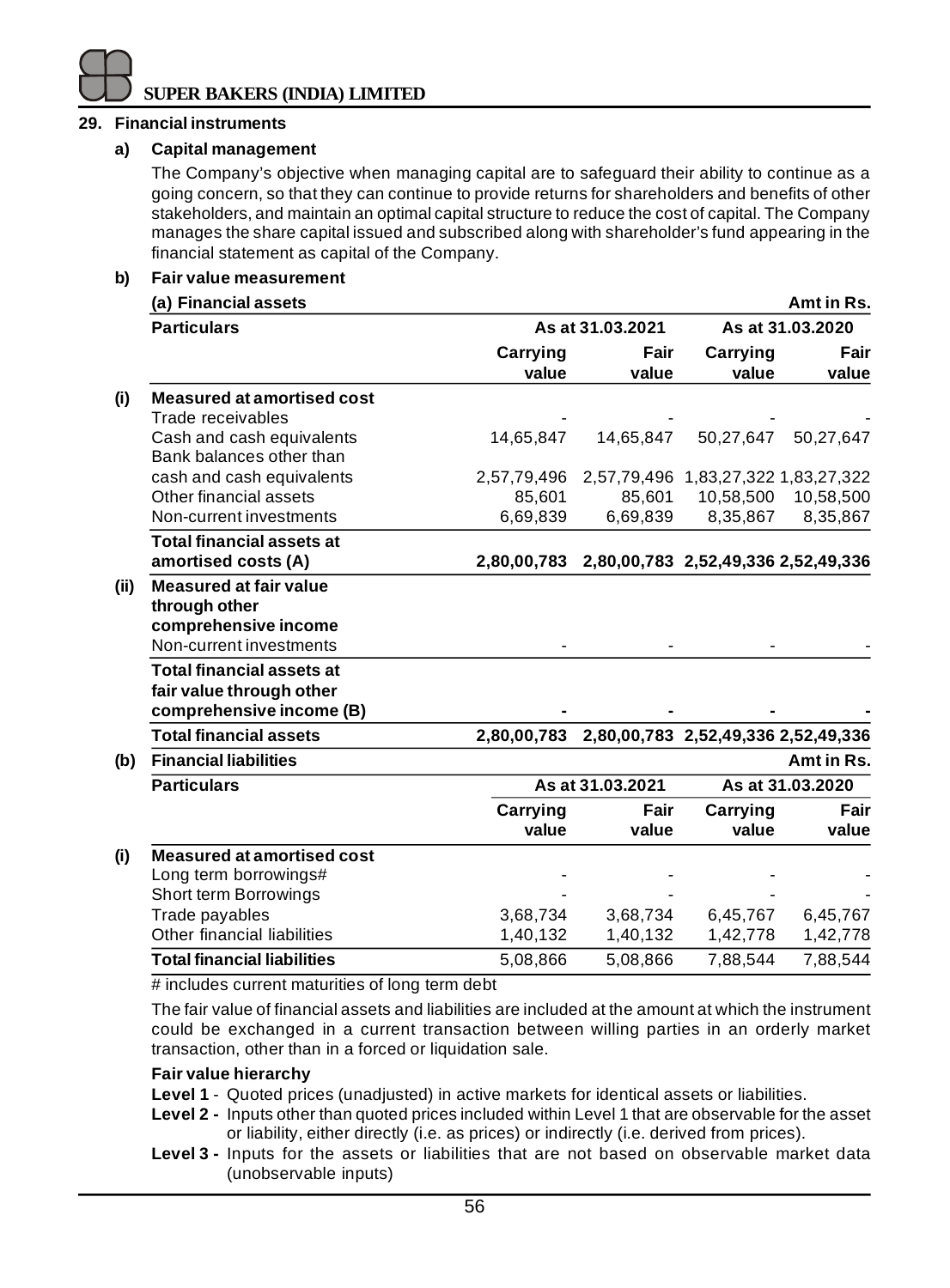## 29. Financial instruments

### a) Capital management

The Company's objective when managing capital are to safeguard their ability to continue as a going concern, so that they can continue to provide returns for shareholders and benefits of other stakeholders, and maintain an optimal capital structure to reduce the cost of capital. The Company manages the share capital issued and subscribed along with shareholder's fund appearing in the financial statement as capital of the Company.

### b) Fair value measurement

**(a) Financial assets** — Amt in Rs.

| | Particulars | As at 31.03.2021 | | As at 31.03.2020 | |
|---|---|---|---|---|---|
| | | Carrying value | Fair value | Carrying value | Fair value |
| **(i)** | **Measured at amortised cost** | | | | |
| | Trade receivables | - | - | - | - |
| | Cash and cash equivalents | 14,65,847 | 14,65,847 | 50,27,647 | 50,27,647 |
| | Bank balances other than cash and cash equivalents | 2,57,79,496 | 2,57,79,496 | 1,83,27,322 | 1,83,27,322 |
| | Other financial assets | 85,601 | 85,601 | 10,58,500 | 10,58,500 |
| | Non-current investments | 6,69,839 | 6,69,839 | 8,35,867 | 8,35,867 |
| | **Total financial assets at amortised costs (A)** | **2,80,00,783** | **2,80,00,783** | **2,52,49,336** | **2,52,49,336** |
| **(ii)** | **Measured at fair value through other comprehensive income** | | | | |
| | Non-current investments | - | - | - | - |
| | **Total financial assets at fair value through other comprehensive income (B)** | **-** | **-** | **-** | **-** |
| | **Total financial assets** | **2,80,00,783** | **2,80,00,783** | **2,52,49,336** | **2,52,49,336** |

**(b) Financial liabilities** — Amt in Rs.

| | Particulars | As at 31.03.2021 | | As at 31.03.2020 | |
|---|---|---|---|---|---|
| | | Carrying value | Fair value | Carrying value | Fair value |
| **(i)** | **Measured at amortised cost** | | | | |
| | Long term borrowings# | - | - | - | - |
| | Short term Borrowings | - | - | - | - |
| | Trade payables | 3,68,734 | 3,68,734 | 6,45,767 | 6,45,767 |
| | Other financial liabilities | 1,40,132 | 1,40,132 | 1,42,778 | 1,42,778 |
| | **Total financial liabilities** | 5,08,866 | 5,08,866 | 7,88,544 | 7,88,544 |

# includes current maturities of long term debt

The fair value of financial assets and liabilities are included at the amount at which the instrument could be exchanged in a current transaction between willing parties in an orderly market transaction, other than in a forced or liquidation sale.

**Fair value hierarchy**

**Level 1** - Quoted prices (unadjusted) in active markets for identical assets or liabilities.

**Level 2 -** Inputs other than quoted prices included within Level 1 that are observable for the asset or liability, either directly (i.e. as prices) or indirectly (i.e. derived from prices).

**Level 3 -** Inputs for the assets or liabilities that are not based on observable market data (unobservable inputs)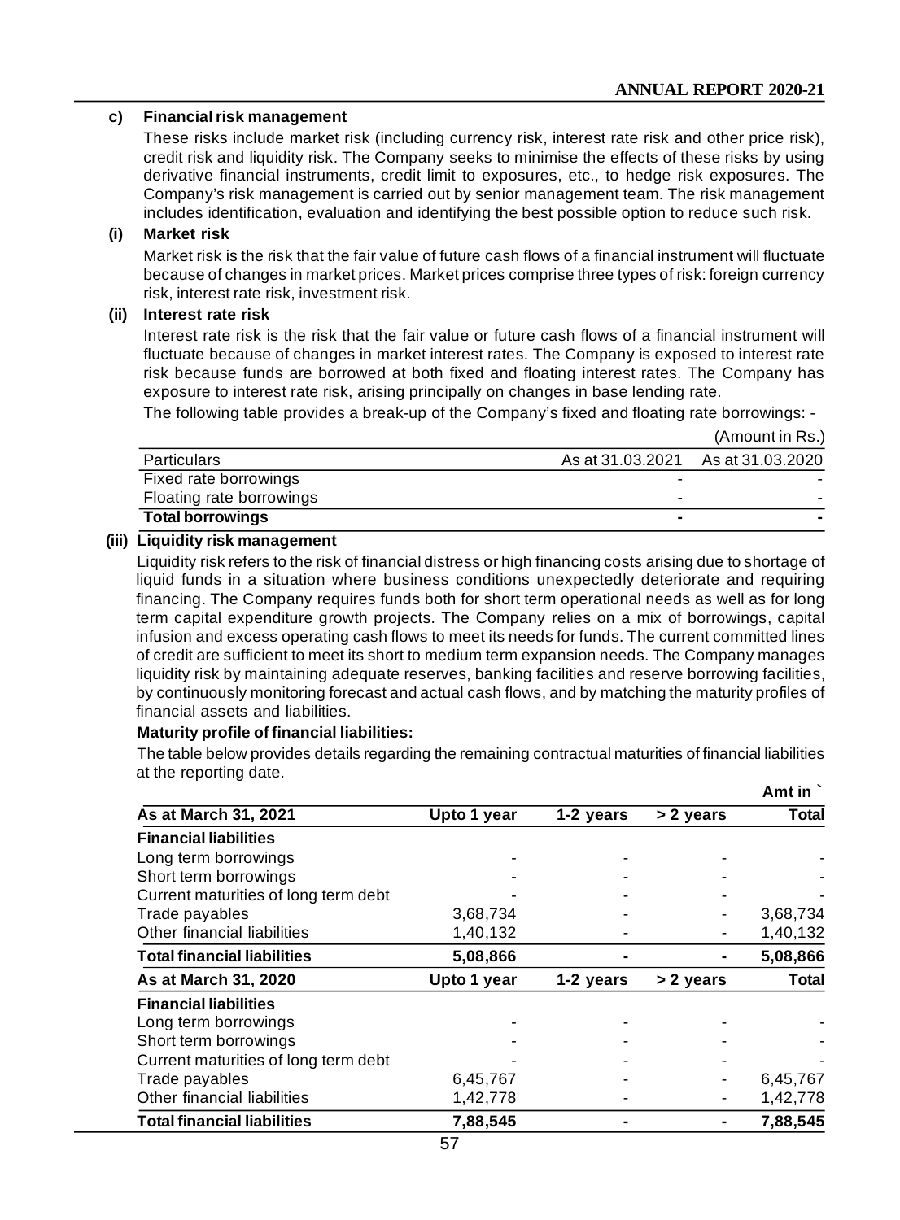### c) Financial risk management

These risks include market risk (including currency risk, interest rate risk and other price risk), credit risk and liquidity risk. The Company seeks to minimise the effects of these risks by using derivative financial instruments, credit limit to exposures, etc., to hedge risk exposures. The Company's risk management is carried out by senior management team. The risk management includes identification, evaluation and identifying the best possible option to reduce such risk.

### (i) Market risk

Market risk is the risk that the fair value of future cash flows of a financial instrument will fluctuate because of changes in market prices. Market prices comprise three types of risk: foreign currency risk, interest rate risk, investment risk.

### (ii) Interest rate risk

Interest rate risk is the risk that the fair value or future cash flows of a financial instrument will fluctuate because of changes in market interest rates. The Company is exposed to interest rate risk because funds are borrowed at both fixed and floating interest rates. The Company has exposure to interest rate risk, arising principally on changes in base lending rate.

The following table provides a break-up of the Company's fixed and floating rate borrowings: -

(Amount in Rs.)

| Particulars | As at 31.03.2021 | As at 31.03.2020 |
|---|---|---|
| Fixed rate borrowings | - | - |
| Floating rate borrowings | - | - |
| **Total borrowings** | **-** | **-** |

### (iii) Liquidity risk management

Liquidity risk refers to the risk of financial distress or high financing costs arising due to shortage of liquid funds in a situation where business conditions unexpectedly deteriorate and requiring financing. The Company requires funds both for short term operational needs as well as for long term capital expenditure growth projects. The Company relies on a mix of borrowings, capital infusion and excess operating cash flows to meet its needs for funds. The current committed lines of credit are sufficient to meet its short to medium term expansion needs. The Company manages liquidity risk by maintaining adequate reserves, banking facilities and reserve borrowing facilities, by continuously monitoring forecast and actual cash flows, and by matching the maturity profiles of financial assets and liabilities.

**Maturity profile of financial liabilities:**

The table below provides details regarding the remaining contractual maturities of financial liabilities at the reporting date.

**Amt in `**

| As at March 31, 2021 | Upto 1 year | 1-2 years | > 2 years | Total |
|---|---|---|---|---|
| **Financial liabilities** | | | | |
| Long term borrowings | - | - | - | - |
| Short term borrowings | - | - | - | - |
| Current maturities of long term debt | - | - | - | - |
| Trade payables | 3,68,734 | - | - | 3,68,734 |
| Other financial liabilities | 1,40,132 | - | - | 1,40,132 |
| **Total financial liabilities** | **5,08,866** | **-** | **-** | **5,08,866** |
| **As at March 31, 2020** | **Upto 1 year** | **1-2 years** | **> 2 years** | **Total** |
| **Financial liabilities** | | | | |
| Long term borrowings | - | - | - | - |
| Short term borrowings | - | - | - | - |
| Current maturities of long term debt | - | - | - | - |
| Trade payables | 6,45,767 | - | - | 6,45,767 |
| Other financial liabilities | 1,42,778 | - | - | 1,42,778 |
| **Total financial liabilities** | **7,88,545** | **-** | **-** | **7,88,545** |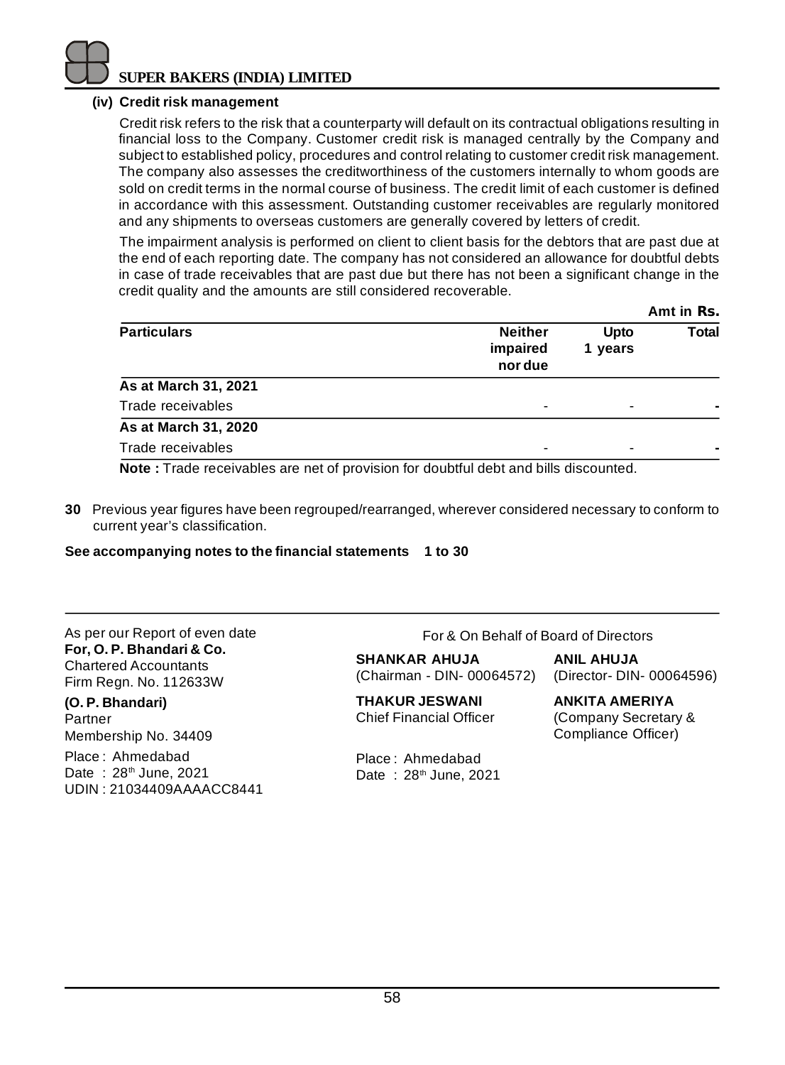**(iv) Credit risk management**

Credit risk refers to the risk that a counterparty will default on its contractual obligations resulting in financial loss to the Company. Customer credit risk is managed centrally by the Company and subject to established policy, procedures and control relating to customer credit risk management. The company also assesses the creditworthiness of the customers internally to whom goods are sold on credit terms in the normal course of business. The credit limit of each customer is defined in accordance with this assessment. Outstanding customer receivables are regularly monitored and any shipments to overseas customers are generally covered by letters of credit.

The impairment analysis is performed on client to client basis for the debtors that are past due at the end of each reporting date. The company has not considered an allowance for doubtful debts in case of trade receivables that are past due but there has not been a significant change in the credit quality and the amounts are still considered recoverable.

Amt in Rs.

| Particulars | Neither impaired nor due | Upto 1 years | Total |
|---|---|---|---|
| **As at March 31, 2021** | | | |
| Trade receivables | - | - | - |
| **As at March 31, 2020** | | | |
| Trade receivables | - | - | - |

**Note :** Trade receivables are net of provision for doubtful debt and bills discounted.

**30** Previous year figures have been regrouped/rearranged, wherever considered necessary to conform to current year's classification.

**See accompanying notes to the financial statements 1 to 30**

As per our Report of even date
**For, O. P. Bhandari & Co.**
Chartered Accountants
Firm Regn. No. 112633W

**(O. P. Bhandari)**
Partner
Membership No. 34409

Place : Ahmedabad
Date : 28th June, 2021
UDIN : 21034409AAAACC8441

For & On Behalf of Board of Directors

**SHANKAR AHUJA**
(Chairman - DIN- 00064572)

**ANIL AHUJA**
(Director- DIN- 00064596)

**THAKUR JESWANI**
Chief Financial Officer

**ANKITA AMERIYA**
(Company Secretary & Compliance Officer)

Place : Ahmedabad
Date : 28th June, 2021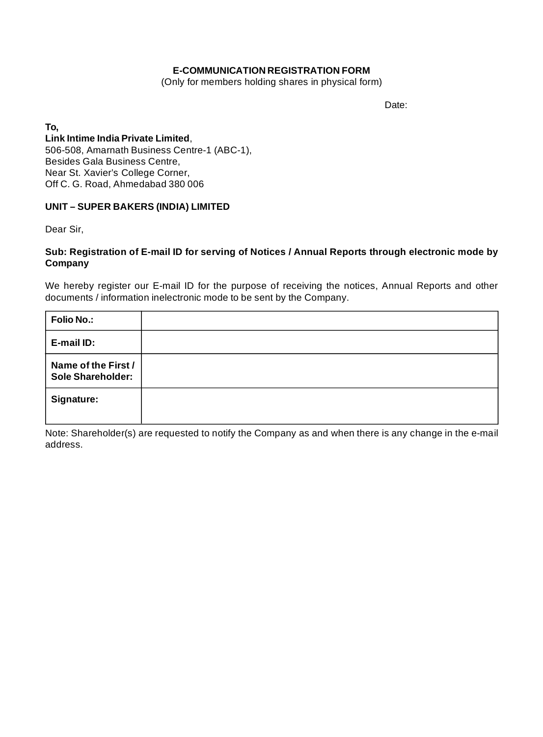**E-COMMUNICATION REGISTRATION FORM**

(Only for members holding shares in physical form)

Date:

**To,**

**Link Intime India Private Limited**,
506-508, Amarnath Business Centre-1 (ABC-1),
Besides Gala Business Centre,
Near St. Xavier's College Corner,
Off C. G. Road, Ahmedabad 380 006

**UNIT – SUPER BAKERS (INDIA) LIMITED**

Dear Sir,

**Sub: Registration of E-mail ID for serving of Notices / Annual Reports through electronic mode by Company**

We hereby register our E-mail ID for the purpose of receiving the notices, Annual Reports and other documents / information inelectronic mode to be sent by the Company.

| | |
|---|---|
| **Folio No.:** | |
| **E-mail ID:** | |
| **Name of the First / Sole Shareholder:** | |
| **Signature:** | |

Note: Shareholder(s) are requested to notify the Company as and when there is any change in the e-mail address.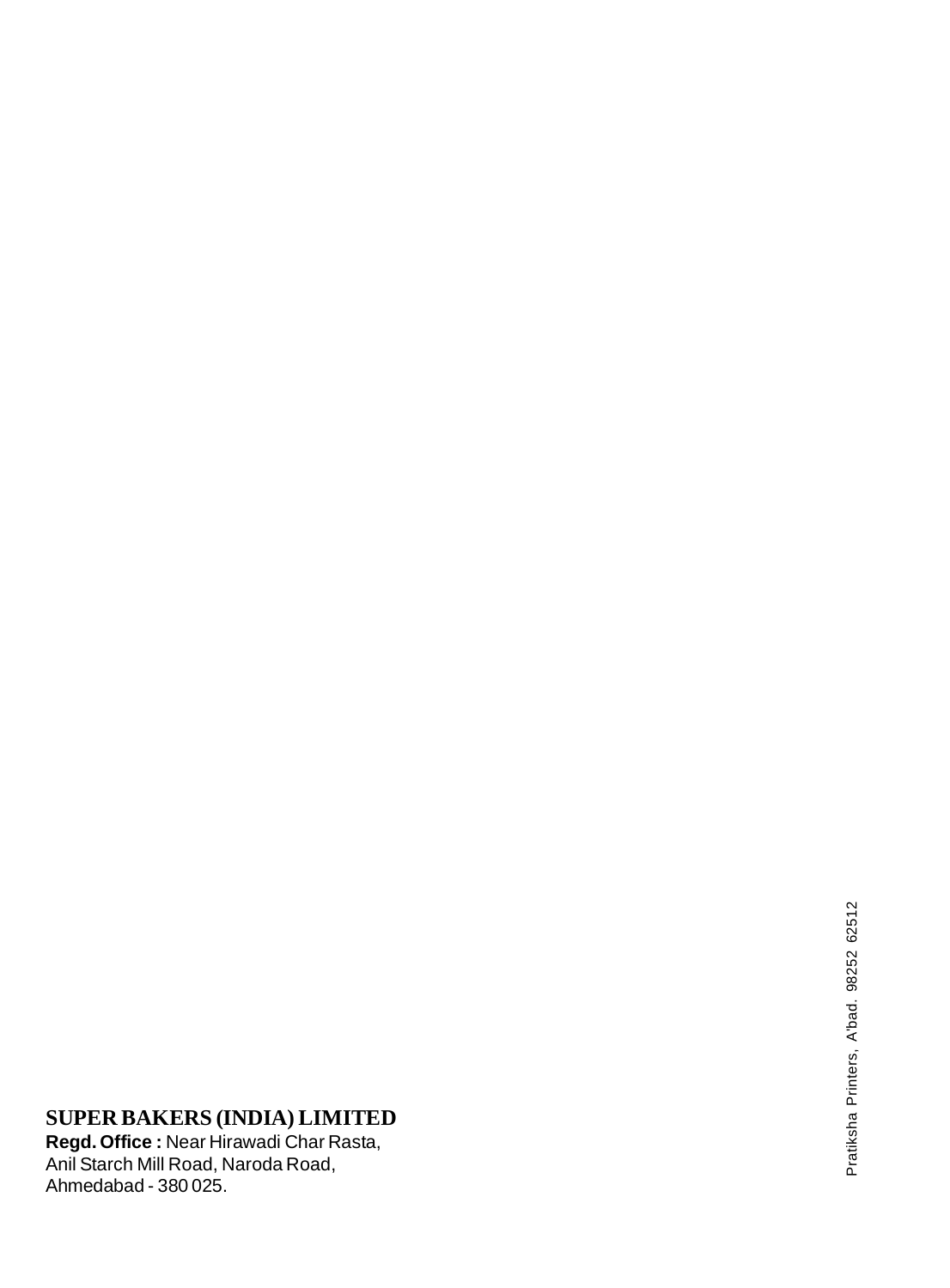**SUPER BAKERS (INDIA) LIMITED**

**Regd. Office :** Near Hirawadi Char Rasta,
Anil Starch Mill Road, Naroda Road,
Ahmedabad - 380 025.

Pratiksha Printers, A'bad. 98252 62512